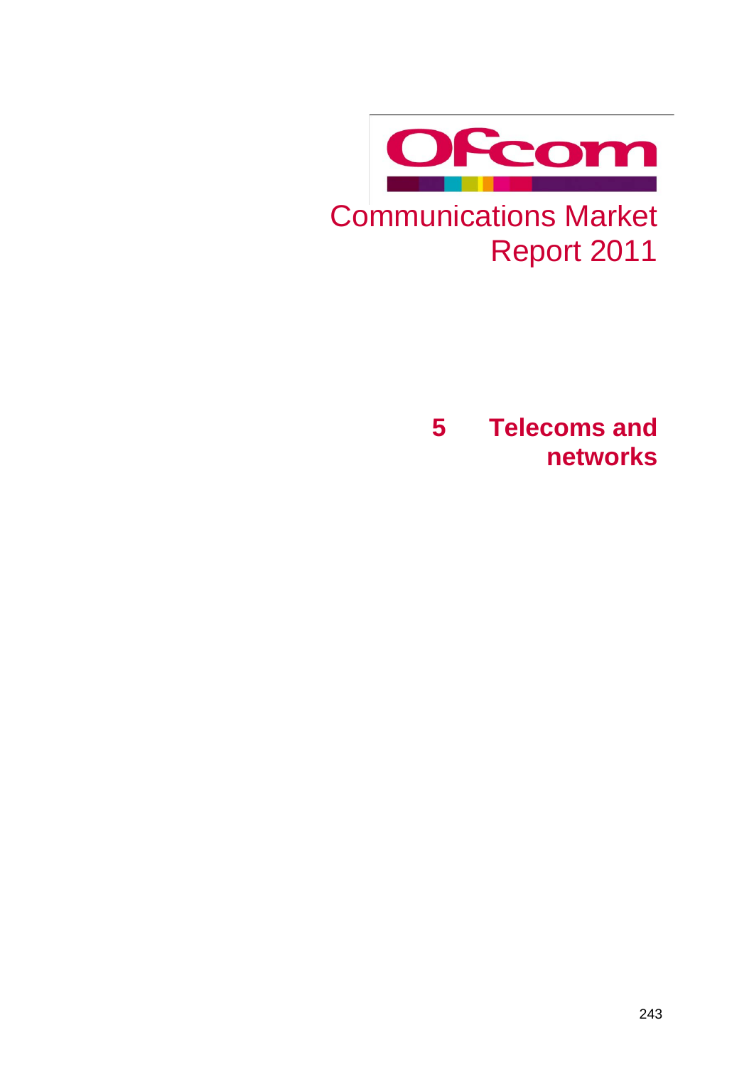Ofcom

# Communications Market Report 2011

## 5 Telecoms and networks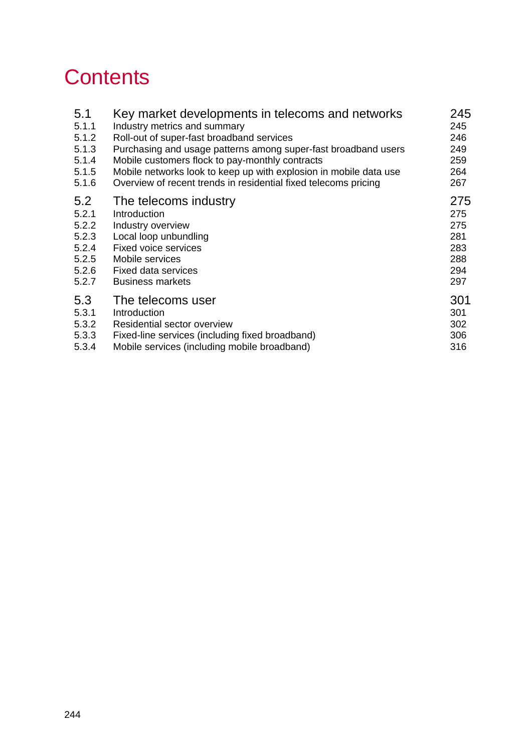# Contents

| | | |
|---|---|---|
| 5.1 | Key market developments in telecoms and networks | 245 |
| 5.1.1 | Industry metrics and summary | 245 |
| 5.1.2 | Roll-out of super-fast broadband services | 246 |
| 5.1.3 | Purchasing and usage patterns among super-fast broadband users | 249 |
| 5.1.4 | Mobile customers flock to pay-monthly contracts | 259 |
| 5.1.5 | Mobile networks look to keep up with explosion in mobile data use | 264 |
| 5.1.6 | Overview of recent trends in residential fixed telecoms pricing | 267 |
| 5.2 | The telecoms industry | 275 |
| 5.2.1 | Introduction | 275 |
| 5.2.2 | Industry overview | 275 |
| 5.2.3 | Local loop unbundling | 281 |
| 5.2.4 | Fixed voice services | 283 |
| 5.2.5 | Mobile services | 288 |
| 5.2.6 | Fixed data services | 294 |
| 5.2.7 | Business markets | 297 |
| 5.3 | The telecoms user | 301 |
| 5.3.1 | Introduction | 301 |
| 5.3.2 | Residential sector overview | 302 |
| 5.3.3 | Fixed-line services (including fixed broadband) | 306 |
| 5.3.4 | Mobile services (including mobile broadband) | 316 |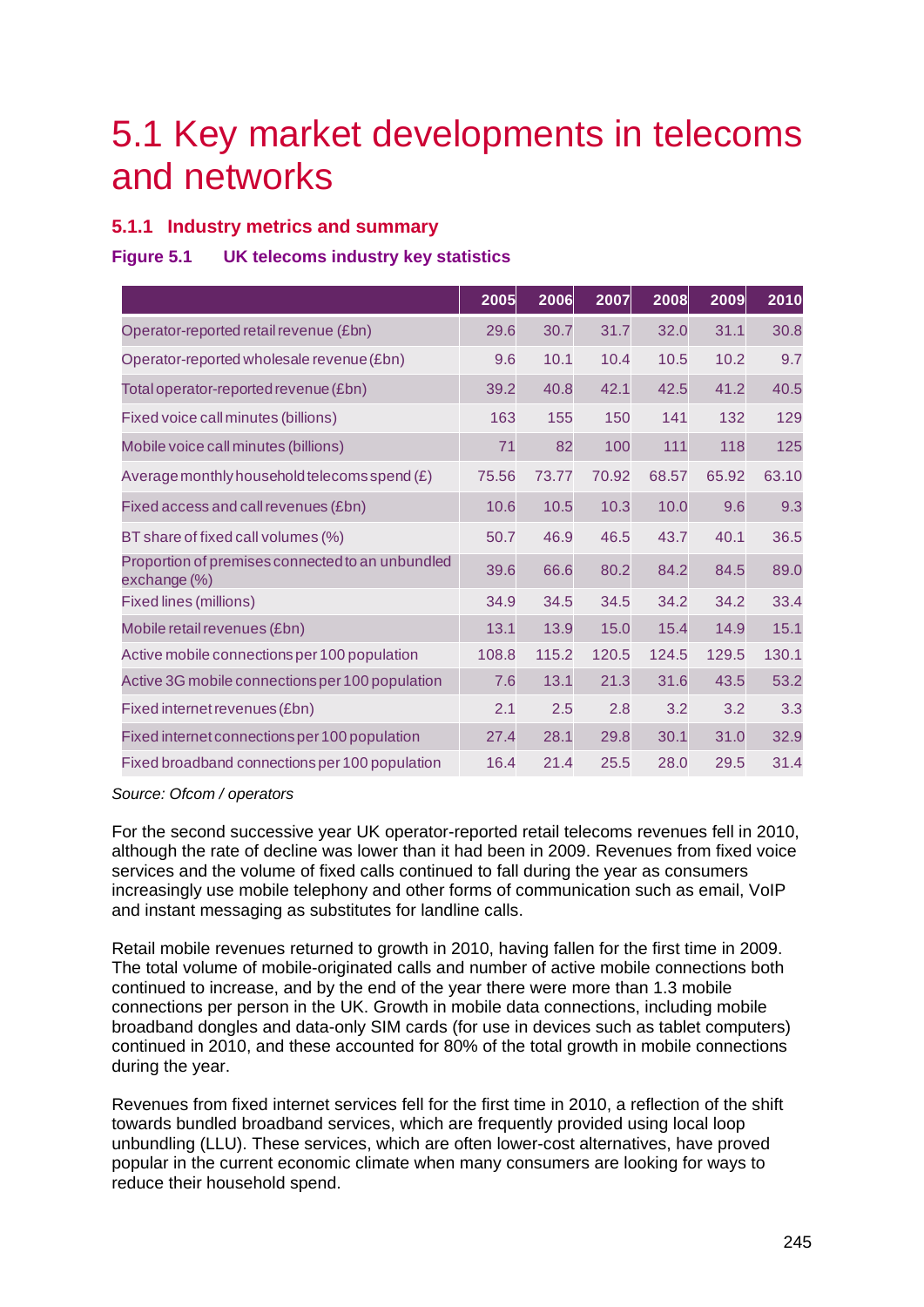# 5.1 Key market developments in telecoms and networks

## 5.1.1 Industry metrics and summary

### Figure 5.1 UK telecoms industry key statistics

| | 2005 | 2006 | 2007 | 2008 | 2009 | 2010 |
|---|---|---|---|---|---|---|
| Operator-reported retail revenue (£bn) | 29.6 | 30.7 | 31.7 | 32.0 | 31.1 | 30.8 |
| Operator-reported wholesale revenue (£bn) | 9.6 | 10.1 | 10.4 | 10.5 | 10.2 | 9.7 |
| Total operator-reported revenue (£bn) | 39.2 | 40.8 | 42.1 | 42.5 | 41.2 | 40.5 |
| Fixed voice call minutes (billions) | 163 | 155 | 150 | 141 | 132 | 129 |
| Mobile voice call minutes (billions) | 71 | 82 | 100 | 111 | 118 | 125 |
| Average monthly household telecoms spend (£) | 75.56 | 73.77 | 70.92 | 68.57 | 65.92 | 63.10 |
| Fixed access and call revenues (£bn) | 10.6 | 10.5 | 10.3 | 10.0 | 9.6 | 9.3 |
| BT share of fixed call volumes (%) | 50.7 | 46.9 | 46.5 | 43.7 | 40.1 | 36.5 |
| Proportion of premises connected to an unbundled exchange (%) | 39.6 | 66.6 | 80.2 | 84.2 | 84.5 | 89.0 |
| Fixed lines (millions) | 34.9 | 34.5 | 34.5 | 34.2 | 34.2 | 33.4 |
| Mobile retail revenues (£bn) | 13.1 | 13.9 | 15.0 | 15.4 | 14.9 | 15.1 |
| Active mobile connections per 100 population | 108.8 | 115.2 | 120.5 | 124.5 | 129.5 | 130.1 |
| Active 3G mobile connections per 100 population | 7.6 | 13.1 | 21.3 | 31.6 | 43.5 | 53.2 |
| Fixed internet revenues (£bn) | 2.1 | 2.5 | 2.8 | 3.2 | 3.2 | 3.3 |
| Fixed internet connections per 100 population | 27.4 | 28.1 | 29.8 | 30.1 | 31.0 | 32.9 |
| Fixed broadband connections per 100 population | 16.4 | 21.4 | 25.5 | 28.0 | 29.5 | 31.4 |

*Source: Ofcom / operators*

For the second successive year UK operator-reported retail telecoms revenues fell in 2010, although the rate of decline was lower than it had been in 2009. Revenues from fixed voice services and the volume of fixed calls continued to fall during the year as consumers increasingly use mobile telephony and other forms of communication such as email, VoIP and instant messaging as substitutes for landline calls.

Retail mobile revenues returned to growth in 2010, having fallen for the first time in 2009. The total volume of mobile-originated calls and number of active mobile connections both continued to increase, and by the end of the year there were more than 1.3 mobile connections per person in the UK. Growth in mobile data connections, including mobile broadband dongles and data-only SIM cards (for use in devices such as tablet computers) continued in 2010, and these accounted for 80% of the total growth in mobile connections during the year.

Revenues from fixed internet services fell for the first time in 2010, a reflection of the shift towards bundled broadband services, which are frequently provided using local loop unbundling (LLU). These services, which are often lower-cost alternatives, have proved popular in the current economic climate when many consumers are looking for ways to reduce their household spend.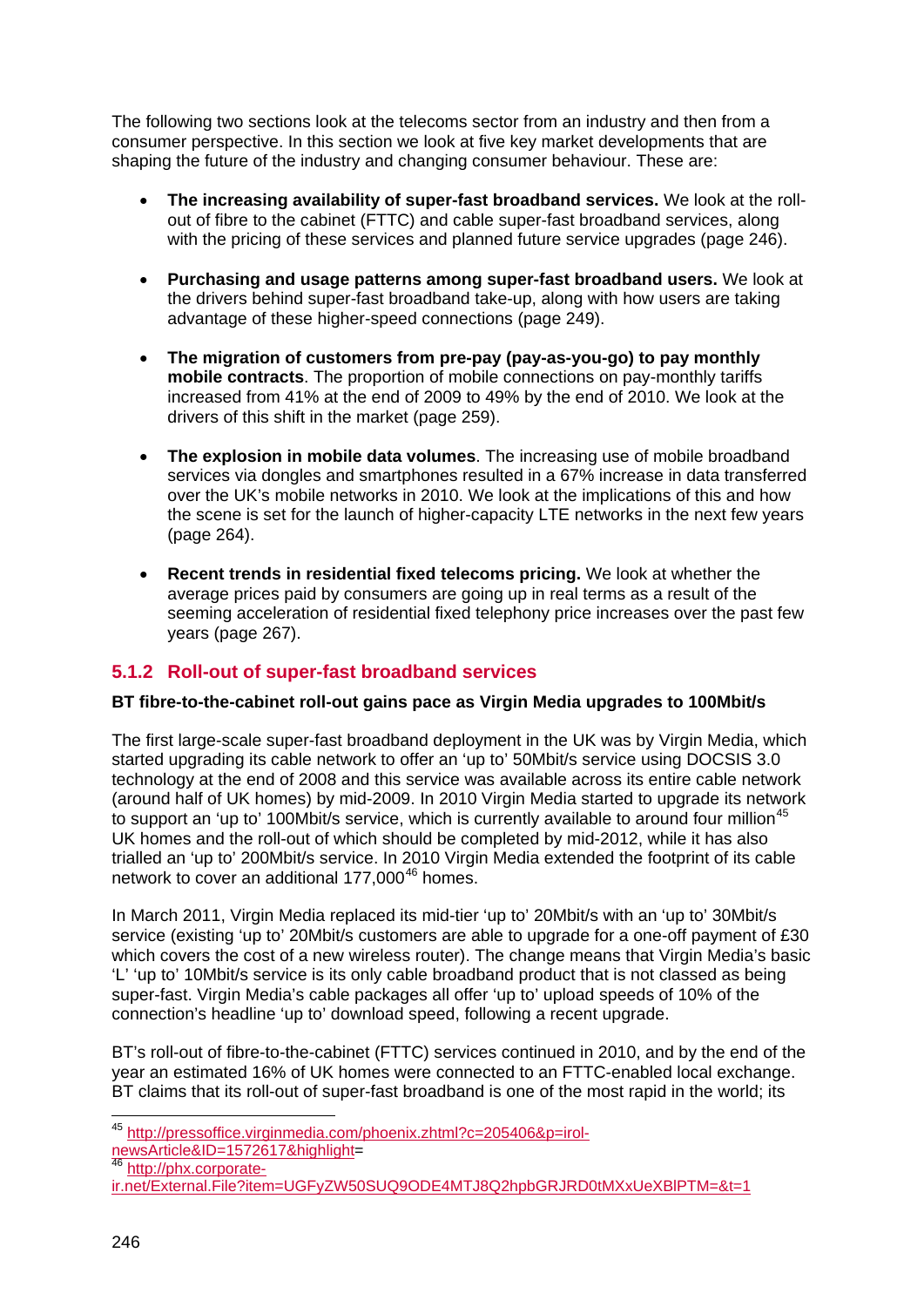The following two sections look at the telecoms sector from an industry and then from a consumer perspective. In this section we look at five key market developments that are shaping the future of the industry and changing consumer behaviour. These are:

- **The increasing availability of super-fast broadband services.** We look at the roll-out of fibre to the cabinet (FTTC) and cable super-fast broadband services, along with the pricing of these services and planned future service upgrades (page 246).

- **Purchasing and usage patterns among super-fast broadband users.** We look at the drivers behind super-fast broadband take-up, along with how users are taking advantage of these higher-speed connections (page 249).

- **The migration of customers from pre-pay (pay-as-you-go) to pay monthly mobile contracts**. The proportion of mobile connections on pay-monthly tariffs increased from 41% at the end of 2009 to 49% by the end of 2010. We look at the drivers of this shift in the market (page 259).

- **The explosion in mobile data volumes**. The increasing use of mobile broadband services via dongles and smartphones resulted in a 67% increase in data transferred over the UK's mobile networks in 2010. We look at the implications of this and how the scene is set for the launch of higher-capacity LTE networks in the next few years (page 264).

- **Recent trends in residential fixed telecoms pricing.** We look at whether the average prices paid by consumers are going up in real terms as a result of the seeming acceleration of residential fixed telephony price increases over the past few years (page 267).

### 5.1.2 Roll-out of super-fast broadband services

**BT fibre-to-the-cabinet roll-out gains pace as Virgin Media upgrades to 100Mbit/s**

The first large-scale super-fast broadband deployment in the UK was by Virgin Media, which started upgrading its cable network to offer an 'up to' 50Mbit/s service using DOCSIS 3.0 technology at the end of 2008 and this service was available across its entire cable network (around half of UK homes) by mid-2009. In 2010 Virgin Media started to upgrade its network to support an 'up to' 100Mbit/s service, which is currently available to around four million[45] UK homes and the roll-out of which should be completed by mid-2012, while it has also trialled an 'up to' 200Mbit/s service. In 2010 Virgin Media extended the footprint of its cable network to cover an additional 177,000[46] homes.

In March 2011, Virgin Media replaced its mid-tier 'up to' 20Mbit/s with an 'up to' 30Mbit/s service (existing 'up to' 20Mbit/s customers are able to upgrade for a one-off payment of £30 which covers the cost of a new wireless router). The change means that Virgin Media's basic 'L' 'up to' 10Mbit/s service is its only cable broadband product that is not classed as being super-fast. Virgin Media's cable packages all offer 'up to' upload speeds of 10% of the connection's headline 'up to' download speed, following a recent upgrade.

BT's roll-out of fibre-to-the-cabinet (FTTC) services continued in 2010, and by the end of the year an estimated 16% of UK homes were connected to an FTTC-enabled local exchange. BT claims that its roll-out of super-fast broadband is one of the most rapid in the world; its

[45] http://pressoffice.virginmedia.com/phoenix.zhtml?c=205406&p=irol-newsArticle&ID=1572617&highlight=

[46] http://phx.corporate-ir.net/External.File?item=UGFyZW50SUQ9ODE4MTJ8Q2hpbGRJRD0tMXxUeXBlPTM=&t=1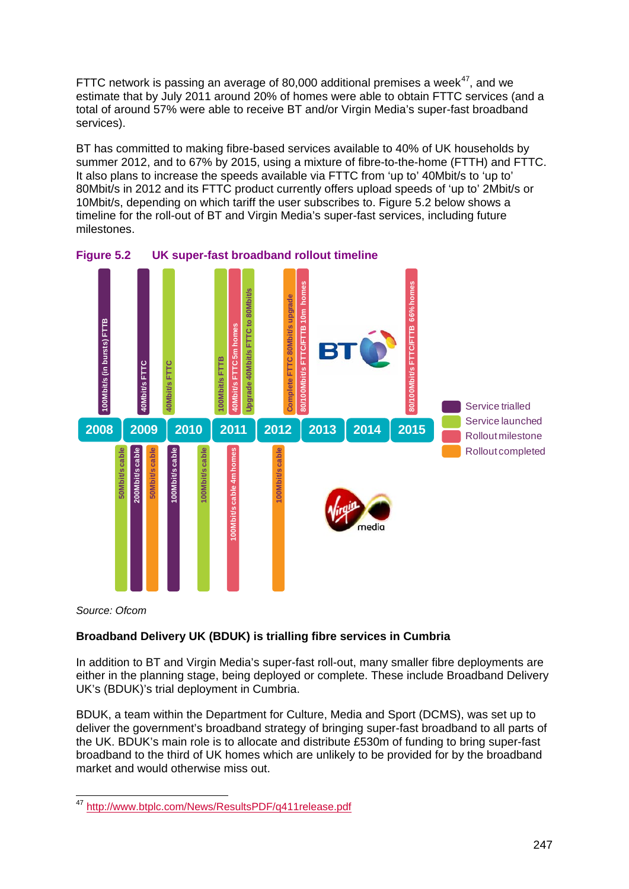FTTC network is passing an average of 80,000 additional premises a week[47], and we estimate that by July 2011 around 20% of homes were able to obtain FTTC services (and a total of around 57% were able to receive BT and/or Virgin Media's super-fast broadband services).

BT has committed to making fibre-based services available to 40% of UK households by summer 2012, and to 67% by 2015, using a mixture of fibre-to-the-home (FTTH) and FTTC. It also plans to increase the speeds available via FTTC from 'up to' 40Mbit/s to 'up to' 80Mbit/s in 2012 and its FTTC product currently offers upload speeds of 'up to' 2Mbit/s or 10Mbit/s, depending on which tariff the user subscribes to. Figure 5.2 below shows a timeline for the roll-out of BT and Virgin Media's super-fast services, including future milestones.

**Figure 5.2 UK super-fast broadband rollout timeline**

| Year | BT | Virgin Media |
|---|---|---|
| 2008 | 100Mbit/s (in bursts) FTTB (Service trialled) | |
| 2009 | 40Mbit/s FTTC (Service trialled) | 50Mbit/s cable (Service launched); 200Mbit/s cable (Service trialled); 50Mbit/s cable (Rollout completed) |
| 2010 | 40Mbit/s FTTC (Service launched) | 100Mbit/s cable (Service trialled); 100Mbit/s cable (Service launched) |
| 2011 | 100Mbit/s FTTB (Service launched); 40Mbit/s FTTC 5m homes (Rollout milestone); Upgrade 40Mbit/s FTTC to 80Mbit/s (Service launched) | 100Mbit/s cable 4m homes (Rollout milestone) |
| 2012 | Complete FTTC 80Mbit/s upgrade (Rollout completed); 80/100Mbit/s FTTC/FTTB 10m homes (Rollout milestone) | 100Mbit/s cable (Rollout completed) |
| 2013 | | |
| 2014 | | |
| 2015 | 80/100Mbit/s FTTC/FTTB 66% homes (Rollout milestone) | |

*Source: Ofcom*

**Broadband Delivery UK (BDUK) is trialling fibre services in Cumbria**

In addition to BT and Virgin Media's super-fast roll-out, many smaller fibre deployments are either in the planning stage, being deployed or complete. These include Broadband Delivery UK's (BDUK)'s trial deployment in Cumbria.

BDUK, a team within the Department for Culture, Media and Sport (DCMS), was set up to deliver the government's broadband strategy of bringing super-fast broadband to all parts of the UK. BDUK's main role is to allocate and distribute £530m of funding to bring super-fast broadband to the third of UK homes which are unlikely to be provided for by the broadband market and would otherwise miss out.

[47] http://www.btplc.com/News/ResultsPDF/q411release.pdf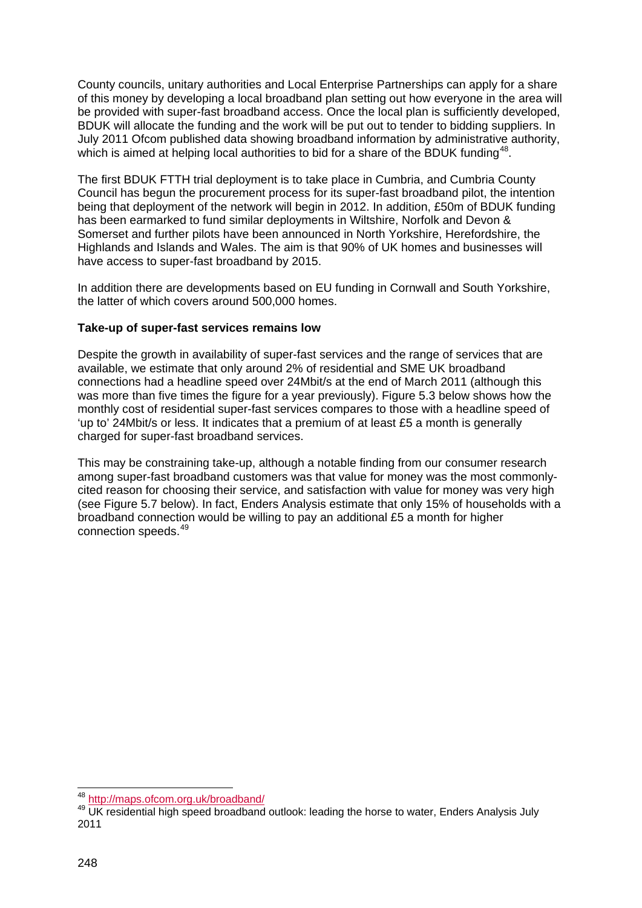County councils, unitary authorities and Local Enterprise Partnerships can apply for a share of this money by developing a local broadband plan setting out how everyone in the area will be provided with super-fast broadband access. Once the local plan is sufficiently developed, BDUK will allocate the funding and the work will be put out to tender to bidding suppliers. In July 2011 Ofcom published data showing broadband information by administrative authority, which is aimed at helping local authorities to bid for a share of the BDUK funding[48].

The first BDUK FTTH trial deployment is to take place in Cumbria, and Cumbria County Council has begun the procurement process for its super-fast broadband pilot, the intention being that deployment of the network will begin in 2012. In addition, £50m of BDUK funding has been earmarked to fund similar deployments in Wiltshire, Norfolk and Devon & Somerset and further pilots have been announced in North Yorkshire, Herefordshire, the Highlands and Islands and Wales. The aim is that 90% of UK homes and businesses will have access to super-fast broadband by 2015.

In addition there are developments based on EU funding in Cornwall and South Yorkshire, the latter of which covers around 500,000 homes.

**Take-up of super-fast services remains low**

Despite the growth in availability of super-fast services and the range of services that are available, we estimate that only around 2% of residential and SME UK broadband connections had a headline speed over 24Mbit/s at the end of March 2011 (although this was more than five times the figure for a year previously). Figure 5.3 below shows how the monthly cost of residential super-fast services compares to those with a headline speed of 'up to' 24Mbit/s or less. It indicates that a premium of at least £5 a month is generally charged for super-fast broadband services.

This may be constraining take-up, although a notable finding from our consumer research among super-fast broadband customers was that value for money was the most commonly-cited reason for choosing their service, and satisfaction with value for money was very high (see Figure 5.7 below). In fact, Enders Analysis estimate that only 15% of households with a broadband connection would be willing to pay an additional £5 a month for higher connection speeds.[49]

---

[48] http://maps.ofcom.org.uk/broadband/

[49] UK residential high speed broadband outlook: leading the horse to water, Enders Analysis July 2011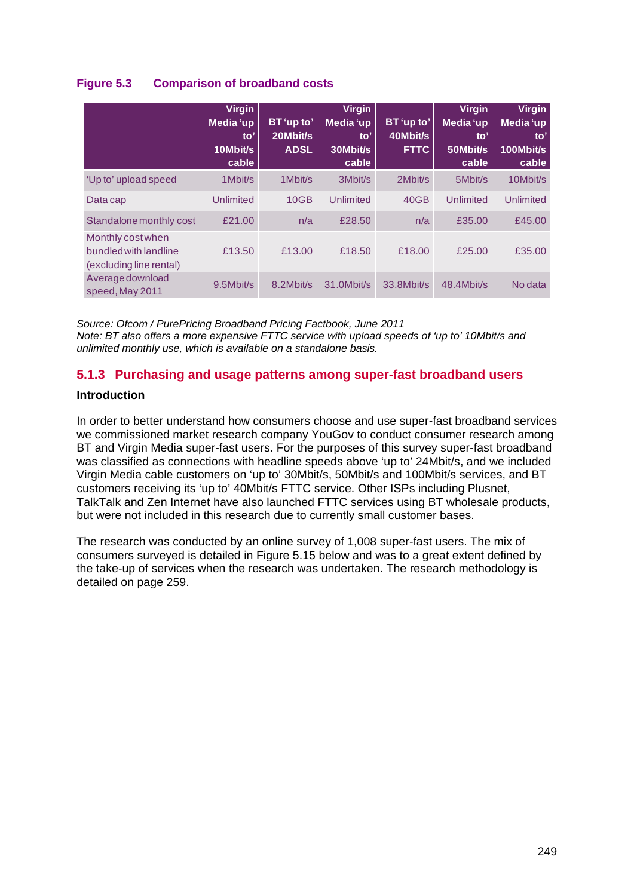**Figure 5.3 Comparison of broadband costs**

| | Virgin Media 'up to' 10Mbit/s cable | BT 'up to' 20Mbit/s ADSL | Virgin Media 'up to' 30Mbit/s cable | BT 'up to' 40Mbit/s FTTC | Virgin Media 'up to' 50Mbit/s cable | Virgin Media 'up to' 100Mbit/s cable |
|---|---|---|---|---|---|---|
| 'Up to' upload speed | 1Mbit/s | 1Mbit/s | 3Mbit/s | 2Mbit/s | 5Mbit/s | 10Mbit/s |
| Data cap | Unlimited | 10GB | Unlimited | 40GB | Unlimited | Unlimited |
| Standalone monthly cost | £21.00 | n/a | £28.50 | n/a | £35.00 | £45.00 |
| Monthly cost when bundled with landline (excluding line rental) | £13.50 | £13.00 | £18.50 | £18.00 | £25.00 | £35.00 |
| Average download speed, May 2011 | 9.5Mbit/s | 8.2Mbit/s | 31.0Mbit/s | 33.8Mbit/s | 48.4Mbit/s | No data |

*Source: Ofcom / PurePricing Broadband Pricing Factbook, June 2011*
*Note: BT also offers a more expensive FTTC service with upload speeds of 'up to' 10Mbit/s and unlimited monthly use, which is available on a standalone basis.*

### 5.1.3 Purchasing and usage patterns among super-fast broadband users

**Introduction**

In order to better understand how consumers choose and use super-fast broadband services we commissioned market research company YouGov to conduct consumer research among BT and Virgin Media super-fast users. For the purposes of this survey super-fast broadband was classified as connections with headline speeds above 'up to' 24Mbit/s, and we included Virgin Media cable customers on 'up to' 30Mbit/s, 50Mbit/s and 100Mbit/s services, and BT customers receiving its 'up to' 40Mbit/s FTTC service. Other ISPs including Plusnet, TalkTalk and Zen Internet have also launched FTTC services using BT wholesale products, but were not included in this research due to currently small customer bases.

The research was conducted by an online survey of 1,008 super-fast users. The mix of consumers surveyed is detailed in Figure 5.15 below and was to a great extent defined by the take-up of services when the research was undertaken. The research methodology is detailed on page 259.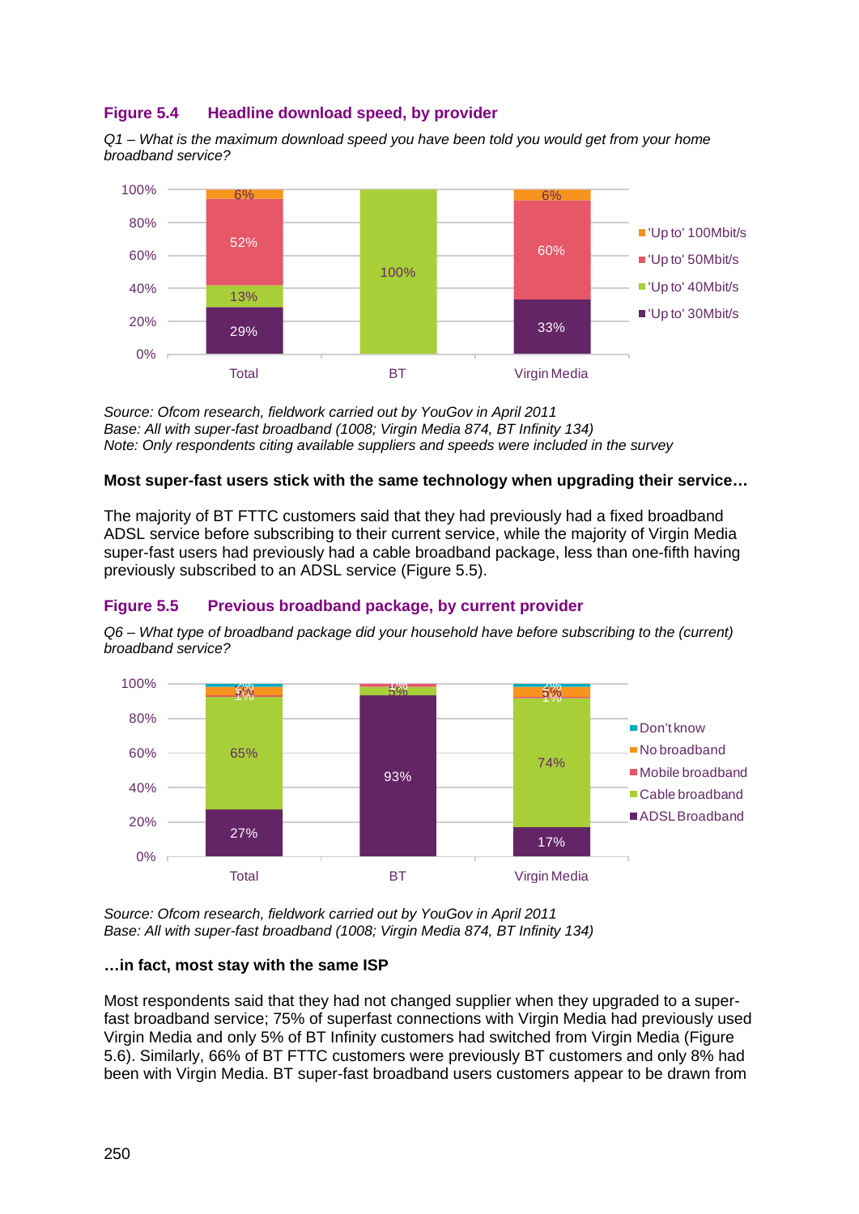### Figure 5.4 Headline download speed, by provider

*Q1 – What is the maximum download speed you have been told you would get from your home broadband service?*

| | Total | BT | Virgin Media |
|---|---|---|---|
| 'Up to' 100Mbit/s | 6% | | 6% |
| 'Up to' 50Mbit/s | 52% | | 60% |
| 'Up to' 40Mbit/s | 13% | 100% | |
| 'Up to' 30Mbit/s | 29% | | 33% |

*Source: Ofcom research, fieldwork carried out by YouGov in April 2011*
*Base: All with super-fast broadband (1008; Virgin Media 874, BT Infinity 134)*
*Note: Only respondents citing available suppliers and speeds were included in the survey*

**Most super-fast users stick with the same technology when upgrading their service…**

The majority of BT FTTC customers said that they had previously had a fixed broadband ADSL service before subscribing to their current service, while the majority of Virgin Media super-fast users had previously had a cable broadband package, less than one-fifth having previously subscribed to an ADSL service (Figure 5.5).

### Figure 5.5 Previous broadband package, by current provider

*Q6 – What type of broadband package did your household have before subscribing to the (current) broadband service?*

| | Total | BT | Virgin Media |
|---|---|---|---|
| Don't know | 2% | | 2% |
| No broadband | 5% | | 5% |
| Mobile broadband | 1% | 1% | 1% |
| Cable broadband | 65% | 5% | 74% |
| ADSL Broadband | 27% | 93% | 17% |

*Source: Ofcom research, fieldwork carried out by YouGov in April 2011*
*Base: All with super-fast broadband (1008; Virgin Media 874, BT Infinity 134)*

**…in fact, most stay with the same ISP**

Most respondents said that they had not changed supplier when they upgraded to a super-fast broadband service; 75% of superfast connections with Virgin Media had previously used Virgin Media and only 5% of BT Infinity customers had switched from Virgin Media (Figure 5.6). Similarly, 66% of BT FTTC customers were previously BT customers and only 8% had been with Virgin Media. BT super-fast broadband users customers appear to be drawn from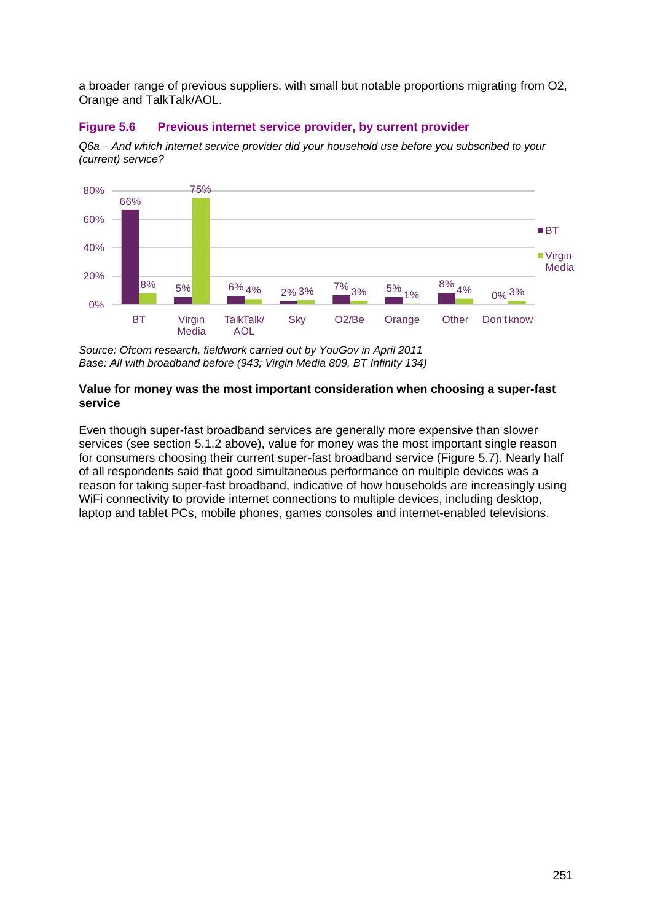a broader range of previous suppliers, with small but notable proportions migrating from O2, Orange and TalkTalk/AOL.

### Figure 5.6 Previous internet service provider, by current provider

*Q6a – And which internet service provider did your household use before you subscribed to your (current) service?*

| Previous provider | BT | Virgin Media |
|---|---|---|
| BT | 66% | 8% |
| Virgin Media | 5% | 75% |
| TalkTalk/ AOL | 6% | 4% |
| Sky | 2% | 3% |
| O2/Be | 7% | 3% |
| Orange | 5% | 1% |
| Other | 8% | 4% |
| Don't know | 0% | 3% |

*Source: Ofcom research, fieldwork carried out by YouGov in April 2011*
*Base: All with broadband before (943; Virgin Media 809, BT Infinity 134)*

**Value for money was the most important consideration when choosing a super-fast service**

Even though super-fast broadband services are generally more expensive than slower services (see section 5.1.2 above), value for money was the most important single reason for consumers choosing their current super-fast broadband service (Figure 5.7). Nearly half of all respondents said that good simultaneous performance on multiple devices was a reason for taking super-fast broadband, indicative of how households are increasingly using WiFi connectivity to provide internet connections to multiple devices, including desktop, laptop and tablet PCs, mobile phones, games consoles and internet-enabled televisions.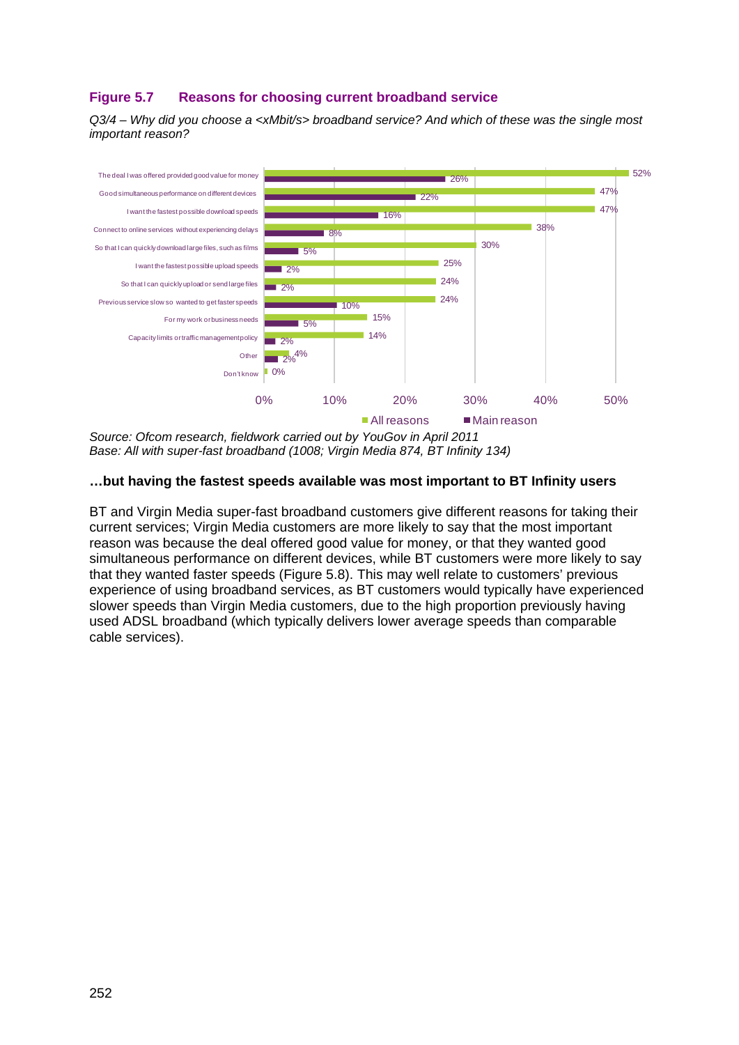**Figure 5.7 Reasons for choosing current broadband service**

*Q3/4 – Why did you choose a <xMbit/s> broadband service? And which of these was the single most important reason?*

| Reason | All reasons | Main reason |
|---|---|---|
| The deal I was offered provided good value for money | 52% | 26% |
| Good simultaneous performance on different devices | 47% | 22% |
| I want the fastest possible download speeds | 47% | 16% |
| Connect to online services without experiencing delays | 38% | 8% |
| So that I can quickly download large files, such as films | 30% | 5% |
| I want the fastest possible upload speeds | 25% | 2% |
| So that I can quickly upload or send large files | 24% | 2% |
| Previous service slow so wanted to get faster speeds | 24% | 10% |
| For my work or business needs | 15% | 5% |
| Capacity limits or traffic management policy | 14% | 2% |
| Other | 4% | 2% |
| Don't know | 0% | |

*Source: Ofcom research, fieldwork carried out by YouGov in April 2011*
*Base: All with super-fast broadband (1008; Virgin Media 874, BT Infinity 134)*

**…but having the fastest speeds available was most important to BT Infinity users**

BT and Virgin Media super-fast broadband customers give different reasons for taking their current services; Virgin Media customers are more likely to say that the most important reason was because the deal offered good value for money, or that they wanted good simultaneous performance on different devices, while BT customers were more likely to say that they wanted faster speeds (Figure 5.8). This may well relate to customers' previous experience of using broadband services, as BT customers would typically have experienced slower speeds than Virgin Media customers, due to the high proportion previously having used ADSL broadband (which typically delivers lower average speeds than comparable cable services).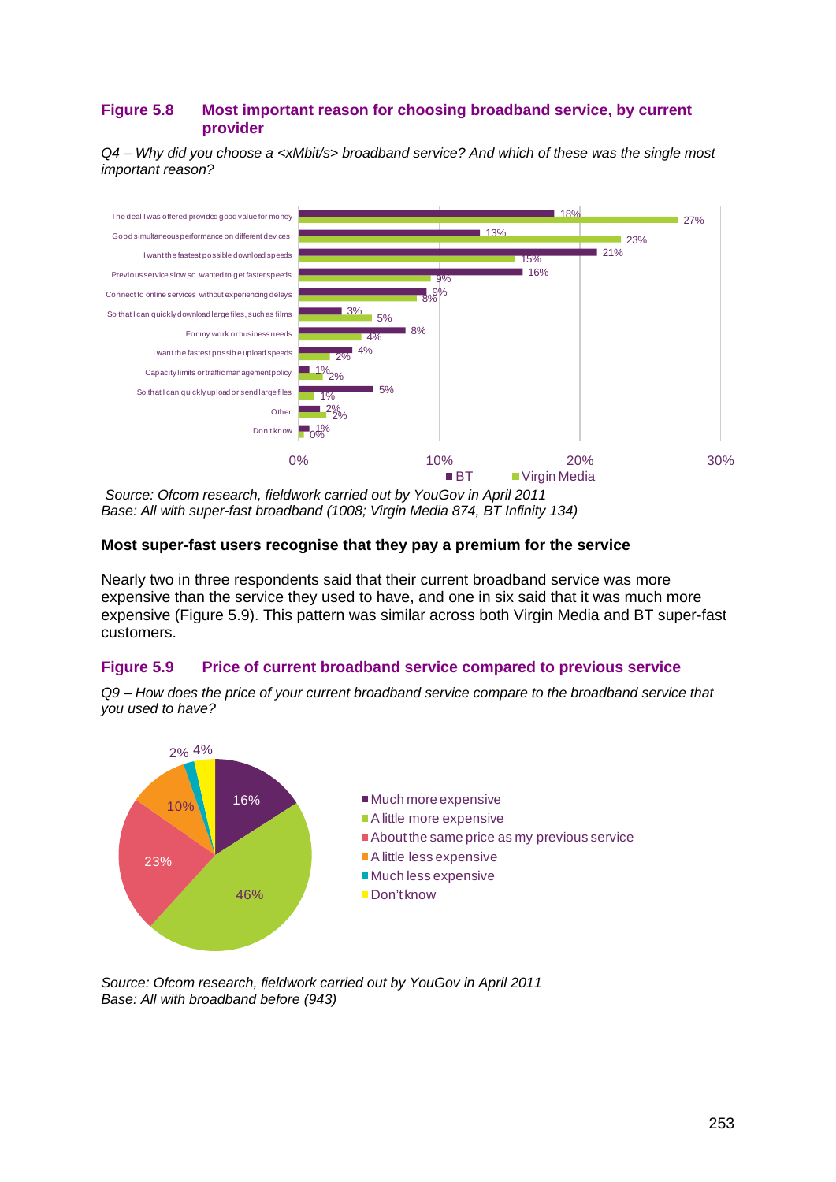**Figure 5.8 Most important reason for choosing broadband service, by current provider**

*Q4 – Why did you choose a <xMbit/s> broadband service? And which of these was the single most important reason?*

| Reason | BT | Virgin Media |
|---|---|---|
| The deal I was offered provided good value for money | 18% | 27% |
| Good simultaneous performance on different devices | 13% | 23% |
| I want the fastest possible download speeds | 21% | 15% |
| Previous service slow so wanted to get faster speeds | 16% | 9% |
| Connect to online services without experiencing delays | 9% | 8% |
| So that I can quickly download large files, such as films | 3% | 5% |
| For my work or business needs | 8% | 4% |
| I want the fastest possible upload speeds | 4% | 2% |
| Capacity limits or traffic management policy | 1% | 2% |
| So that I can quickly upload or send large files | 5% | 1% |
| Other | 2% | 2% |
| Don't know | 1% | 0% |

*Source: Ofcom research, fieldwork carried out by YouGov in April 2011*
*Base: All with super-fast broadband (1008; Virgin Media 874, BT Infinity 134)*

**Most super-fast users recognise that they pay a premium for the service**

Nearly two in three respondents said that their current broadband service was more expensive than the service they used to have, and one in six said that it was much more expensive (Figure 5.9). This pattern was similar across both Virgin Media and BT super-fast customers.

**Figure 5.9 Price of current broadband service compared to previous service**

*Q9 – How does the price of your current broadband service compare to the broadband service that you used to have?*

| Response | % |
|---|---|
| Much more expensive | 16% |
| A little more expensive | 46% |
| About the same price as my previous service | 23% |
| A little less expensive | 10% |
| Much less expensive | 2% |
| Don't know | 4% |

*Source: Ofcom research, fieldwork carried out by YouGov in April 2011*
*Base: All with broadband before (943)*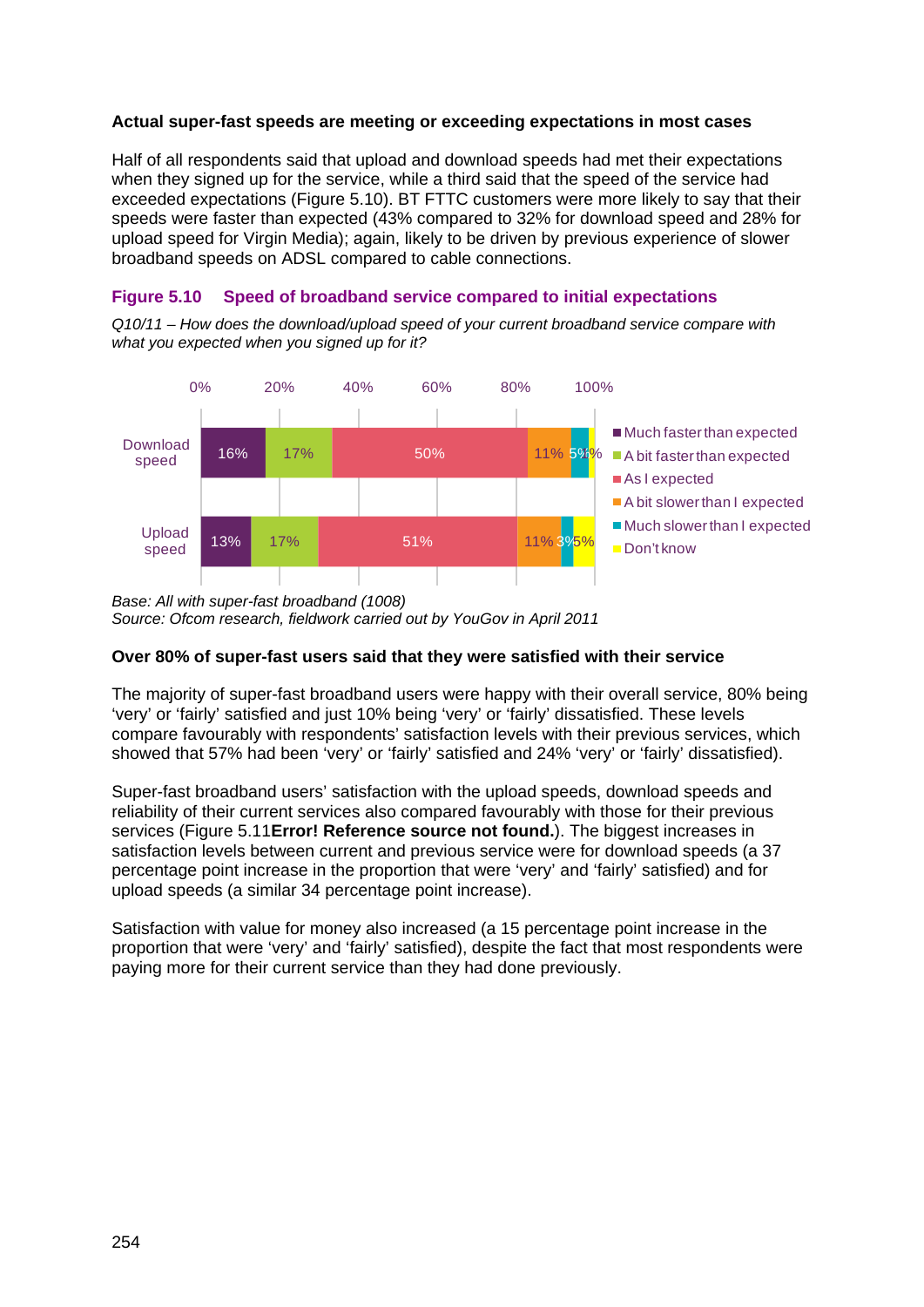**Actual super-fast speeds are meeting or exceeding expectations in most cases**

Half of all respondents said that upload and download speeds had met their expectations when they signed up for the service, while a third said that the speed of the service had exceeded expectations (Figure 5.10). BT FTTC customers were more likely to say that their speeds were faster than expected (43% compared to 32% for download speed and 28% for upload speed for Virgin Media); again, likely to be driven by previous experience of slower broadband speeds on ADSL compared to cable connections.

**Figure 5.10 Speed of broadband service compared to initial expectations**

*Q10/11 – How does the download/upload speed of your current broadband service compare with what you expected when you signed up for it?*

| | Much faster than expected | A bit faster than expected | As I expected | A bit slower than I expected | Much slower than I expected | Don't know |
|---|---|---|---|---|---|---|
| Download speed | 16% | 17% | 50% | 11% | 5% | 1% |
| Upload speed | 13% | 17% | 51% | 11% | 3% | 5% |

*Base: All with super-fast broadband (1008)*
*Source: Ofcom research, fieldwork carried out by YouGov in April 2011*

**Over 80% of super-fast users said that they were satisfied with their service**

The majority of super-fast broadband users were happy with their overall service, 80% being 'very' or 'fairly' satisfied and just 10% being 'very' or 'fairly' dissatisfied. These levels compare favourably with respondents' satisfaction levels with their previous services, which showed that 57% had been 'very' or 'fairly' satisfied and 24% 'very' or 'fairly' dissatisfied).

Super-fast broadband users' satisfaction with the upload speeds, download speeds and reliability of their current services also compared favourably with those for their previous services (Figure 5.11**Error! Reference source not found.**). The biggest increases in satisfaction levels between current and previous service were for download speeds (a 37 percentage point increase in the proportion that were 'very' and 'fairly' satisfied) and for upload speeds (a similar 34 percentage point increase).

Satisfaction with value for money also increased (a 15 percentage point increase in the proportion that were 'very' and 'fairly' satisfied), despite the fact that most respondents were paying more for their current service than they had done previously.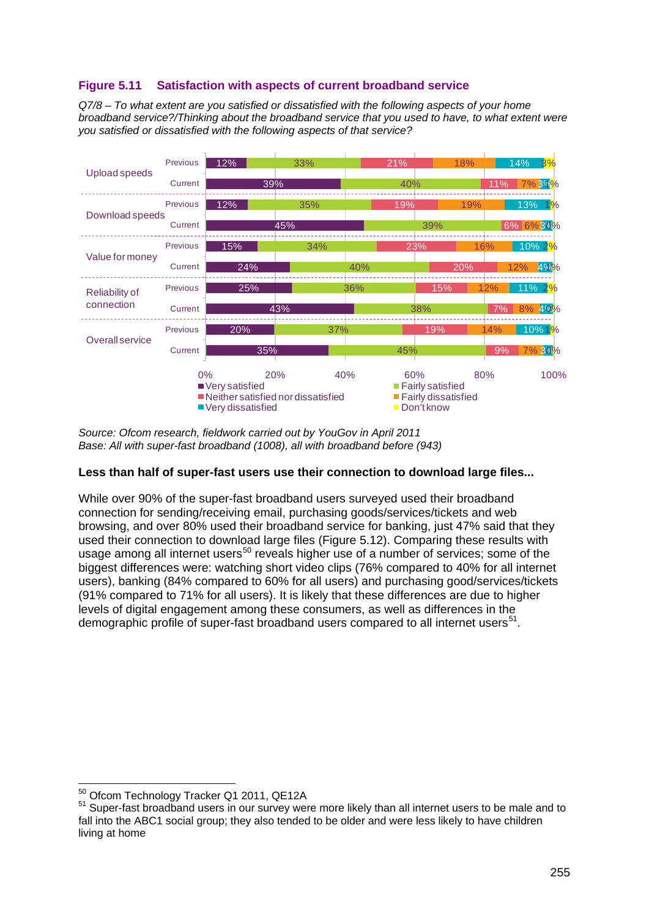### Figure 5.11 Satisfaction with aspects of current broadband service

*Q7/8 – To what extent are you satisfied or dissatisfied with the following aspects of your home broadband service?/Thinking about the broadband service that you used to have, to what extent were you satisfied or dissatisfied with the following aspects of that service?*

| Aspect | | Very satisfied | Fairly satisfied | Neither satisfied nor dissatisfied | Fairly dissatisfied | Very dissatisfied | Don't know |
|---|---|---|---|---|---|---|---|
| Upload speeds | Previous | 12% | 33% | 21% | 18% | 14% | 3% |
| | Current | 39% | 40% | 11% | 7% | 3% | 1% |
| Download speeds | Previous | 12% | 35% | 19% | 19% | 13% | 1% |
| | Current | 45% | 39% | 6% | 6% | 3% | 0% |
| Value for money | Previous | 15% | 34% | 23% | 16% | 10% | 2% |
| | Current | 24% | 40% | 20% | 12% | 4% | 1% |
| Reliability of connection | Previous | 25% | 36% | 15% | 12% | 11% | 2% |
| | Current | 43% | 38% | 7% | 8% | 4% | 0% |
| Overall service | Previous | 20% | 37% | 19% | 14% | 10% | 1% |
| | Current | 35% | 45% | 9% | 7% | 3% | 1% |

*Source: Ofcom research, fieldwork carried out by YouGov in April 2011*
*Base: All with super-fast broadband (1008), all with broadband before (943)*

**Less than half of super-fast users use their connection to download large files...**

While over 90% of the super-fast broadband users surveyed used their broadband connection for sending/receiving email, purchasing goods/services/tickets and web browsing, and over 80% used their broadband service for banking, just 47% said that they used their connection to download large files (Figure 5.12). Comparing these results with usage among all internet users[50] reveals higher use of a number of services; some of the biggest differences were: watching short video clips (76% compared to 40% for all internet users), banking (84% compared to 60% for all users) and purchasing good/services/tickets (91% compared to 71% for all users). It is likely that these differences are due to higher levels of digital engagement among these consumers, as well as differences in the demographic profile of super-fast broadband users compared to all internet users[51].

[50] Ofcom Technology Tracker Q1 2011, QE12A

[51] Super-fast broadband users in our survey were more likely than all internet users to be male and to fall into the ABC1 social group; they also tended to be older and were less likely to have children living at home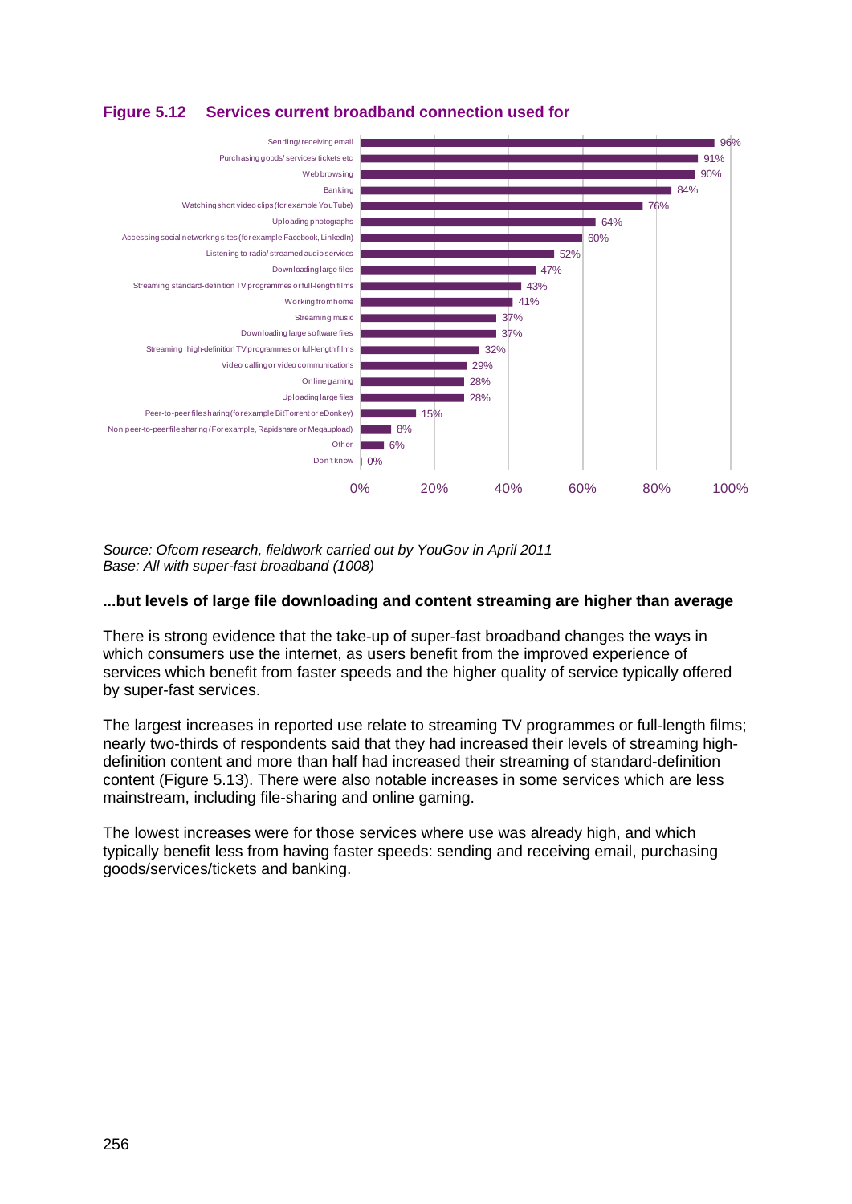**Figure 5.12 Services current broadband connection used for**

| Service | % |
|---|---|
| Sending/ receiving email | 96% |
| Purchasing goods/ services/ tickets etc | 91% |
| Web browsing | 90% |
| Banking | 84% |
| Watching short video clips (for example YouTube) | 76% |
| Uploading photographs | 64% |
| Accessing social networking sites (for example Facebook, LinkedIn) | 60% |
| Listening to radio/ streamed audio services | 52% |
| Downloading large files | 47% |
| Streaming standard-definition TV programmes or full-length films | 43% |
| Working from home | 41% |
| Streaming music | 37% |
| Downloading large software files | 37% |
| Streaming high-definition TV programmes or full-length films | 32% |
| Video calling or video communications | 29% |
| Online gaming | 28% |
| Uploading large files | 28% |
| Peer-to-peer file sharing (for example BitTorrent or eDonkey) | 15% |
| Non peer-to-peer file sharing (For example, Rapidshare or Megaupload) | 8% |
| Other | 6% |
| Don't know | 0% |

*Source: Ofcom research, fieldwork carried out by YouGov in April 2011*
*Base: All with super-fast broadband (1008)*

**...but levels of large file downloading and content streaming are higher than average**

There is strong evidence that the take-up of super-fast broadband changes the ways in which consumers use the internet, as users benefit from the improved experience of services which benefit from faster speeds and the higher quality of service typically offered by super-fast services.

The largest increases in reported use relate to streaming TV programmes or full-length films; nearly two-thirds of respondents said that they had increased their levels of streaming high-definition content and more than half had increased their streaming of standard-definition content (Figure 5.13). There were also notable increases in some services which are less mainstream, including file-sharing and online gaming.

The lowest increases were for those services where use was already high, and which typically benefit less from having faster speeds: sending and receiving email, purchasing goods/services/tickets and banking.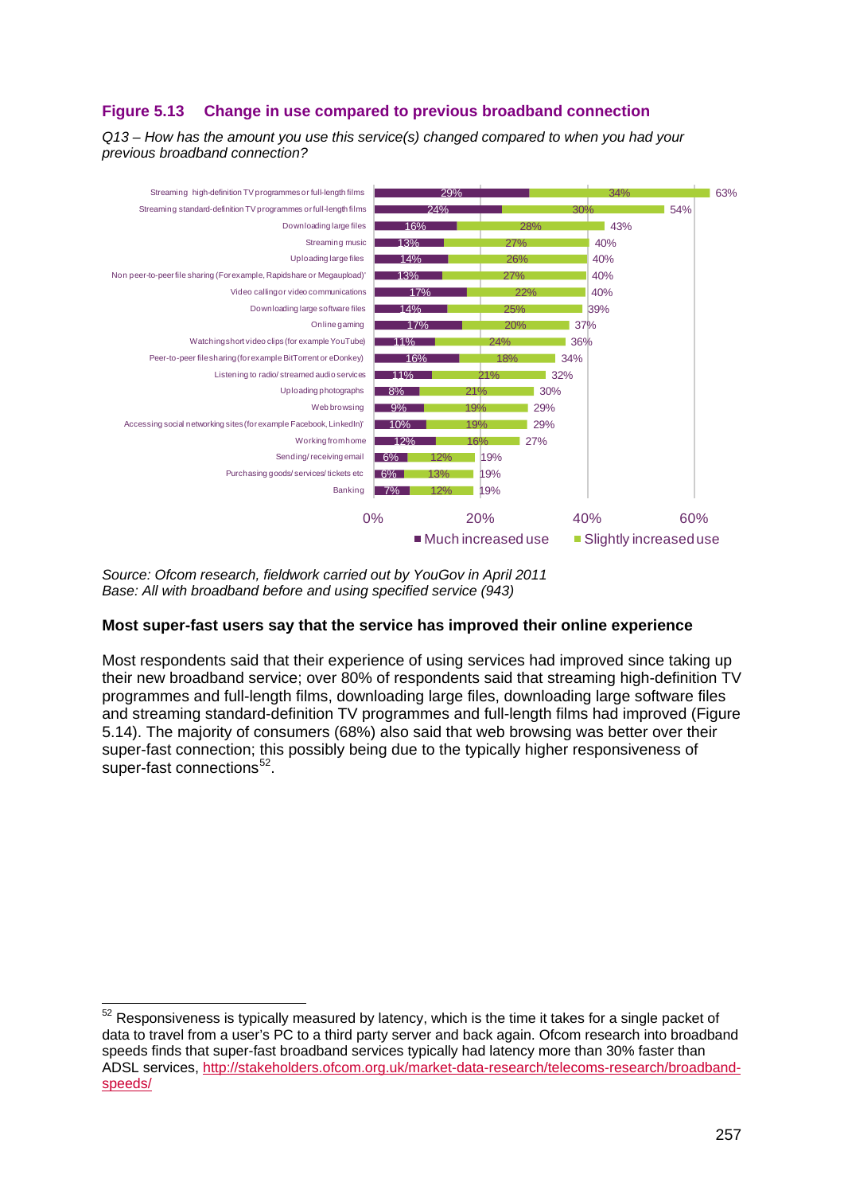### Figure 5.13 Change in use compared to previous broadband connection

*Q13 – How has the amount you use this service(s) changed compared to when you had your previous broadband connection?*

| Service | Much increased use | Slightly increased use | Total |
|---|---|---|---|
| Streaming high-definition TV programmes or full-length films | 29% | 34% | 63% |
| Streaming standard-definition TV programmes or full-length films | 24% | 30% | 54% |
| Downloading large files | 16% | 28% | 43% |
| Streaming music | 13% | 27% | 40% |
| Uploading large files | 14% | 26% | 40% |
| Non peer-to-peer file sharing (For example, Rapidshare or Megaupload) | 13% | 27% | 40% |
| Video calling or video communications | 17% | 22% | 40% |
| Downloading large software files | 14% | 25% | 39% |
| Online gaming | 17% | 20% | 37% |
| Watching short video clips (for example YouTube) | 11% | 24% | 36% |
| Peer-to-peer file sharing (for example BitTorrent or eDonkey) | 16% | 18% | 34% |
| Listening to radio/ streamed audio services | 11% | 21% | 32% |
| Uploading photographs | 8% | 21% | 30% |
| Web browsing | 9% | 19% | 29% |
| Accessing social networking sites (for example Facebook, LinkedIn) | 10% | 19% | 29% |
| Working from home | 12% | 16% | 27% |
| Sending/ receiving email | 6% | 12% | 19% |
| Purchasing goods/ services/ tickets etc | 6% | 13% | 19% |
| Banking | 7% | 12% | 19% |

*Source: Ofcom research, fieldwork carried out by YouGov in April 2011*
*Base: All with broadband before and using specified service (943)*

**Most super-fast users say that the service has improved their online experience**

Most respondents said that their experience of using services had improved since taking up their new broadband service; over 80% of respondents said that streaming high-definition TV programmes and full-length films, downloading large files, downloading large software files and streaming standard-definition TV programmes and full-length films had improved (Figure 5.14). The majority of consumers (68%) also said that web browsing was better over their super-fast connection; this possibly being due to the typically higher responsiveness of super-fast connections[52].

[52] Responsiveness is typically measured by latency, which is the time it takes for a single packet of data to travel from a user's PC to a third party server and back again. Ofcom research into broadband speeds finds that super-fast broadband services typically had latency more than 30% faster than ADSL services, http://stakeholders.ofcom.org.uk/market-data-research/telecoms-research/broadband-speeds/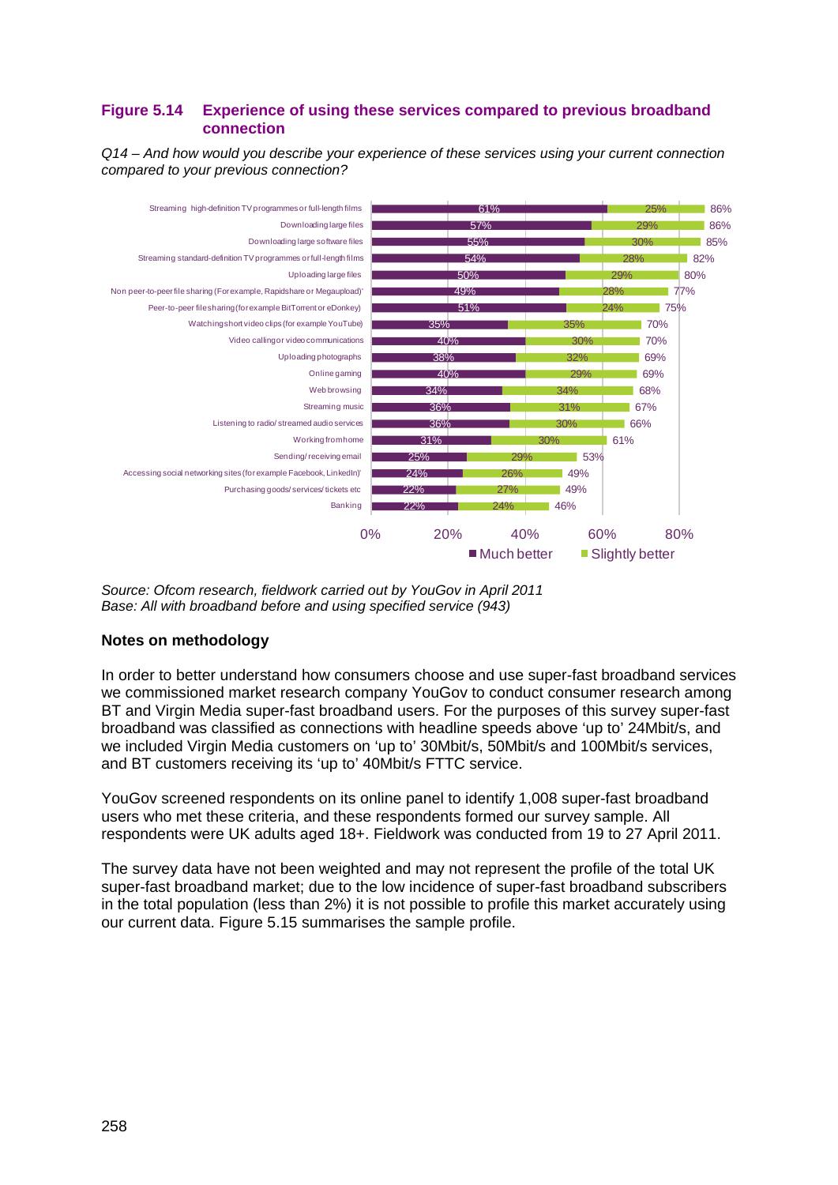### Figure 5.14 Experience of using these services compared to previous broadband connection

*Q14 – And how would you describe your experience of these services using your current connection compared to your previous connection?*

| Service | Much better | Slightly better | Total |
|---|---|---|---|
| Streaming high-definition TV programmes or full-length films | 61% | 25% | 86% |
| Downloading large files | 57% | 29% | 86% |
| Downloading large software files | 55% | 30% | 85% |
| Streaming standard-definition TV programmes or full-length films | 54% | 28% | 82% |
| Uploading large files | 50% | 29% | 80% |
| Non peer-to-peer file sharing (For example, Rapidshare or Megaupload)' | 49% | 28% | 77% |
| Peer-to-peer file sharing (for example BitTorrent or eDonkey) | 51% | 24% | 75% |
| Watching short video clips (for example YouTube) | 35% | 35% | 70% |
| Video calling or video communications | 40% | 30% | 70% |
| Uploading photographs | 38% | 32% | 69% |
| Online gaming | 40% | 29% | 69% |
| Web browsing | 34% | 34% | 68% |
| Streaming music | 36% | 31% | 67% |
| Listening to radio/ streamed audio services | 36% | 30% | 66% |
| Working from home | 31% | 30% | 61% |
| Sending/ receiving email | 25% | 29% | 53% |
| Accessing social networking sites (for example Facebook, LinkedIn)' | 24% | 26% | 49% |
| Purchasing goods/ services/ tickets etc | 22% | 27% | 49% |
| Banking | 22% | 24% | 46% |

*Source: Ofcom research, fieldwork carried out by YouGov in April 2011*
*Base: All with broadband before and using specified service (943)*

**Notes on methodology**

In order to better understand how consumers choose and use super-fast broadband services we commissioned market research company YouGov to conduct consumer research among BT and Virgin Media super-fast broadband users. For the purposes of this survey super-fast broadband was classified as connections with headline speeds above 'up to' 24Mbit/s, and we included Virgin Media customers on 'up to' 30Mbit/s, 50Mbit/s and 100Mbit/s services, and BT customers receiving its 'up to' 40Mbit/s FTTC service.

YouGov screened respondents on its online panel to identify 1,008 super-fast broadband users who met these criteria, and these respondents formed our survey sample. All respondents were UK adults aged 18+. Fieldwork was conducted from 19 to 27 April 2011.

The survey data have not been weighted and may not represent the profile of the total UK super-fast broadband market; due to the low incidence of super-fast broadband subscribers in the total population (less than 2%) it is not possible to profile this market accurately using our current data. Figure 5.15 summarises the sample profile.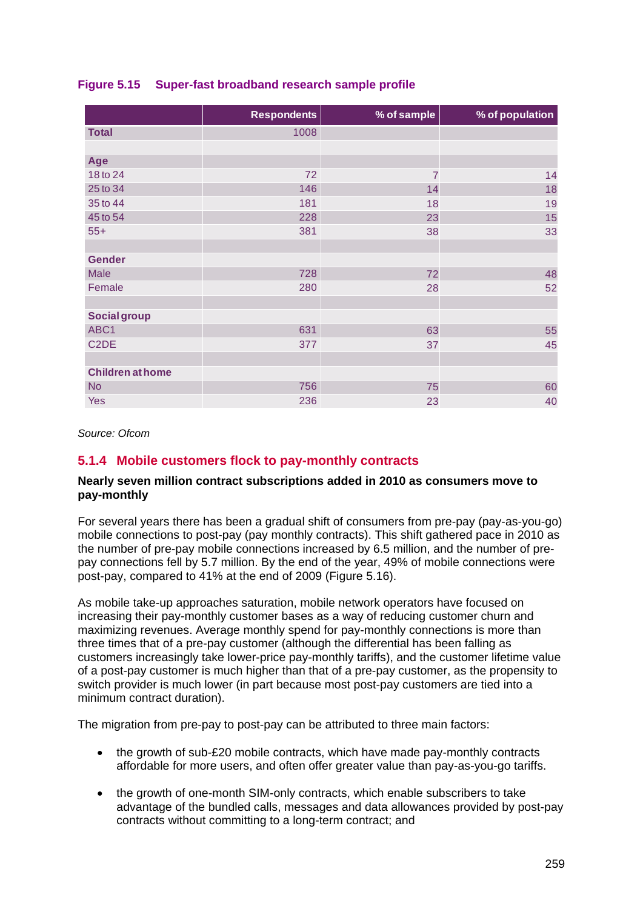**Figure 5.15 Super-fast broadband research sample profile**

| | Respondents | % of sample | % of population |
|---|---|---|---|
| **Total** | 1008 | | |
| | | | |
| **Age** | | | |
| 18 to 24 | 72 | 7 | 14 |
| 25 to 34 | 146 | 14 | 18 |
| 35 to 44 | 181 | 18 | 19 |
| 45 to 54 | 228 | 23 | 15 |
| 55+ | 381 | 38 | 33 |
| | | | |
| **Gender** | | | |
| Male | 728 | 72 | 48 |
| Female | 280 | 28 | 52 |
| | | | |
| **Social group** | | | |
| ABC1 | 631 | 63 | 55 |
| C2DE | 377 | 37 | 45 |
| | | | |
| **Children at home** | | | |
| No | 756 | 75 | 60 |
| Yes | 236 | 23 | 40 |

*Source: Ofcom*

### 5.1.4 Mobile customers flock to pay-monthly contracts

**Nearly seven million contract subscriptions added in 2010 as consumers move to pay-monthly**

For several years there has been a gradual shift of consumers from pre-pay (pay-as-you-go) mobile connections to post-pay (pay monthly contracts). This shift gathered pace in 2010 as the number of pre-pay mobile connections increased by 6.5 million, and the number of pre-pay connections fell by 5.7 million. By the end of the year, 49% of mobile connections were post-pay, compared to 41% at the end of 2009 (Figure 5.16).

As mobile take-up approaches saturation, mobile network operators have focused on increasing their pay-monthly customer bases as a way of reducing customer churn and maximizing revenues. Average monthly spend for pay-monthly connections is more than three times that of a pre-pay customer (although the differential has been falling as customers increasingly take lower-price pay-monthly tariffs), and the customer lifetime value of a post-pay customer is much higher than that of a pre-pay customer, as the propensity to switch provider is much lower (in part because most post-pay customers are tied into a minimum contract duration).

The migration from pre-pay to post-pay can be attributed to three main factors:

- the growth of sub-£20 mobile contracts, which have made pay-monthly contracts affordable for more users, and often offer greater value than pay-as-you-go tariffs.

- the growth of one-month SIM-only contracts, which enable subscribers to take advantage of the bundled calls, messages and data allowances provided by post-pay contracts without committing to a long-term contract; and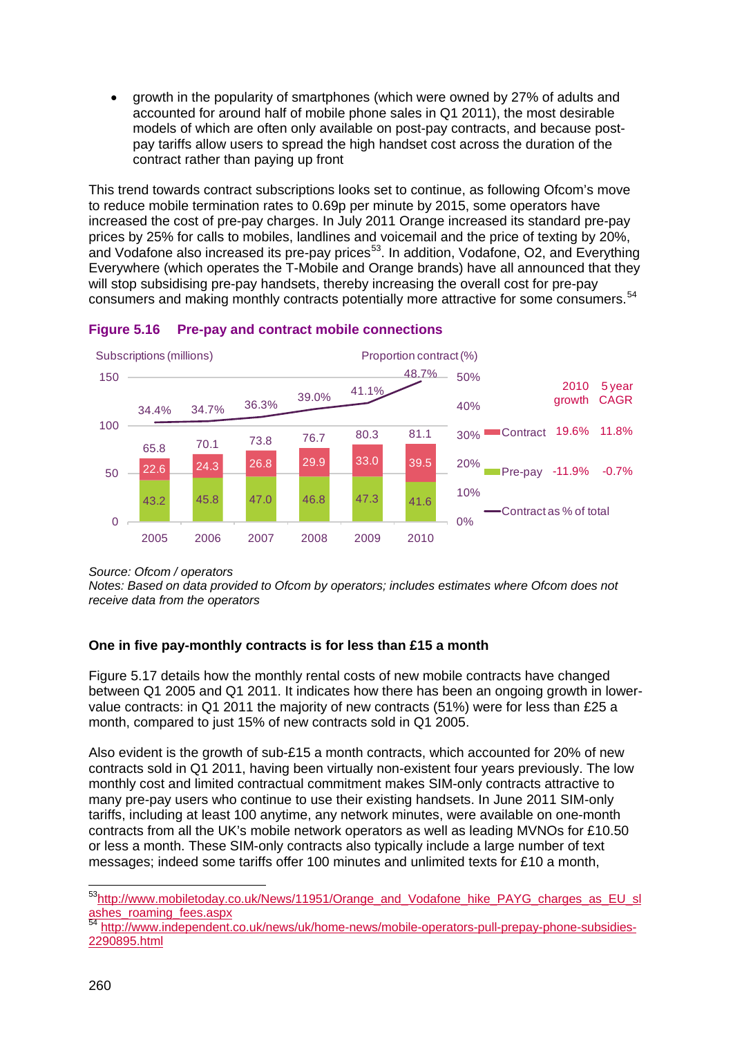- growth in the popularity of smartphones (which were owned by 27% of adults and accounted for around half of mobile phone sales in Q1 2011), the most desirable models of which are often only available on post-pay contracts, and because post-pay tariffs allow users to spread the high handset cost across the duration of the contract rather than paying up front

This trend towards contract subscriptions looks set to continue, as following Ofcom's move to reduce mobile termination rates to 0.69p per minute by 2015, some operators have increased the cost of pre-pay charges. In July 2011 Orange increased its standard pre-pay prices by 25% for calls to mobiles, landlines and voicemail and the price of texting by 20%, and Vodafone also increased its pre-pay prices[53]. In addition, Vodafone, O2, and Everything Everywhere (which operates the T-Mobile and Orange brands) have all announced that they will stop subsidising pre-pay handsets, thereby increasing the overall cost for pre-pay consumers and making monthly contracts potentially more attractive for some consumers.[54]

**Figure 5.16 Pre-pay and contract mobile connections**

| | 2005 | 2006 | 2007 | 2008 | 2009 | 2010 | 2010 growth | 5 year CAGR |
|---|---|---|---|---|---|---|---|---|
| Contract (millions) | 22.6 | 24.3 | 26.8 | 29.9 | 33.0 | 39.5 | 19.6% | 11.8% |
| Pre-pay (millions) | 43.2 | 45.8 | 47.0 | 46.8 | 47.3 | 41.6 | -11.9% | -0.7% |
| Total (millions) | 65.8 | 70.1 | 73.8 | 76.7 | 80.3 | 81.1 | | |
| Contract as % of total | 34.4% | 34.7% | 36.3% | 39.0% | 41.1% | 48.7% | | |

*Source: Ofcom / operators*
*Notes: Based on data provided to Ofcom by operators; includes estimates where Ofcom does not receive data from the operators*

**One in five pay-monthly contracts is for less than £15 a month**

Figure 5.17 details how the monthly rental costs of new mobile contracts have changed between Q1 2005 and Q1 2011. It indicates how there has been an ongoing growth in lower-value contracts: in Q1 2011 the majority of new contracts (51%) were for less than £25 a month, compared to just 15% of new contracts sold in Q1 2005.

Also evident is the growth of sub-£15 a month contracts, which accounted for 20% of new contracts sold in Q1 2011, having been virtually non-existent four years previously. The low monthly cost and limited contractual commitment makes SIM-only contracts attractive to many pre-pay users who continue to use their existing handsets. In June 2011 SIM-only tariffs, including at least 100 anytime, any network minutes, were available on one-month contracts from all the UK's mobile network operators as well as leading MVNOs for £10.50 or less a month. These SIM-only contracts also typically include a large number of text messages; indeed some tariffs offer 100 minutes and unlimited texts for £10 a month,

[53] http://www.mobiletoday.co.uk/News/11951/Orange_and_Vodafone_hike_PAYG_charges_as_EU_slashes_roaming_fees.aspx
[54] http://www.independent.co.uk/news/uk/home-news/mobile-operators-pull-prepay-phone-subsidies-2290895.html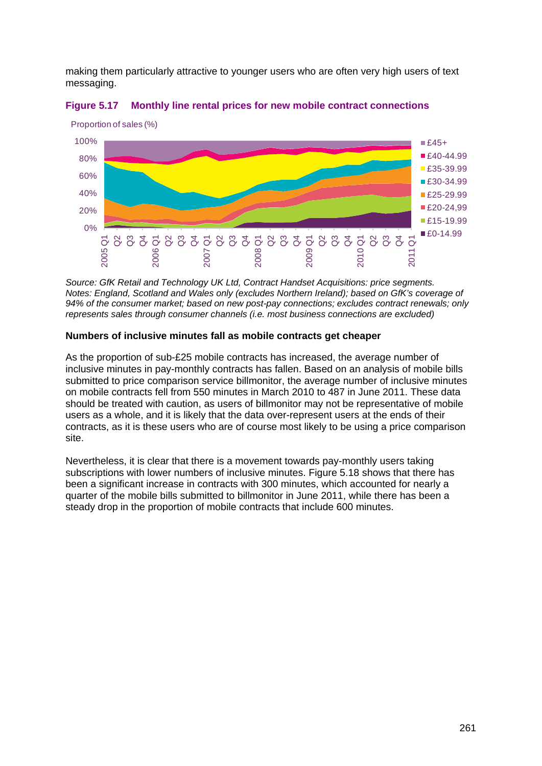making them particularly attractive to younger users who are often very high users of text messaging.

**Figure 5.17 Monthly line rental prices for new mobile contract connections**

*Source: GfK Retail and Technology UK Ltd, Contract Handset Acquisitions: price segments. Notes: England, Scotland and Wales only (excludes Northern Ireland); based on GfK's coverage of 94% of the consumer market; based on new post-pay connections; excludes contract renewals; only represents sales through consumer channels (i.e. most business connections are excluded)*

**Numbers of inclusive minutes fall as mobile contracts get cheaper**

As the proportion of sub-£25 mobile contracts has increased, the average number of inclusive minutes in pay-monthly contracts has fallen. Based on an analysis of mobile bills submitted to price comparison service billmonitor, the average number of inclusive minutes on mobile contracts fell from 550 minutes in March 2010 to 487 in June 2011. These data should be treated with caution, as users of billmonitor may not be representative of mobile users as a whole, and it is likely that the data over-represent users at the ends of their contracts, as it is these users who are of course most likely to be using a price comparison site.

Nevertheless, it is clear that there is a movement towards pay-monthly users taking subscriptions with lower numbers of inclusive minutes. Figure 5.18 shows that there has been a significant increase in contracts with 300 minutes, which accounted for nearly a quarter of the mobile bills submitted to billmonitor in June 2011, while there has been a steady drop in the proportion of mobile contracts that include 600 minutes.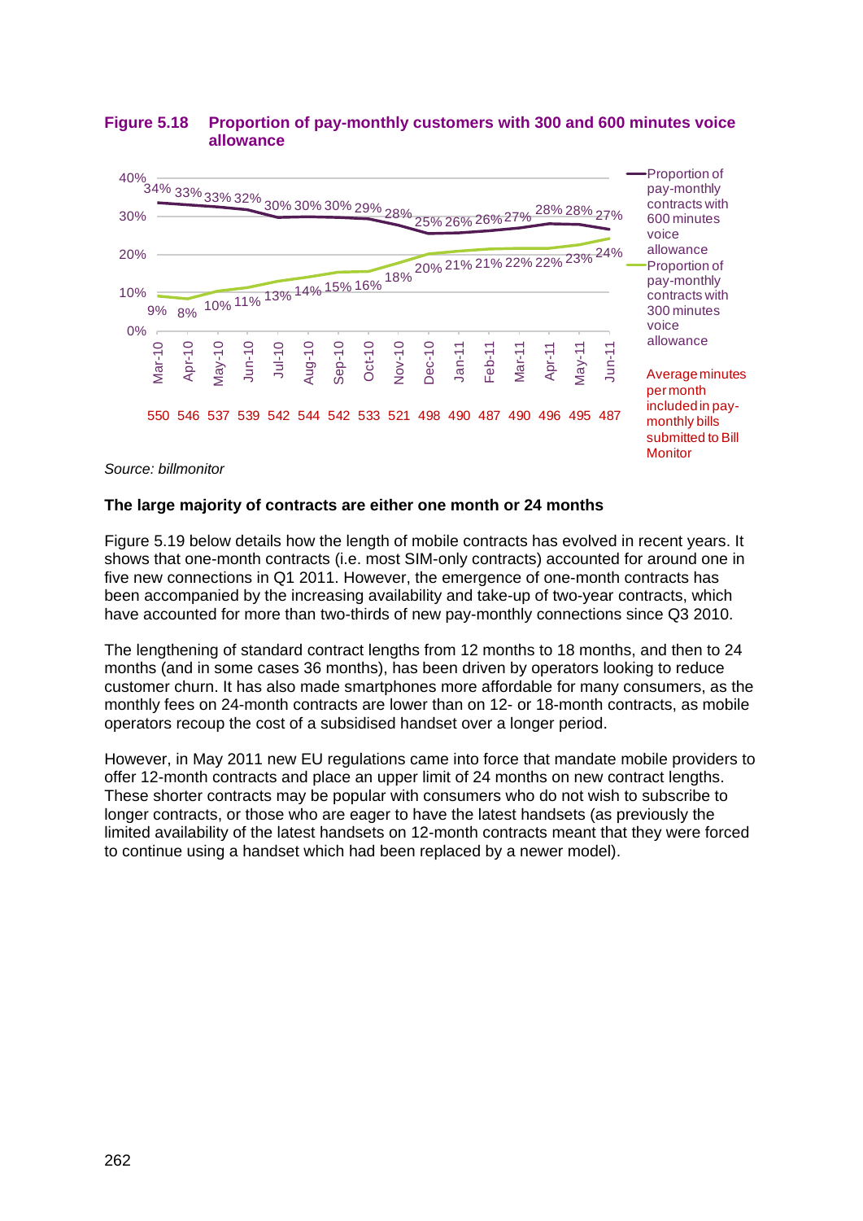**Figure 5.18 Proportion of pay-monthly customers with 300 and 600 minutes voice allowance**

| | Mar-10 | Apr-10 | May-10 | Jun-10 | Jul-10 | Aug-10 | Sep-10 | Oct-10 | Nov-10 | Dec-10 | Jan-11 | Feb-11 | Mar-11 | Apr-11 | May-11 | Jun-11 |
|---|---|---|---|---|---|---|---|---|---|---|---|---|---|---|---|---|
| Proportion of pay-monthly contracts with 600 minutes voice allowance | 34% | 33% | 33% | 32% | 30% | 30% | 30% | 29% | 28% | 25% | 26% | 26% | 27% | 28% | 28% | 27% |
| Proportion of pay-monthly contracts with 300 minutes voice allowance | 9% | 8% | 10% | 11% | 13% | 14% | 15% | 16% | 18% | 20% | 21% | 21% | 22% | 22% | 23% | 24% |
| Average minutes per month included in pay-monthly bills submitted to Bill Monitor | 550 | 546 | 537 | 539 | 542 | 544 | 542 | 533 | 521 | 498 | 490 | 487 | 490 | 496 | 495 | 487 |

*Source: billmonitor*

**The large majority of contracts are either one month or 24 months**

Figure 5.19 below details how the length of mobile contracts has evolved in recent years. It shows that one-month contracts (i.e. most SIM-only contracts) accounted for around one in five new connections in Q1 2011. However, the emergence of one-month contracts has been accompanied by the increasing availability and take-up of two-year contracts, which have accounted for more than two-thirds of new pay-monthly connections since Q3 2010.

The lengthening of standard contract lengths from 12 months to 18 months, and then to 24 months (and in some cases 36 months), has been driven by operators looking to reduce customer churn. It has also made smartphones more affordable for many consumers, as the monthly fees on 24-month contracts are lower than on 12- or 18-month contracts, as mobile operators recoup the cost of a subsidised handset over a longer period.

However, in May 2011 new EU regulations came into force that mandate mobile providers to offer 12-month contracts and place an upper limit of 24 months on new contract lengths. These shorter contracts may be popular with consumers who do not wish to subscribe to longer contracts, or those who are eager to have the latest handsets (as previously the limited availability of the latest handsets on 12-month contracts meant that they were forced to continue using a handset which had been replaced by a newer model).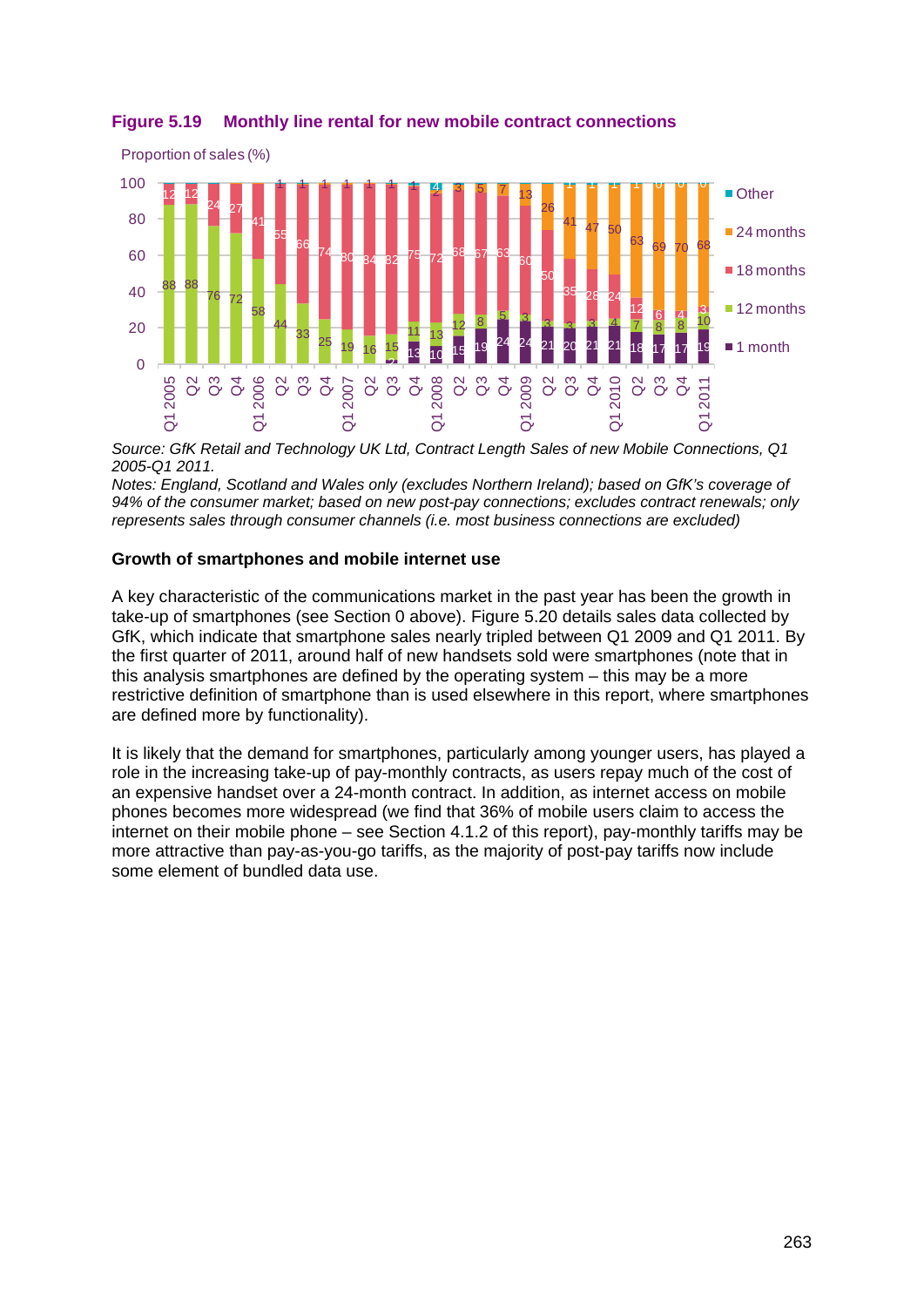**Figure 5.19 Monthly line rental for new mobile contract connections**

Source: GfK Retail and Technology UK Ltd, Contract Length Sales of new Mobile Connections, Q1 2005-Q1 2011.
Notes: England, Scotland and Wales only (excludes Northern Ireland); based on GfK's coverage of 94% of the consumer market; based on new post-pay connections; excludes contract renewals; only represents sales through consumer channels (i.e. most business connections are excluded)

**Growth of smartphones and mobile internet use**

A key characteristic of the communications market in the past year has been the growth in take-up of smartphones (see Section 0 above). Figure 5.20 details sales data collected by GfK, which indicate that smartphone sales nearly tripled between Q1 2009 and Q1 2011. By the first quarter of 2011, around half of new handsets sold were smartphones (note that in this analysis smartphones are defined by the operating system – this may be a more restrictive definition of smartphone than is used elsewhere in this report, where smartphones are defined more by functionality).

It is likely that the demand for smartphones, particularly among younger users, has played a role in the increasing take-up of pay-monthly contracts, as users repay much of the cost of an expensive handset over a 24-month contract. In addition, as internet access on mobile phones becomes more widespread (we find that 36% of mobile users claim to access the internet on their mobile phone – see Section 4.1.2 of this report), pay-monthly tariffs may be more attractive than pay-as-you-go tariffs, as the majority of post-pay tariffs now include some element of bundled data use.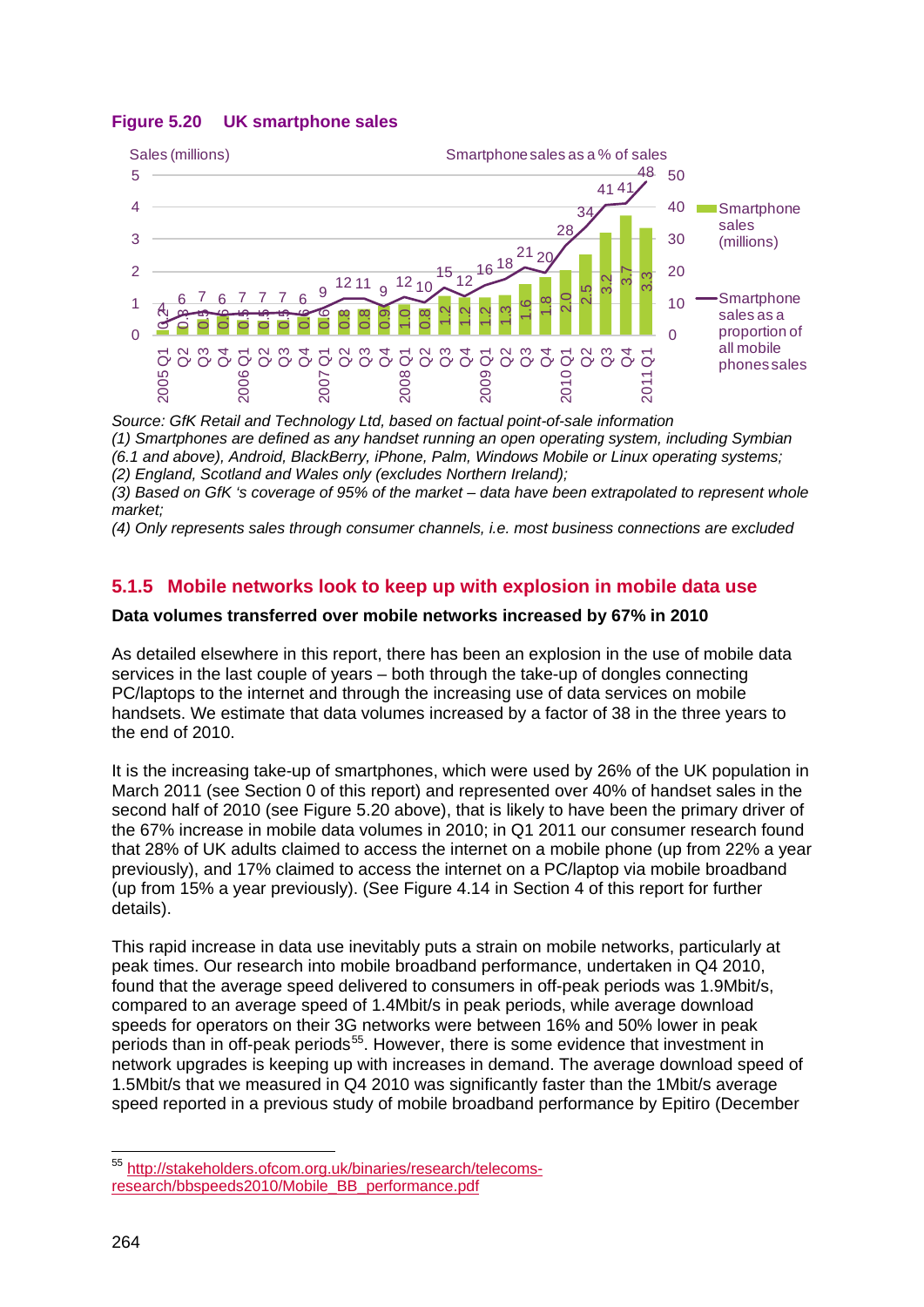**Figure 5.20 UK smartphone sales**

| Quarter | Smartphone sales (millions) | Smartphone sales as a proportion of all mobile phones sales (%) |
|---|---|---|
| 2005 Q1 | 0.2 | 4 |
| Q2 | 0.3 | 6 |
| Q3 | 0.5 | 7 |
| Q4 | 0.6 | 6 |
| 2006 Q1 | 0.5 | 7 |
| Q2 | 0.5 | 7 |
| Q3 | 0.5 | 7 |
| Q4 | 0.6 | 6 |
| 2007 Q1 | 0.6 | 9 |
| Q2 | 0.8 | 12 |
| Q3 | 0.8 | 11 |
| Q4 | 0.9 | 9 |
| 2008 Q1 | 1.0 | 12 |
| Q2 | 0.8 | 10 |
| Q3 | 1.2 | 15 |
| Q4 | 1.2 | 12 |
| 2009 Q1 | 1.2 | 16 |
| Q2 | 1.3 | 18 |
| Q3 | 1.6 | 21 |
| Q4 | 1.8 | 20 |
| 2010 Q1 | 2.0 | 28 |
| Q2 | 2.5 | 34 |
| Q3 | 3.2 | 41 |
| Q4 | 3.7 | 41 |
| 2011 Q1 | 3.3 | 48 |

*Source: GfK Retail and Technology Ltd, based on factual point-of-sale information*
*(1) Smartphones are defined as any handset running an open operating system, including Symbian (6.1 and above), Android, BlackBerry, iPhone, Palm, Windows Mobile or Linux operating systems;*
*(2) England, Scotland and Wales only (excludes Northern Ireland);*
*(3) Based on GfK 's coverage of 95% of the market – data have been extrapolated to represent whole market;*
*(4) Only represents sales through consumer channels, i.e. most business connections are excluded*

## 5.1.5 Mobile networks look to keep up with explosion in mobile data use

**Data volumes transferred over mobile networks increased by 67% in 2010**

As detailed elsewhere in this report, there has been an explosion in the use of mobile data services in the last couple of years – both through the take-up of dongles connecting PC/laptops to the internet and through the increasing use of data services on mobile handsets. We estimate that data volumes increased by a factor of 38 in the three years to the end of 2010.

It is the increasing take-up of smartphones, which were used by 26% of the UK population in March 2011 (see Section 0 of this report) and represented over 40% of handset sales in the second half of 2010 (see Figure 5.20 above), that is likely to have been the primary driver of the 67% increase in mobile data volumes in 2010; in Q1 2011 our consumer research found that 28% of UK adults claimed to access the internet on a mobile phone (up from 22% a year previously), and 17% claimed to access the internet on a PC/laptop via mobile broadband (up from 15% a year previously). (See Figure 4.14 in Section 4 of this report for further details).

This rapid increase in data use inevitably puts a strain on mobile networks, particularly at peak times. Our research into mobile broadband performance, undertaken in Q4 2010, found that the average speed delivered to consumers in off-peak periods was 1.9Mbit/s, compared to an average speed of 1.4Mbit/s in peak periods, while average download speeds for operators on their 3G networks were between 16% and 50% lower in peak periods than in off-peak periods[55]. However, there is some evidence that investment in network upgrades is keeping up with increases in demand. The average download speed of 1.5Mbit/s that we measured in Q4 2010 was significantly faster than the 1Mbit/s average speed reported in a previous study of mobile broadband performance by Epitiro (December

[55] http://stakeholders.ofcom.org.uk/binaries/research/telecoms-research/bbspeeds2010/Mobile_BB_performance.pdf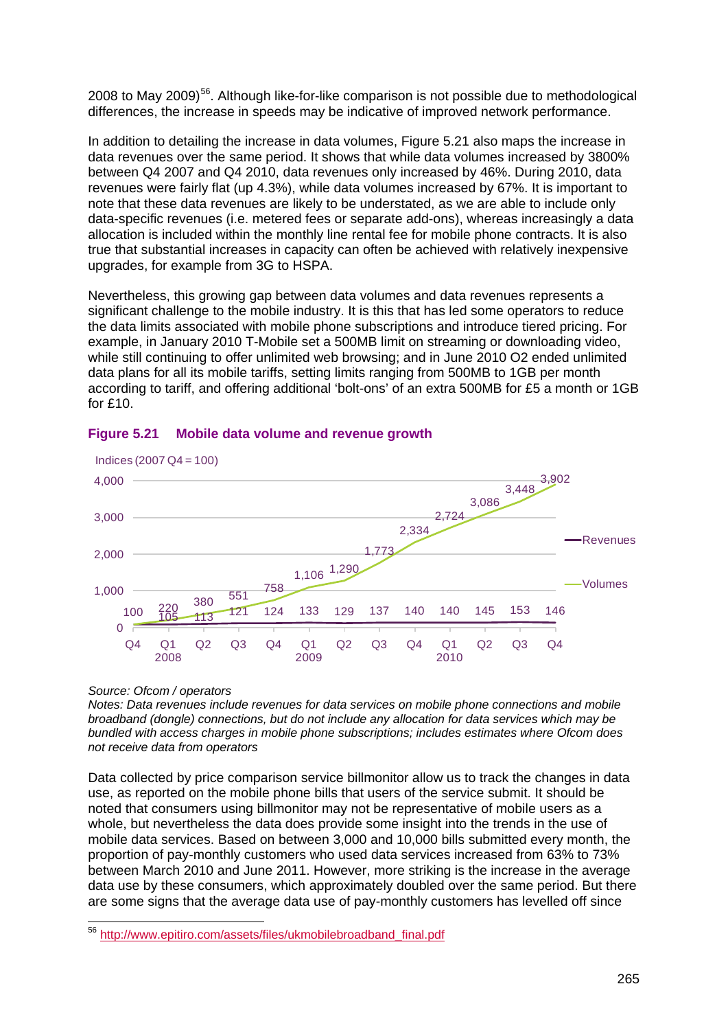2008 to May 2009)[56]. Although like-for-like comparison is not possible due to methodological differences, the increase in speeds may be indicative of improved network performance.

In addition to detailing the increase in data volumes, Figure 5.21 also maps the increase in data revenues over the same period. It shows that while data volumes increased by 3800% between Q4 2007 and Q4 2010, data revenues only increased by 46%. During 2010, data revenues were fairly flat (up 4.3%), while data volumes increased by 67%. It is important to note that these data revenues are likely to be understated, as we are able to include only data-specific revenues (i.e. metered fees or separate add-ons), whereas increasingly a data allocation is included within the monthly line rental fee for mobile phone contracts. It is also true that substantial increases in capacity can often be achieved with relatively inexpensive upgrades, for example from 3G to HSPA.

Nevertheless, this growing gap between data volumes and data revenues represents a significant challenge to the mobile industry. It is this that has led some operators to reduce the data limits associated with mobile phone subscriptions and introduce tiered pricing. For example, in January 2010 T-Mobile set a 500MB limit on streaming or downloading video, while still continuing to offer unlimited web browsing; and in June 2010 O2 ended unlimited data plans for all its mobile tariffs, setting limits ranging from 500MB to 1GB per month according to tariff, and offering additional 'bolt-ons' of an extra 500MB for £5 a month or 1GB for £10.

**Figure 5.21 Mobile data volume and revenue growth**

Indices (2007 Q4 = 100)

| | Q4 2007 | Q1 2008 | Q2 2008 | Q3 2008 | Q4 2008 | Q1 2009 | Q2 2009 | Q3 2009 | Q4 2009 | Q1 2010 | Q2 2010 | Q3 2010 | Q4 2010 |
|---|---|---|---|---|---|---|---|---|---|---|---|---|---|
| Revenues | 100 | 105 | 113 | 121 | 124 | 133 | 129 | 137 | 140 | 140 | 145 | 153 | 146 |
| Volumes | 100 | 220 | 380 | 551 | 758 | 1,106 | 1,290 | 1,773 | 2,334 | 2,724 | 3,086 | 3,448 | 3,902 |

*Source: Ofcom / operators*

*Notes: Data revenues include revenues for data services on mobile phone connections and mobile broadband (dongle) connections, but do not include any allocation for data services which may be bundled with access charges in mobile phone subscriptions; includes estimates where Ofcom does not receive data from operators*

Data collected by price comparison service billmonitor allow us to track the changes in data use, as reported on the mobile phone bills that users of the service submit. It should be noted that consumers using billmonitor may not be representative of mobile users as a whole, but nevertheless the data does provide some insight into the trends in the use of mobile data services. Based on between 3,000 and 10,000 bills submitted every month, the proportion of pay-monthly customers who used data services increased from 63% to 73% between March 2010 and June 2011. However, more striking is the increase in the average data use by these consumers, which approximately doubled over the same period. But there are some signs that the average data use of pay-monthly customers has levelled off since

[56] http://www.epitiro.com/assets/files/ukmobilebroadband_final.pdf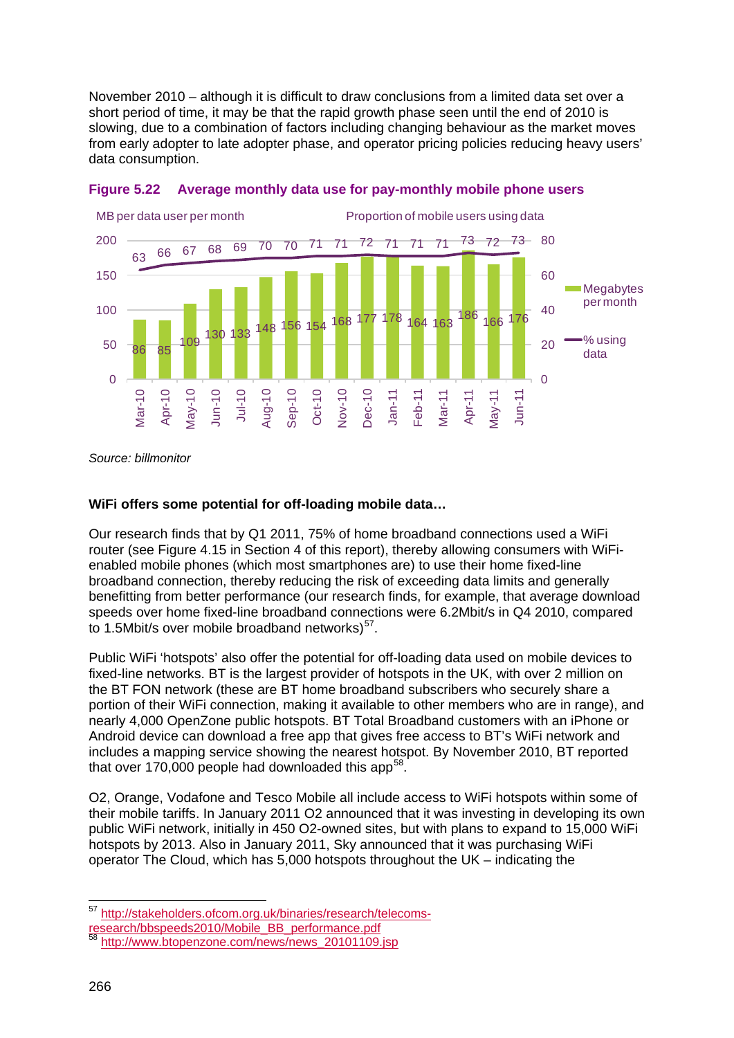November 2010 – although it is difficult to draw conclusions from a limited data set over a short period of time, it may be that the rapid growth phase seen until the end of 2010 is slowing, due to a combination of factors including changing behaviour as the market moves from early adopter to late adopter phase, and operator pricing policies reducing heavy users' data consumption.

**Figure 5.22 Average monthly data use for pay-monthly mobile phone users**

| Month | Megabytes per month (MB per data user per month) | % using data (Proportion of mobile users using data) |
|---|---|---|
| Mar-10 | 86 | 63 |
| Apr-10 | 85 | 66 |
| May-10 | 109 | 67 |
| Jun-10 | 130 | 68 |
| Jul-10 | 133 | 69 |
| Aug-10 | 148 | 70 |
| Sep-10 | 156 | 70 |
| Oct-10 | 154 | 71 |
| Nov-10 | 168 | 71 |
| Dec-10 | 177 | 72 |
| Jan-11 | 178 | 71 |
| Feb-11 | 164 | 71 |
| Mar-11 | 163 | 71 |
| Apr-11 | 186 | 73 |
| May-11 | 166 | 72 |
| Jun-11 | 176 | 73 |

*Source: billmonitor*

**WiFi offers some potential for off-loading mobile data…**

Our research finds that by Q1 2011, 75% of home broadband connections used a WiFi router (see Figure 4.15 in Section 4 of this report), thereby allowing consumers with WiFi-enabled mobile phones (which most smartphones are) to use their home fixed-line broadband connection, thereby reducing the risk of exceeding data limits and generally benefitting from better performance (our research finds, for example, that average download speeds over home fixed-line broadband connections were 6.2Mbit/s in Q4 2010, compared to 1.5Mbit/s over mobile broadband networks)[57].

Public WiFi 'hotspots' also offer the potential for off-loading data used on mobile devices to fixed-line networks. BT is the largest provider of hotspots in the UK, with over 2 million on the BT FON network (these are BT home broadband subscribers who securely share a portion of their WiFi connection, making it available to other members who are in range), and nearly 4,000 OpenZone public hotspots. BT Total Broadband customers with an iPhone or Android device can download a free app that gives free access to BT's WiFi network and includes a mapping service showing the nearest hotspot. By November 2010, BT reported that over 170,000 people had downloaded this app[58].

O2, Orange, Vodafone and Tesco Mobile all include access to WiFi hotspots within some of their mobile tariffs. In January 2011 O2 announced that it was investing in developing its own public WiFi network, initially in 450 O2-owned sites, but with plans to expand to 15,000 WiFi hotspots by 2013. Also in January 2011, Sky announced that it was purchasing WiFi operator The Cloud, which has 5,000 hotspots throughout the UK – indicating the

[57] http://stakeholders.ofcom.org.uk/binaries/research/telecoms-research/bbspeeds2010/Mobile_BB_performance.pdf

[58] http://www.btopenzone.com/news/news_20101109.jsp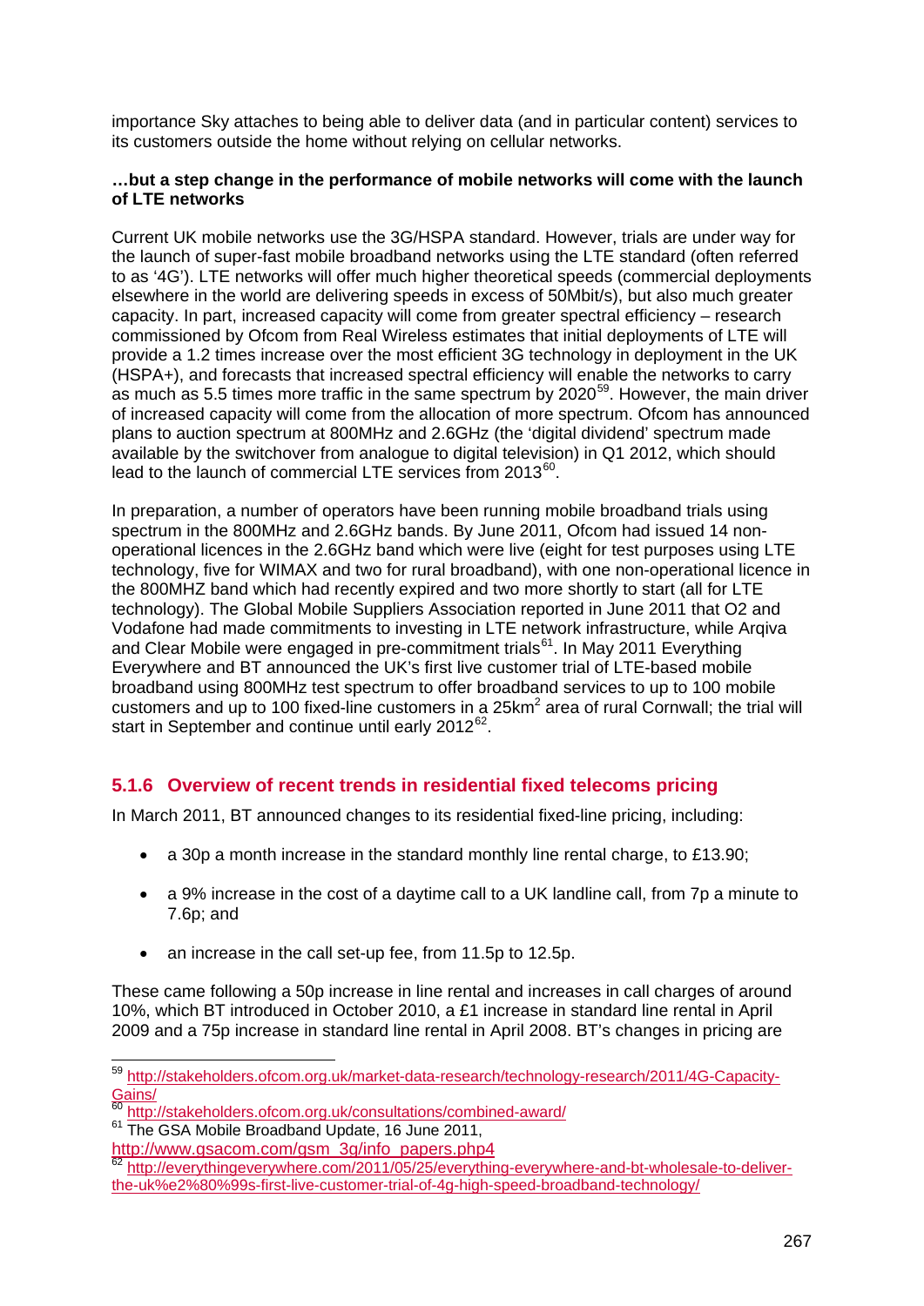importance Sky attaches to being able to deliver data (and in particular content) services to its customers outside the home without relying on cellular networks.

**…but a step change in the performance of mobile networks will come with the launch of LTE networks**

Current UK mobile networks use the 3G/HSPA standard. However, trials are under way for the launch of super-fast mobile broadband networks using the LTE standard (often referred to as '4G'). LTE networks will offer much higher theoretical speeds (commercial deployments elsewhere in the world are delivering speeds in excess of 50Mbit/s), but also much greater capacity. In part, increased capacity will come from greater spectral efficiency – research commissioned by Ofcom from Real Wireless estimates that initial deployments of LTE will provide a 1.2 times increase over the most efficient 3G technology in deployment in the UK (HSPA+), and forecasts that increased spectral efficiency will enable the networks to carry as much as 5.5 times more traffic in the same spectrum by 2020[59]. However, the main driver of increased capacity will come from the allocation of more spectrum. Ofcom has announced plans to auction spectrum at 800MHz and 2.6GHz (the 'digital dividend' spectrum made available by the switchover from analogue to digital television) in Q1 2012, which should lead to the launch of commercial LTE services from 2013[60].

In preparation, a number of operators have been running mobile broadband trials using spectrum in the 800MHz and 2.6GHz bands. By June 2011, Ofcom had issued 14 non-operational licences in the 2.6GHz band which were live (eight for test purposes using LTE technology, five for WIMAX and two for rural broadband), with one non-operational licence in the 800MHZ band which had recently expired and two more shortly to start (all for LTE technology). The Global Mobile Suppliers Association reported in June 2011 that O2 and Vodafone had made commitments to investing in LTE network infrastructure, while Arqiva and Clear Mobile were engaged in pre-commitment trials[61]. In May 2011 Everything Everywhere and BT announced the UK's first live customer trial of LTE-based mobile broadband using 800MHz test spectrum to offer broadband services to up to 100 mobile customers and up to 100 fixed-line customers in a 25km$^2$ area of rural Cornwall; the trial will start in September and continue until early 2012[62].

### 5.1.6 Overview of recent trends in residential fixed telecoms pricing

In March 2011, BT announced changes to its residential fixed-line pricing, including:

- a 30p a month increase in the standard monthly line rental charge, to £13.90;
- a 9% increase in the cost of a daytime call to a UK landline call, from 7p a minute to 7.6p; and
- an increase in the call set-up fee, from 11.5p to 12.5p.

These came following a 50p increase in line rental and increases in call charges of around 10%, which BT introduced in October 2010, a £1 increase in standard line rental in April 2009 and a 75p increase in standard line rental in April 2008. BT's changes in pricing are

---

[59] http://stakeholders.ofcom.org.uk/market-data-research/technology-research/2011/4G-Capacity-Gains/

[60] http://stakeholders.ofcom.org.uk/consultations/combined-award/

[61] The GSA Mobile Broadband Update, 16 June 2011, http://www.gsacom.com/gsm_3g/info_papers.php4

[62] http://everythingeverywhere.com/2011/05/25/everything-everywhere-and-bt-wholesale-to-deliver-the-uk%e2%80%99s-first-live-customer-trial-of-4g-high-speed-broadband-technology/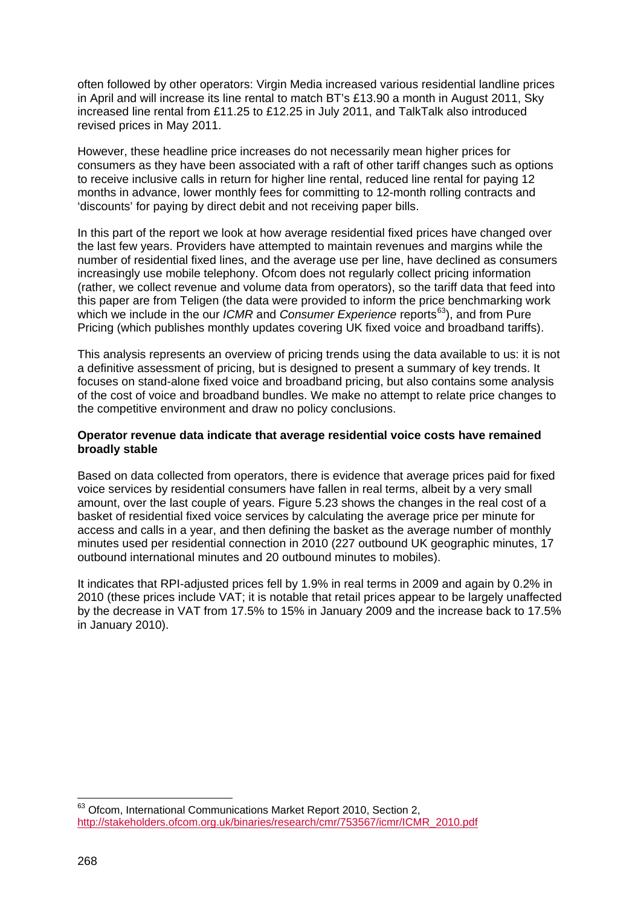often followed by other operators: Virgin Media increased various residential landline prices in April and will increase its line rental to match BT's £13.90 a month in August 2011, Sky increased line rental from £11.25 to £12.25 in July 2011, and TalkTalk also introduced revised prices in May 2011.

However, these headline price increases do not necessarily mean higher prices for consumers as they have been associated with a raft of other tariff changes such as options to receive inclusive calls in return for higher line rental, reduced line rental for paying 12 months in advance, lower monthly fees for committing to 12-month rolling contracts and 'discounts' for paying by direct debit and not receiving paper bills.

In this part of the report we look at how average residential fixed prices have changed over the last few years. Providers have attempted to maintain revenues and margins while the number of residential fixed lines, and the average use per line, have declined as consumers increasingly use mobile telephony. Ofcom does not regularly collect pricing information (rather, we collect revenue and volume data from operators), so the tariff data that feed into this paper are from Teligen (the data were provided to inform the price benchmarking work which we include in the our *ICMR* and *Consumer Experience* reports[63]), and from Pure Pricing (which publishes monthly updates covering UK fixed voice and broadband tariffs).

This analysis represents an overview of pricing trends using the data available to us: it is not a definitive assessment of pricing, but is designed to present a summary of key trends. It focuses on stand-alone fixed voice and broadband pricing, but also contains some analysis of the cost of voice and broadband bundles. We make no attempt to relate price changes to the competitive environment and draw no policy conclusions.

**Operator revenue data indicate that average residential voice costs have remained broadly stable**

Based on data collected from operators, there is evidence that average prices paid for fixed voice services by residential consumers have fallen in real terms, albeit by a very small amount, over the last couple of years. Figure 5.23 shows the changes in the real cost of a basket of residential fixed voice services by calculating the average price per minute for access and calls in a year, and then defining the basket as the average number of monthly minutes used per residential connection in 2010 (227 outbound UK geographic minutes, 17 outbound international minutes and 20 outbound minutes to mobiles).

It indicates that RPI-adjusted prices fell by 1.9% in real terms in 2009 and again by 0.2% in 2010 (these prices include VAT; it is notable that retail prices appear to be largely unaffected by the decrease in VAT from 17.5% to 15% in January 2009 and the increase back to 17.5% in January 2010).

[63] Ofcom, International Communications Market Report 2010, Section 2, http://stakeholders.ofcom.org.uk/binaries/research/cmr/753567/icmr/ICMR_2010.pdf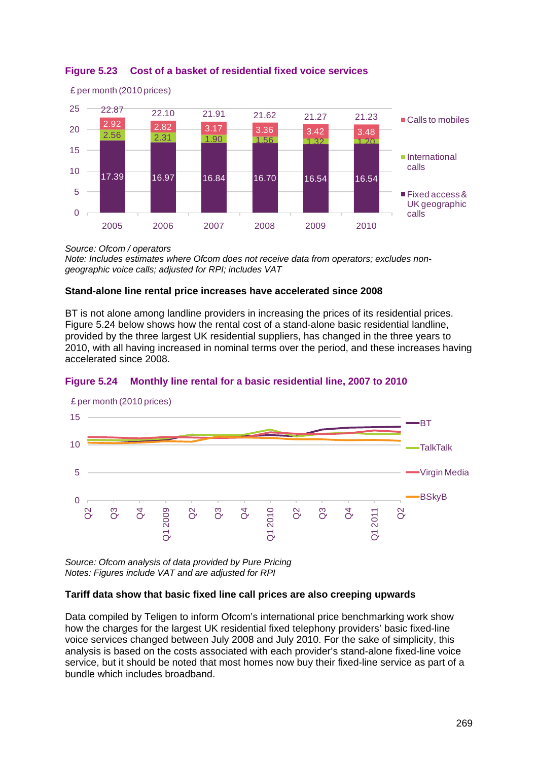**Figure 5.23 Cost of a basket of residential fixed voice services**

£ per month (2010 prices)

| | 2005 | 2006 | 2007 | 2008 | 2009 | 2010 |
|---|---|---|---|---|---|---|
| Calls to mobiles | 2.92 | 2.82 | 3.17 | 3.36 | 3.42 | 3.48 |
| International calls | 2.56 | 2.31 | 1.90 | 1.56 | 1.32 | 1.20 |
| Fixed access & UK geographic calls | 17.39 | 16.97 | 16.84 | 16.70 | 16.54 | 16.54 |
| Total | 22.87 | 22.10 | 21.91 | 21.62 | 21.27 | 21.23 |

*Source: Ofcom / operators*
*Note: Includes estimates where Ofcom does not receive data from operators; excludes non-geographic voice calls; adjusted for RPI; includes VAT*

**Stand-alone line rental price increases have accelerated since 2008**

BT is not alone among landline providers in increasing the prices of its residential prices. Figure 5.24 below shows how the rental cost of a stand-alone basic residential landline, provided by the three largest UK residential suppliers, has changed in the three years to 2010, with all having increased in nominal terms over the period, and these increases having accelerated since 2008.

**Figure 5.24 Monthly line rental for a basic residential line, 2007 to 2010**

£ per month (2010 prices)

Series: BT, TalkTalk, Virgin Media, BSkyB. Quarters: Q2, Q3, Q4, Q1 2009, Q2, Q3, Q4, Q1 2010, Q2, Q3, Q4, Q1 2011, Q2.

*Source: Ofcom analysis of data provided by Pure Pricing*
*Notes: Figures include VAT and are adjusted for RPI*

**Tariff data show that basic fixed line call prices are also creeping upwards**

Data compiled by Teligen to inform Ofcom's international price benchmarking work show how the charges for the largest UK residential fixed telephony providers' basic fixed-line voice services changed between July 2008 and July 2010. For the sake of simplicity, this analysis is based on the costs associated with each provider's stand-alone fixed-line voice service, but it should be noted that most homes now buy their fixed-line service as part of a bundle which includes broadband.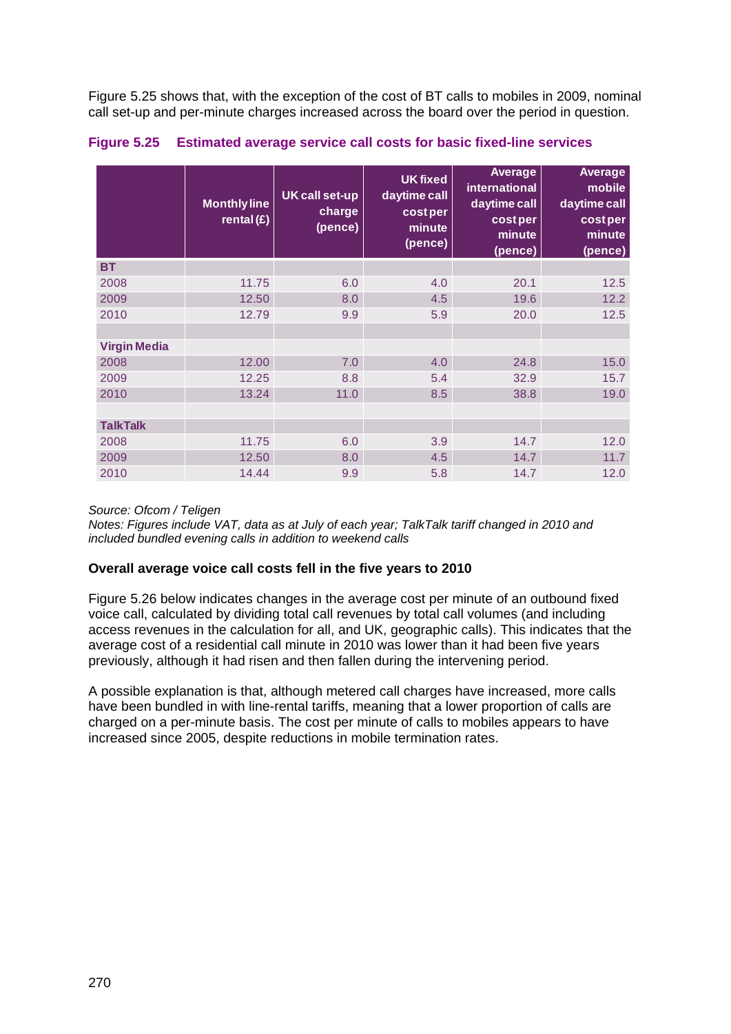Figure 5.25 shows that, with the exception of the cost of BT calls to mobiles in 2009, nominal call set-up and per-minute charges increased across the board over the period in question.

**Figure 5.25 Estimated average service call costs for basic fixed-line services**

| | Monthly line rental (£) | UK call set-up charge (pence) | UK fixed daytime call cost per minute (pence) | Average international daytime call cost per minute (pence) | Average mobile daytime call cost per minute (pence) |
|---|---|---|---|---|---|
| **BT** | | | | | |
| 2008 | 11.75 | 6.0 | 4.0 | 20.1 | 12.5 |
| 2009 | 12.50 | 8.0 | 4.5 | 19.6 | 12.2 |
| 2010 | 12.79 | 9.9 | 5.9 | 20.0 | 12.5 |
| | | | | | |
| **Virgin Media** | | | | | |
| 2008 | 12.00 | 7.0 | 4.0 | 24.8 | 15.0 |
| 2009 | 12.25 | 8.8 | 5.4 | 32.9 | 15.7 |
| 2010 | 13.24 | 11.0 | 8.5 | 38.8 | 19.0 |
| | | | | | |
| **TalkTalk** | | | | | |
| 2008 | 11.75 | 6.0 | 3.9 | 14.7 | 12.0 |
| 2009 | 12.50 | 8.0 | 4.5 | 14.7 | 11.7 |
| 2010 | 14.44 | 9.9 | 5.8 | 14.7 | 12.0 |

*Source: Ofcom / Teligen*
*Notes: Figures include VAT, data as at July of each year; TalkTalk tariff changed in 2010 and included bundled evening calls in addition to weekend calls*

**Overall average voice call costs fell in the five years to 2010**

Figure 5.26 below indicates changes in the average cost per minute of an outbound fixed voice call, calculated by dividing total call revenues by total call volumes (and including access revenues in the calculation for all, and UK, geographic calls). This indicates that the average cost of a residential call minute in 2010 was lower than it had been five years previously, although it had risen and then fallen during the intervening period.

A possible explanation is that, although metered call charges have increased, more calls have been bundled in with line-rental tariffs, meaning that a lower proportion of calls are charged on a per-minute basis. The cost per minute of calls to mobiles appears to have increased since 2005, despite reductions in mobile termination rates.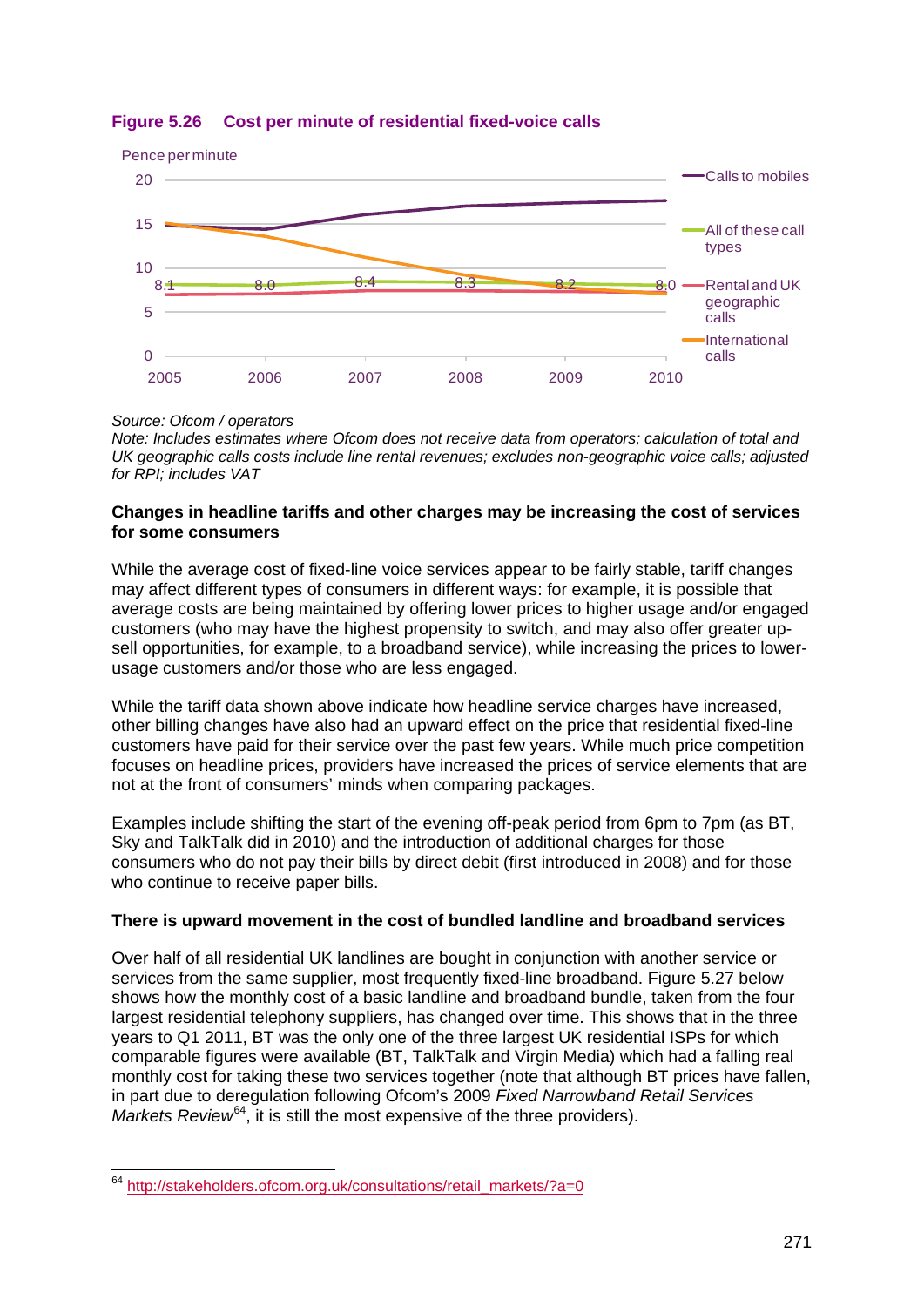**Figure 5.26 Cost per minute of residential fixed-voice calls**

Source: Ofcom / operators

*Note: Includes estimates where Ofcom does not receive data from operators; calculation of total and UK geographic calls costs include line rental revenues; excludes non-geographic voice calls; adjusted for RPI; includes VAT*

**Changes in headline tariffs and other charges may be increasing the cost of services for some consumers**

While the average cost of fixed-line voice services appear to be fairly stable, tariff changes may affect different types of consumers in different ways: for example, it is possible that average costs are being maintained by offering lower prices to higher usage and/or engaged customers (who may have the highest propensity to switch, and may also offer greater up-sell opportunities, for example, to a broadband service), while increasing the prices to lower-usage customers and/or those who are less engaged.

While the tariff data shown above indicate how headline service charges have increased, other billing changes have also had an upward effect on the price that residential fixed-line customers have paid for their service over the past few years. While much price competition focuses on headline prices, providers have increased the prices of service elements that are not at the front of consumers' minds when comparing packages.

Examples include shifting the start of the evening off-peak period from 6pm to 7pm (as BT, Sky and TalkTalk did in 2010) and the introduction of additional charges for those consumers who do not pay their bills by direct debit (first introduced in 2008) and for those who continue to receive paper bills.

**There is upward movement in the cost of bundled landline and broadband services**

Over half of all residential UK landlines are bought in conjunction with another service or services from the same supplier, most frequently fixed-line broadband. Figure 5.27 below shows how the monthly cost of a basic landline and broadband bundle, taken from the four largest residential telephony suppliers, has changed over time. This shows that in the three years to Q1 2011, BT was the only one of the three largest UK residential ISPs for which comparable figures were available (BT, TalkTalk and Virgin Media) which had a falling real monthly cost for taking these two services together (note that although BT prices have fallen, in part due to deregulation following Ofcom's 2009 *Fixed Narrowband Retail Services Markets Review*[64], it is still the most expensive of the three providers).

[64] http://stakeholders.ofcom.org.uk/consultations/retail_markets/?a=0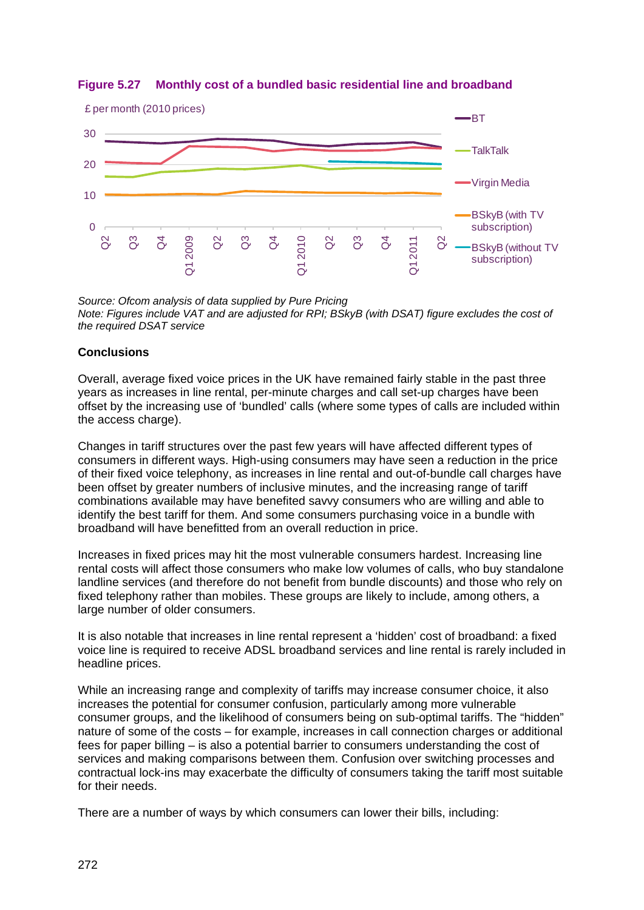**Figure 5.27 Monthly cost of a bundled basic residential line and broadband**

*Source: Ofcom analysis of data supplied by Pure Pricing*
*Note: Figures include VAT and are adjusted for RPI; BSkyB (with DSAT) figure excludes the cost of the required DSAT service*

**Conclusions**

Overall, average fixed voice prices in the UK have remained fairly stable in the past three years as increases in line rental, per-minute charges and call set-up charges have been offset by the increasing use of 'bundled' calls (where some types of calls are included within the access charge).

Changes in tariff structures over the past few years will have affected different types of consumers in different ways. High-using consumers may have seen a reduction in the price of their fixed voice telephony, as increases in line rental and out-of-bundle call charges have been offset by greater numbers of inclusive minutes, and the increasing range of tariff combinations available may have benefited savvy consumers who are willing and able to identify the best tariff for them. And some consumers purchasing voice in a bundle with broadband will have benefitted from an overall reduction in price.

Increases in fixed prices may hit the most vulnerable consumers hardest. Increasing line rental costs will affect those consumers who make low volumes of calls, who buy standalone landline services (and therefore do not benefit from bundle discounts) and those who rely on fixed telephony rather than mobiles. These groups are likely to include, among others, a large number of older consumers.

It is also notable that increases in line rental represent a 'hidden' cost of broadband: a fixed voice line is required to receive ADSL broadband services and line rental is rarely included in headline prices.

While an increasing range and complexity of tariffs may increase consumer choice, it also increases the potential for consumer confusion, particularly among more vulnerable consumer groups, and the likelihood of consumers being on sub-optimal tariffs. The "hidden" nature of some of the costs – for example, increases in call connection charges or additional fees for paper billing – is also a potential barrier to consumers understanding the cost of services and making comparisons between them. Confusion over switching processes and contractual lock-ins may exacerbate the difficulty of consumers taking the tariff most suitable for their needs.

There are a number of ways by which consumers can lower their bills, including: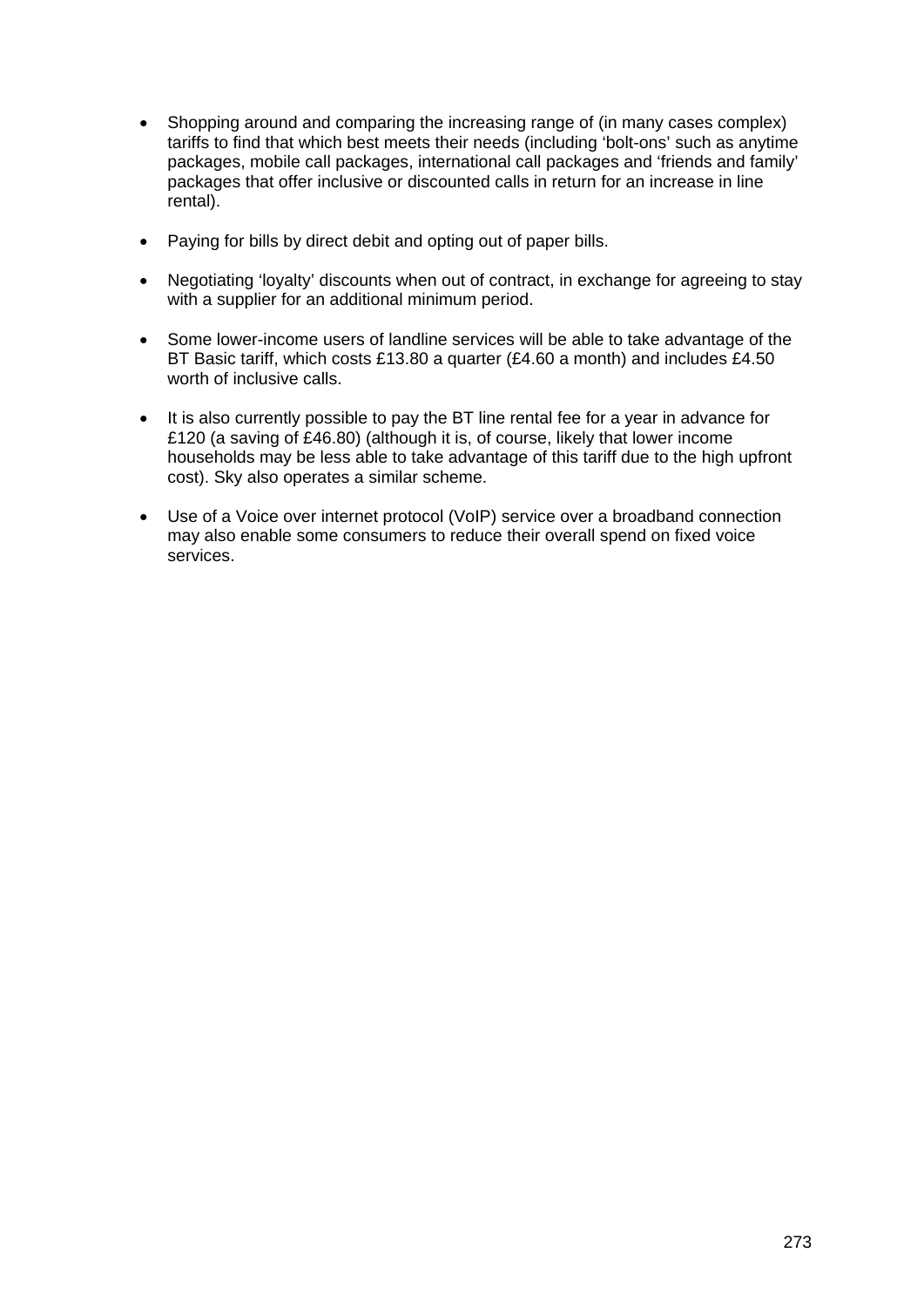- Shopping around and comparing the increasing range of (in many cases complex) tariffs to find that which best meets their needs (including 'bolt-ons' such as anytime packages, mobile call packages, international call packages and 'friends and family' packages that offer inclusive or discounted calls in return for an increase in line rental).

- Paying for bills by direct debit and opting out of paper bills.

- Negotiating 'loyalty' discounts when out of contract, in exchange for agreeing to stay with a supplier for an additional minimum period.

- Some lower-income users of landline services will be able to take advantage of the BT Basic tariff, which costs £13.80 a quarter (£4.60 a month) and includes £4.50 worth of inclusive calls.

- It is also currently possible to pay the BT line rental fee for a year in advance for £120 (a saving of £46.80) (although it is, of course, likely that lower income households may be less able to take advantage of this tariff due to the high upfront cost). Sky also operates a similar scheme.

- Use of a Voice over internet protocol (VoIP) service over a broadband connection may also enable some consumers to reduce their overall spend on fixed voice services.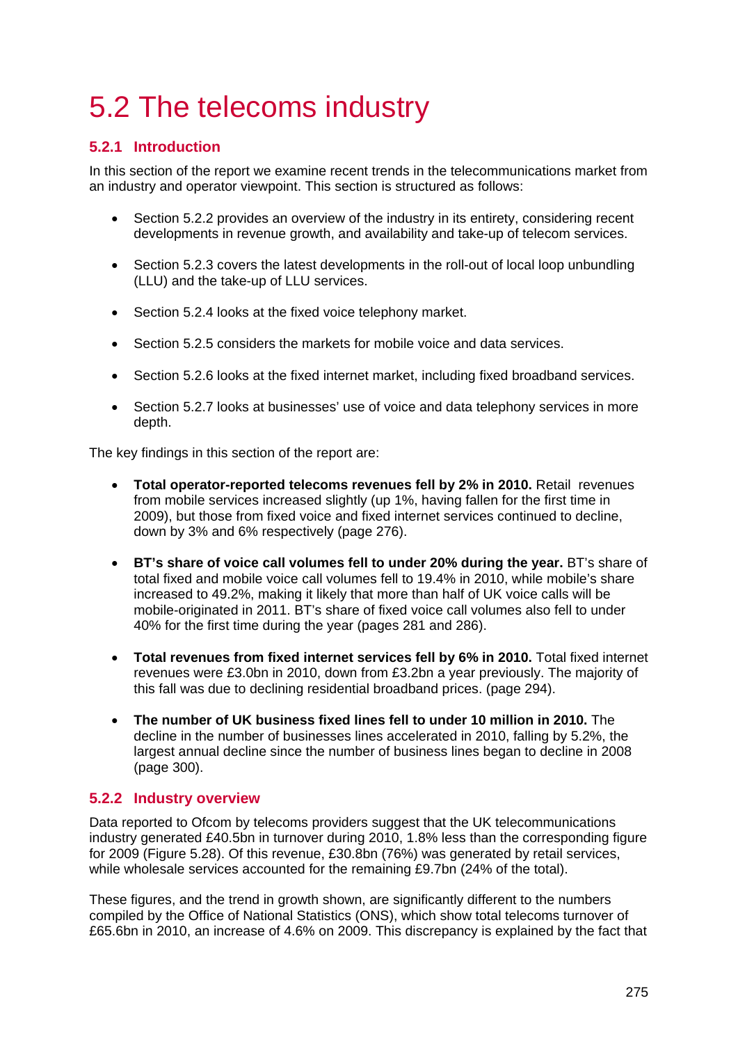# 5.2 The telecoms industry

## 5.2.1 Introduction

In this section of the report we examine recent trends in the telecommunications market from an industry and operator viewpoint. This section is structured as follows:

- Section 5.2.2 provides an overview of the industry in its entirety, considering recent developments in revenue growth, and availability and take-up of telecom services.
- Section 5.2.3 covers the latest developments in the roll-out of local loop unbundling (LLU) and the take-up of LLU services.
- Section 5.2.4 looks at the fixed voice telephony market.
- Section 5.2.5 considers the markets for mobile voice and data services.
- Section 5.2.6 looks at the fixed internet market, including fixed broadband services.
- Section 5.2.7 looks at businesses' use of voice and data telephony services in more depth.

The key findings in this section of the report are:

- **Total operator-reported telecoms revenues fell by 2% in 2010.** Retail revenues from mobile services increased slightly (up 1%, having fallen for the first time in 2009), but those from fixed voice and fixed internet services continued to decline, down by 3% and 6% respectively (page 276).
- **BT's share of voice call volumes fell to under 20% during the year.** BT's share of total fixed and mobile voice call volumes fell to 19.4% in 2010, while mobile's share increased to 49.2%, making it likely that more than half of UK voice calls will be mobile-originated in 2011. BT's share of fixed voice call volumes also fell to under 40% for the first time during the year (pages 281 and 286).
- **Total revenues from fixed internet services fell by 6% in 2010.** Total fixed internet revenues were £3.0bn in 2010, down from £3.2bn a year previously. The majority of this fall was due to declining residential broadband prices. (page 294).
- **The number of UK business fixed lines fell to under 10 million in 2010.** The decline in the number of businesses lines accelerated in 2010, falling by 5.2%, the largest annual decline since the number of business lines began to decline in 2008 (page 300).

## 5.2.2 Industry overview

Data reported to Ofcom by telecoms providers suggest that the UK telecommunications industry generated £40.5bn in turnover during 2010, 1.8% less than the corresponding figure for 2009 (Figure 5.28). Of this revenue, £30.8bn (76%) was generated by retail services, while wholesale services accounted for the remaining £9.7bn (24% of the total).

These figures, and the trend in growth shown, are significantly different to the numbers compiled by the Office of National Statistics (ONS), which show total telecoms turnover of £65.6bn in 2010, an increase of 4.6% on 2009. This discrepancy is explained by the fact that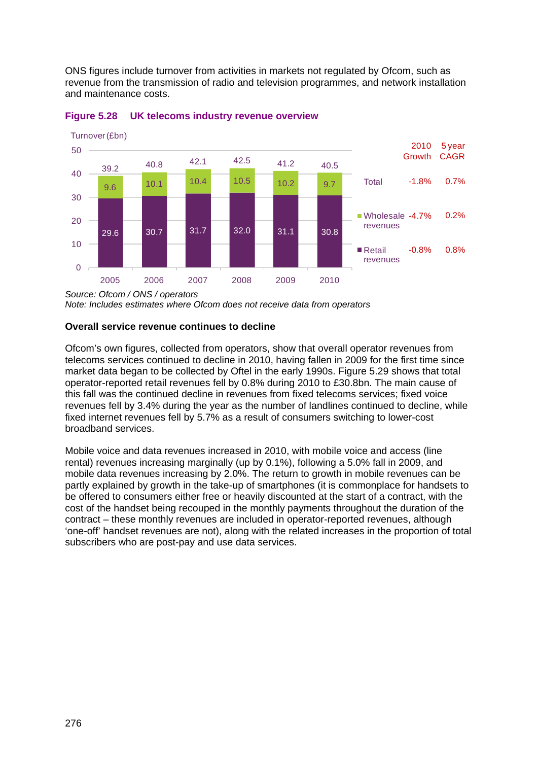ONS figures include turnover from activities in markets not regulated by Ofcom, such as revenue from the transmission of radio and television programmes, and network installation and maintenance costs.

**Figure 5.28 UK telecoms industry revenue overview**

Turnover (£bn)

| Year | Retail revenues | Wholesale revenues | Total |
|---|---|---|---|
| 2005 | 29.6 | 9.6 | 39.2 |
| 2006 | 30.7 | 10.1 | 40.8 |
| 2007 | 31.7 | 10.4 | 42.1 |
| 2008 | 32.0 | 10.5 | 42.5 |
| 2009 | 31.1 | 10.2 | 41.2 |
| 2010 | 30.8 | 9.7 | 40.5 |

| | 2010 Growth | 5 year CAGR |
|---|---|---|
| Total | -1.8% | 0.7% |
| Wholesale revenues | -4.7% | 0.2% |
| Retail revenues | -0.8% | 0.8% |

*Source: Ofcom / ONS / operators*
*Note: Includes estimates where Ofcom does not receive data from operators*

**Overall service revenue continues to decline**

Ofcom's own figures, collected from operators, show that overall operator revenues from telecoms services continued to decline in 2010, having fallen in 2009 for the first time since market data began to be collected by Oftel in the early 1990s. Figure 5.29 shows that total operator-reported retail revenues fell by 0.8% during 2010 to £30.8bn. The main cause of this fall was the continued decline in revenues from fixed telecoms services; fixed voice revenues fell by 3.4% during the year as the number of landlines continued to decline, while fixed internet revenues fell by 5.7% as a result of consumers switching to lower-cost broadband services.

Mobile voice and data revenues increased in 2010, with mobile voice and access (line rental) revenues increasing marginally (up by 0.1%), following a 5.0% fall in 2009, and mobile data revenues increasing by 2.0%. The return to growth in mobile revenues can be partly explained by growth in the take-up of smartphones (it is commonplace for handsets to be offered to consumers either free or heavily discounted at the start of a contract, with the cost of the handset being recouped in the monthly payments throughout the duration of the contract – these monthly revenues are included in operator-reported revenues, although 'one-off' handset revenues are not), along with the related increases in the proportion of total subscribers who are post-pay and use data services.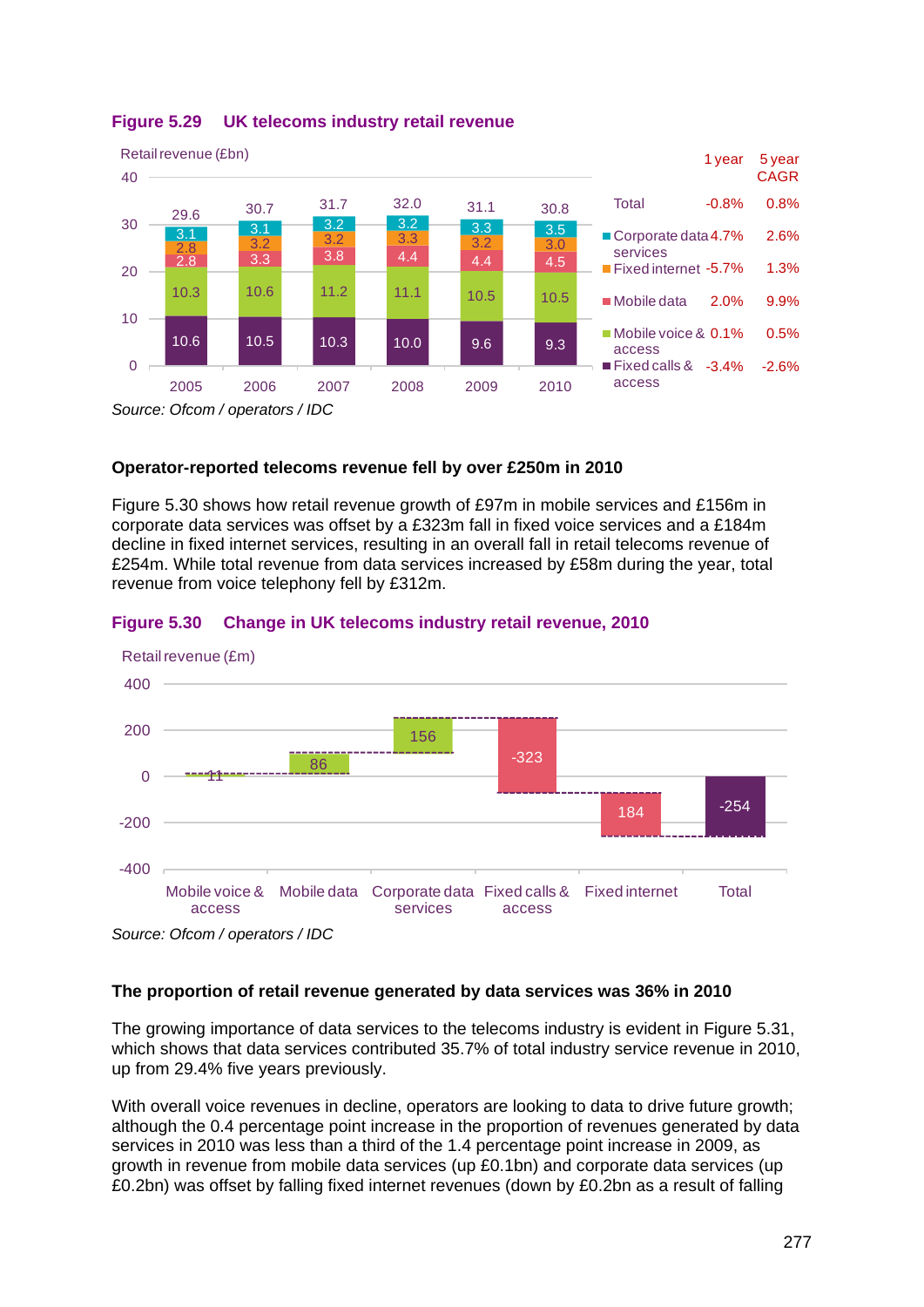**Figure 5.29 UK telecoms industry retail revenue**

Retail revenue (£bn)

| | 2005 | 2006 | 2007 | 2008 | 2009 | 2010 | 1 year | 5 year CAGR |
|---|---|---|---|---|---|---|---|---|
| Total | 29.6 | 30.7 | 31.7 | 32.0 | 31.1 | 30.8 | -0.8% | 0.8% |
| Corporate data services | 3.1 | 3.1 | 3.2 | 3.2 | 3.3 | 3.5 | 4.7% | 2.6% |
| Fixed internet | 2.8 | 3.2 | 3.2 | 3.3 | 3.2 | 3.0 | -5.7% | 1.3% |
| Mobile data | 2.8 | 3.3 | 3.8 | 4.4 | 4.4 | 4.5 | 2.0% | 9.9% |
| Mobile voice & access | 10.3 | 10.6 | 11.2 | 11.1 | 10.5 | 10.5 | 0.1% | 0.5% |
| Fixed calls & access | 10.6 | 10.5 | 10.3 | 10.0 | 9.6 | 9.3 | -3.4% | -2.6% |

*Source: Ofcom / operators / IDC*

**Operator-reported telecoms revenue fell by over £250m in 2010**

Figure 5.30 shows how retail revenue growth of £97m in mobile services and £156m in corporate data services was offset by a £323m fall in fixed voice services and a £184m decline in fixed internet services, resulting in an overall fall in retail telecoms revenue of £254m. While total revenue from data services increased by £58m during the year, total revenue from voice telephony fell by £312m.

**Figure 5.30 Change in UK telecoms industry retail revenue, 2010**

Retail revenue (£m)

| | Mobile voice & access | Mobile data | Corporate data services | Fixed calls & access | Fixed internet | Total |
|---|---|---|---|---|---|---|
| Change (£m) | 11 | 86 | 156 | -323 | 184 | -254 |

*Source: Ofcom / operators / IDC*

**The proportion of retail revenue generated by data services was 36% in 2010**

The growing importance of data services to the telecoms industry is evident in Figure 5.31, which shows that data services contributed 35.7% of total industry service revenue in 2010, up from 29.4% five years previously.

With overall voice revenues in decline, operators are looking to data to drive future growth; although the 0.4 percentage point increase in the proportion of revenues generated by data services in 2010 was less than a third of the 1.4 percentage point increase in 2009, as growth in revenue from mobile data services (up £0.1bn) and corporate data services (up £0.2bn) was offset by falling fixed internet revenues (down by £0.2bn as a result of falling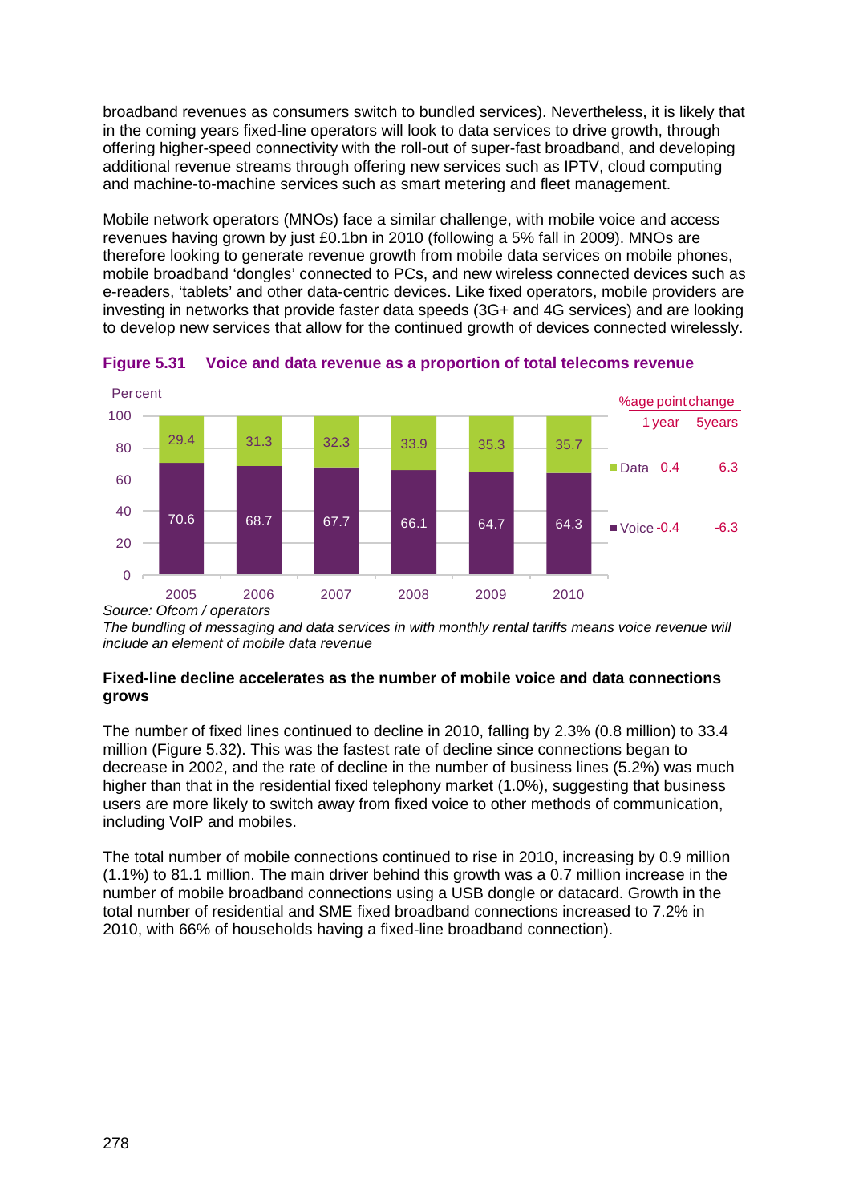broadband revenues as consumers switch to bundled services). Nevertheless, it is likely that in the coming years fixed-line operators will look to data services to drive growth, through offering higher-speed connectivity with the roll-out of super-fast broadband, and developing additional revenue streams through offering new services such as IPTV, cloud computing and machine-to-machine services such as smart metering and fleet management.

Mobile network operators (MNOs) face a similar challenge, with mobile voice and access revenues having grown by just £0.1bn in 2010 (following a 5% fall in 2009). MNOs are therefore looking to generate revenue growth from mobile data services on mobile phones, mobile broadband 'dongles' connected to PCs, and new wireless connected devices such as e-readers, 'tablets' and other data-centric devices. Like fixed operators, mobile providers are investing in networks that provide faster data speeds (3G+ and 4G services) and are looking to develop new services that allow for the continued growth of devices connected wirelessly.

**Figure 5.31 Voice and data revenue as a proportion of total telecoms revenue**

Percent

| | 2005 | 2006 | 2007 | 2008 | 2009 | 2010 |
|---|---|---|---|---|---|---|
| Data | 29.4 | 31.3 | 32.3 | 33.9 | 35.3 | 35.7 |
| Voice | 70.6 | 68.7 | 67.7 | 66.1 | 64.7 | 64.3 |

| %age point change | 1 year | 5years |
|---|---|---|
| Data | 0.4 | 6.3 |
| Voice | -0.4 | -6.3 |

*Source: Ofcom / operators*
*The bundling of messaging and data services in with monthly rental tariffs means voice revenue will include an element of mobile data revenue*

**Fixed-line decline accelerates as the number of mobile voice and data connections grows**

The number of fixed lines continued to decline in 2010, falling by 2.3% (0.8 million) to 33.4 million (Figure 5.32). This was the fastest rate of decline since connections began to decrease in 2002, and the rate of decline in the number of business lines (5.2%) was much higher than that in the residential fixed telephony market (1.0%), suggesting that business users are more likely to switch away from fixed voice to other methods of communication, including VoIP and mobiles.

The total number of mobile connections continued to rise in 2010, increasing by 0.9 million (1.1%) to 81.1 million. The main driver behind this growth was a 0.7 million increase in the number of mobile broadband connections using a USB dongle or datacard. Growth in the total number of residential and SME fixed broadband connections increased to 7.2% in 2010, with 66% of households having a fixed-line broadband connection).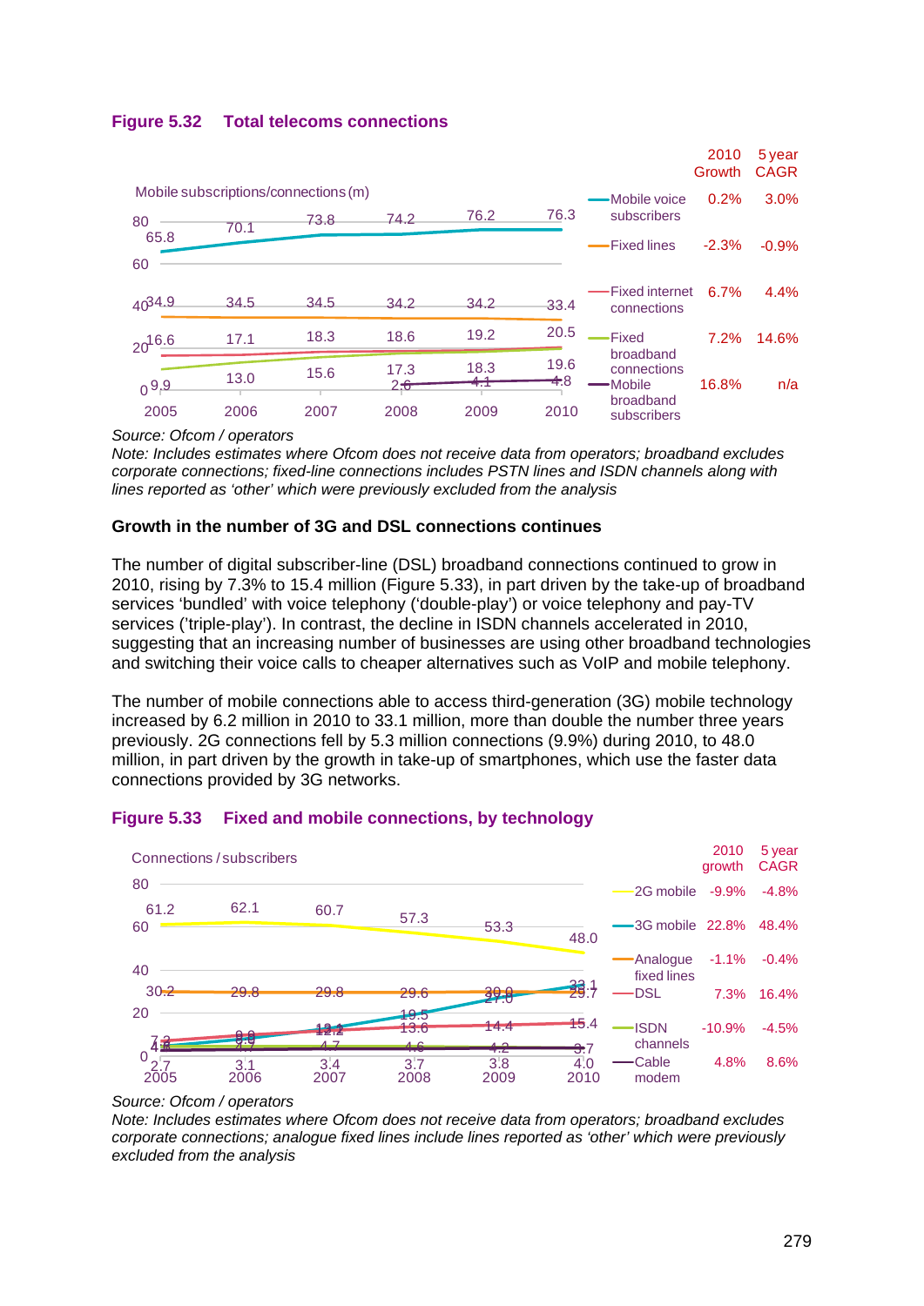**Figure 5.32 Total telecoms connections**

Mobile subscriptions/connections (m)

| | 2005 | 2006 | 2007 | 2008 | 2009 | 2010 | 2010 Growth | 5 year CAGR |
|---|---|---|---|---|---|---|---|---|
| Mobile voice subscribers | 65.8 | 70.1 | 73.8 | 74.2 | 76.2 | 76.3 | 0.2% | 3.0% |
| Fixed lines | 34.9 | 34.5 | 34.5 | 34.2 | 34.2 | 33.4 | -2.3% | -0.9% |
| Fixed internet connections | 16.6 | 17.1 | 18.3 | 18.6 | 19.2 | 20.5 | 6.7% | 4.4% |
| Fixed broadband connections | 9.9 | 13.0 | 15.6 | 17.3 | 18.3 | 19.6 | 7.2% | 14.6% |
| Mobile broadband subscribers | | | | 2.6 | 4.1 | 4.8 | 16.8% | n/a |

*Source: Ofcom / operators*
*Note: Includes estimates where Ofcom does not receive data from operators; broadband excludes corporate connections; fixed-line connections includes PSTN lines and ISDN channels along with lines reported as 'other' which were previously excluded from the analysis*

**Growth in the number of 3G and DSL connections continues**

The number of digital subscriber-line (DSL) broadband connections continued to grow in 2010, rising by 7.3% to 15.4 million (Figure 5.33), in part driven by the take-up of broadband services 'bundled' with voice telephony ('double-play') or voice telephony and pay-TV services ('triple-play'). In contrast, the decline in ISDN channels accelerated in 2010, suggesting that an increasing number of businesses are using other broadband technologies and switching their voice calls to cheaper alternatives such as VoIP and mobile telephony.

The number of mobile connections able to access third-generation (3G) mobile technology increased by 6.2 million in 2010 to 33.1 million, more than double the number three years previously. 2G connections fell by 5.3 million connections (9.9%) during 2010, to 48.0 million, in part driven by the growth in take-up of smartphones, which use the faster data connections provided by 3G networks.

**Figure 5.33 Fixed and mobile connections, by technology**

Connections / subscribers

| | 2005 | 2006 | 2007 | 2008 | 2009 | 2010 | 2010 growth | 5 year CAGR |
|---|---|---|---|---|---|---|---|---|
| 2G mobile | 61.2 | 62.1 | 60.7 | 57.3 | 53.3 | 48.0 | -9.9% | -4.8% |
| 3G mobile | 4.6 | 6.9 | 12.1 | 19.5 | 27.0 | 33.1 | 22.8% | 48.4% |
| Analogue fixed lines | 30.2 | 29.8 | 29.8 | 29.6 | 30.0 | 29.7 | -1.1% | -0.4% |
| DSL | 7.2 | 9.0 | 12.2 | 13.6 | 14.4 | 15.4 | 7.3% | 16.4% |
| ISDN channels | 4.7 | 4.7 | 4.7 | 4.6 | 4.2 | 3.7 | -10.9% | -4.5% |
| Cable modem | 2.7 | 3.1 | 3.4 | 3.7 | 3.8 | 4.0 | 4.8% | 8.6% |

*Source: Ofcom / operators*
*Note: Includes estimates where Ofcom does not receive data from operators; broadband excludes corporate connections; analogue fixed lines include lines reported as 'other' which were previously excluded from the analysis*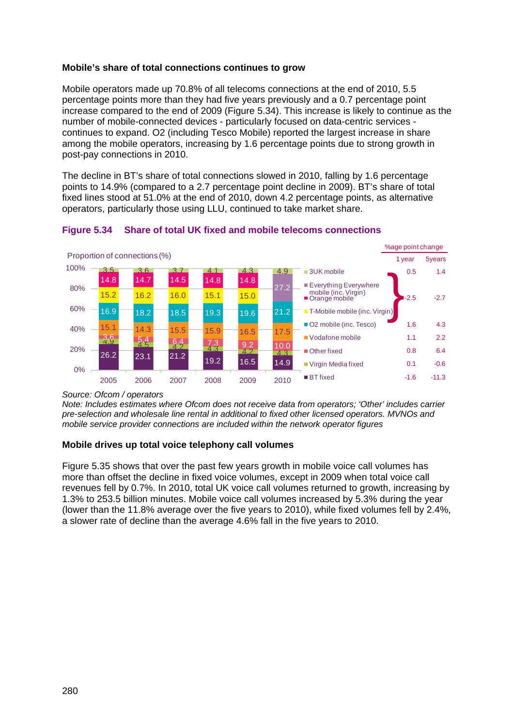**Mobile's share of total connections continues to grow**

Mobile operators made up 70.8% of all telecoms connections at the end of 2010, 5.5 percentage points more than they had five years previously and a 0.7 percentage point increase compared to the end of 2009 (Figure 5.34). This increase is likely to continue as the number of mobile-connected devices - particularly focused on data-centric services - continues to expand. O2 (including Tesco Mobile) reported the largest increase in share among the mobile operators, increasing by 1.6 percentage points due to strong growth in post-pay connections in 2010.

The decline in BT's share of total connections slowed in 2010, falling by 1.6 percentage points to 14.9% (compared to a 2.7 percentage point decline in 2009). BT's share of total fixed lines stood at 51.0% at the end of 2010, down 4.2 percentage points, as alternative operators, particularly those using LLU, continued to take market share.

**Figure 5.34 Share of total UK fixed and mobile telecoms connections**

Proportion of connections (%)

| | 2005 | 2006 | 2007 | 2008 | 2009 | 2010 | %age point change: 1 year | %age point change: 5 years |
|---|---|---|---|---|---|---|---|---|
| 3UK mobile | 3.5 | 3.6 | 3.7 | 4.1 | 4.3 | 4.9 | 0.5 | 1.4 |
| Everything Everywhere mobile (inc. Virgin) | | | | | | 27.2 | -2.5 | -2.7 |
| Orange mobile | 14.8 | 14.7 | 14.5 | 14.8 | 14.8 | | | |
| T-Mobile mobile (inc. Virgin) | 15.2 | 16.2 | 16.0 | 15.1 | 15.0 | | | |
| O2 mobile (inc. Tesco) | 16.9 | 18.2 | 18.5 | 19.3 | 19.6 | 21.2 | 1.6 | 4.3 |
| Vodafone mobile | 15.1 | 14.3 | 15.5 | 15.9 | 16.5 | 17.5 | 1.1 | 2.2 |
| Other fixed | 3.6 | 5.4 | 6.4 | 7.3 | 9.2 | 10.0 | 0.8 | 6.4 |
| Virgin Media fixed | 4.9 | 4.5 | 4.2 | 4.3 | 4.2 | 4.3 | 0.1 | -0.6 |
| BT fixed | 26.2 | 23.1 | 21.2 | 19.2 | 16.5 | 14.9 | -1.6 | -11.3 |

*Source: Ofcom / operators*
*Note: Includes estimates where Ofcom does not receive data from operators; 'Other' includes carrier pre-selection and wholesale line rental in additional to fixed other licensed operators. MVNOs and mobile service provider connections are included within the network operator figures*

**Mobile drives up total voice telephony call volumes**

Figure 5.35 shows that over the past few years growth in mobile voice call volumes has more than offset the decline in fixed voice volumes, except in 2009 when total voice call revenues fell by 0.7%. In 2010, total UK voice call volumes returned to growth, increasing by 1.3% to 253.5 billion minutes. Mobile voice call volumes increased by 5.3% during the year (lower than the 11.8% average over the five years to 2010), while fixed volumes fell by 2.4%, a slower rate of decline than the average 4.6% fall in the five years to 2010.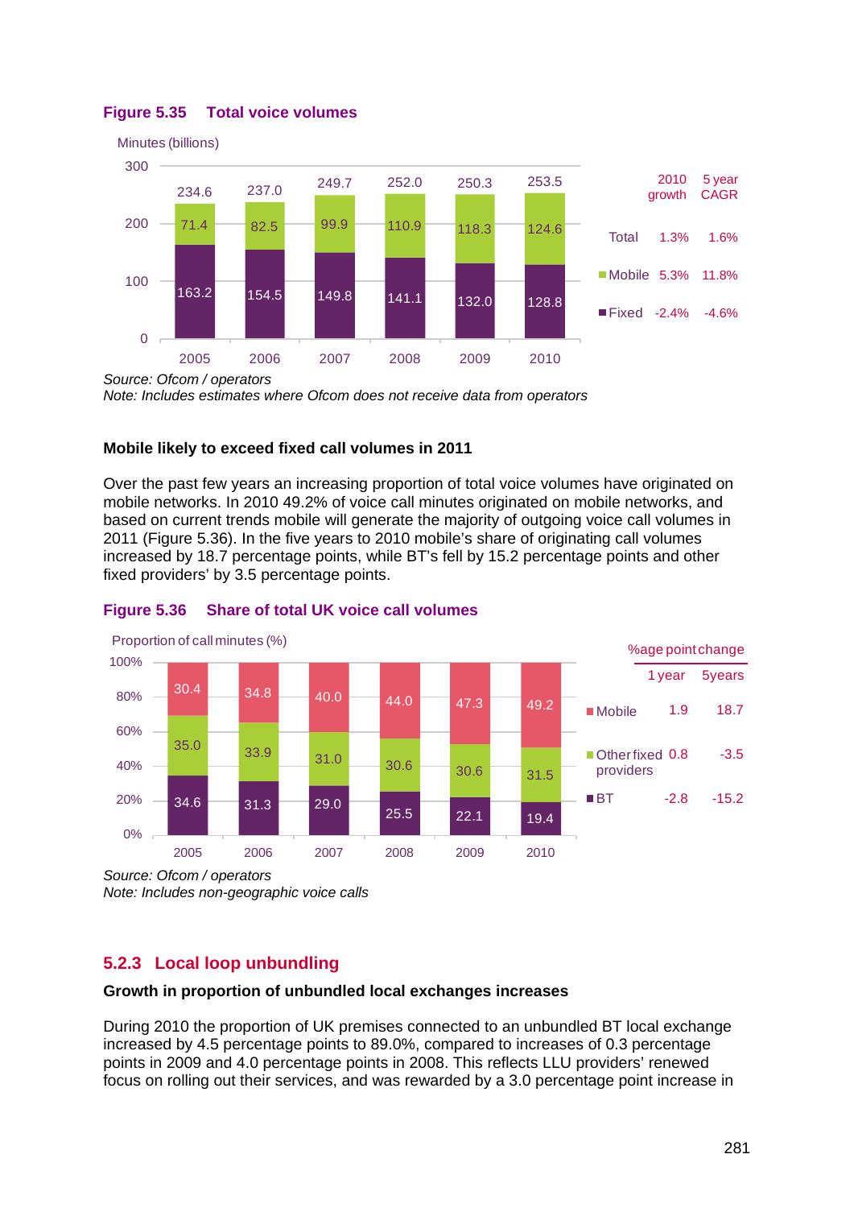**Figure 5.35 Total voice volumes**

Minutes (billions)

| | 2005 | 2006 | 2007 | 2008 | 2009 | 2010 |
|---|---|---|---|---|---|---|
| Total | 234.6 | 237.0 | 249.7 | 252.0 | 250.3 | 253.5 |
| Mobile | 71.4 | 82.5 | 99.9 | 110.9 | 118.3 | 124.6 |
| Fixed | 163.2 | 154.5 | 149.8 | 141.1 | 132.0 | 128.8 |

| | 2010 growth | 5 year CAGR |
|---|---|---|
| Total | 1.3% | 1.6% |
| Mobile | 5.3% | 11.8% |
| Fixed | -2.4% | -4.6% |

*Source: Ofcom / operators*
*Note: Includes estimates where Ofcom does not receive data from operators*

**Mobile likely to exceed fixed call volumes in 2011**

Over the past few years an increasing proportion of total voice volumes have originated on mobile networks. In 2010 49.2% of voice call minutes originated on mobile networks, and based on current trends mobile will generate the majority of outgoing voice call volumes in 2011 (Figure 5.36). In the five years to 2010 mobile's share of originating call volumes increased by 18.7 percentage points, while BT's fell by 15.2 percentage points and other fixed providers' by 3.5 percentage points.

**Figure 5.36 Share of total UK voice call volumes**

Proportion of call minutes (%)

| | 2005 | 2006 | 2007 | 2008 | 2009 | 2010 |
|---|---|---|---|---|---|---|
| Mobile | 30.4 | 34.8 | 40.0 | 44.0 | 47.3 | 49.2 |
| Other fixed providers | 35.0 | 33.9 | 31.0 | 30.6 | 30.6 | 31.5 |
| BT | 34.6 | 31.3 | 29.0 | 25.5 | 22.1 | 19.4 |

| %age point change | 1 year | 5 years |
|---|---|---|
| Mobile | 1.9 | 18.7 |
| Other fixed providers | 0.8 | -3.5 |
| BT | -2.8 | -15.2 |

*Source: Ofcom / operators*
*Note: Includes non-geographic voice calls*

## 5.2.3 Local loop unbundling

**Growth in proportion of unbundled local exchanges increases**

During 2010 the proportion of UK premises connected to an unbundled BT local exchange increased by 4.5 percentage points to 89.0%, compared to increases of 0.3 percentage points in 2009 and 4.0 percentage points in 2008. This reflects LLU providers' renewed focus on rolling out their services, and was rewarded by a 3.0 percentage point increase in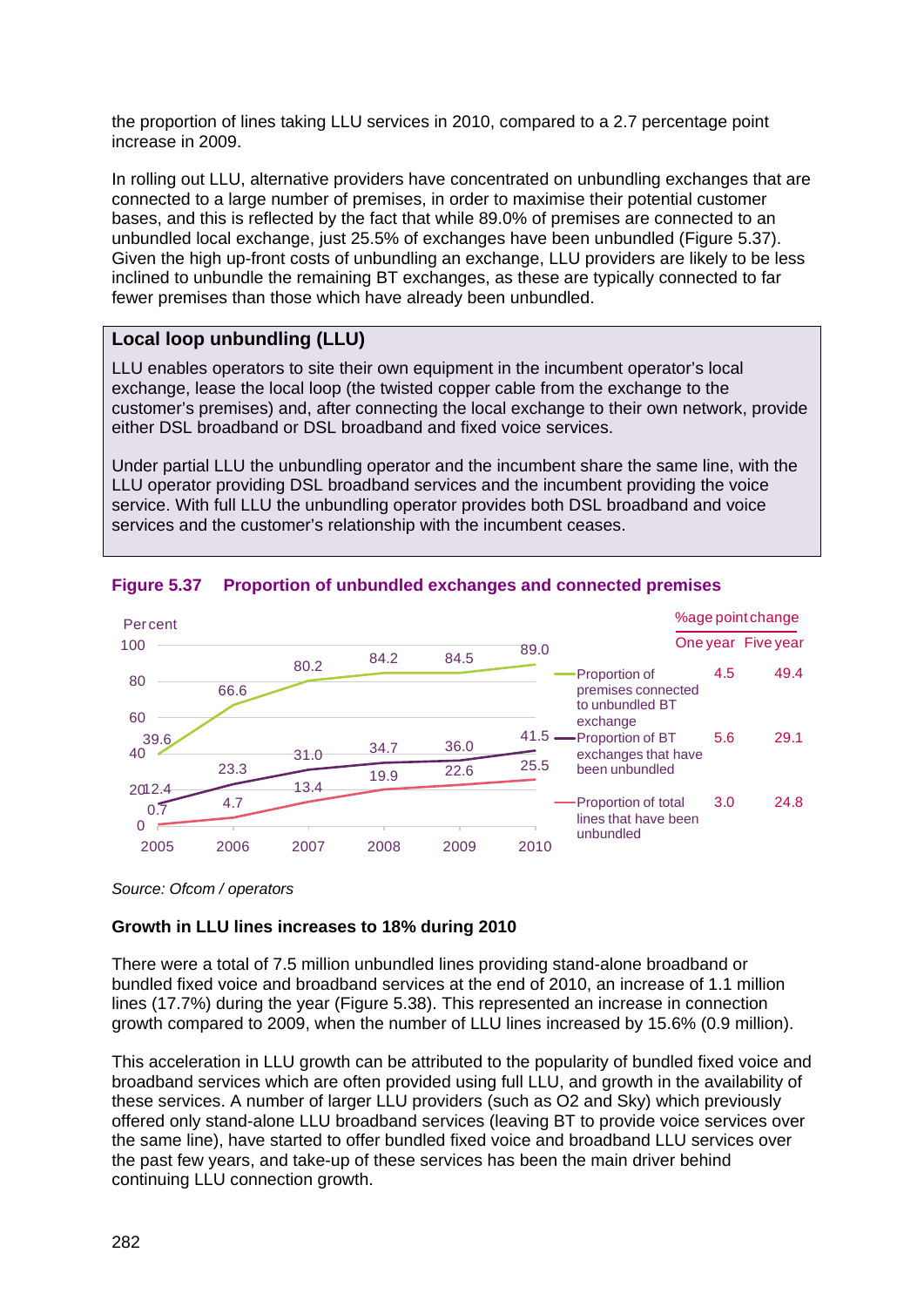the proportion of lines taking LLU services in 2010, compared to a 2.7 percentage point increase in 2009.

In rolling out LLU, alternative providers have concentrated on unbundling exchanges that are connected to a large number of premises, in order to maximise their potential customer bases, and this is reflected by the fact that while 89.0% of premises are connected to an unbundled local exchange, just 25.5% of exchanges have been unbundled (Figure 5.37). Given the high up-front costs of unbundling an exchange, LLU providers are likely to be less inclined to unbundle the remaining BT exchanges, as these are typically connected to far fewer premises than those which have already been unbundled.

### Local loop unbundling (LLU)

LLU enables operators to site their own equipment in the incumbent operator's local exchange, lease the local loop (the twisted copper cable from the exchange to the customer's premises) and, after connecting the local exchange to their own network, provide either DSL broadband or DSL broadband and fixed voice services.

Under partial LLU the unbundling operator and the incumbent share the same line, with the LLU operator providing DSL broadband services and the incumbent providing the voice service. With full LLU the unbundling operator provides both DSL broadband and voice services and the customer's relationship with the incumbent ceases.

**Figure 5.37 Proportion of unbundled exchanges and connected premises**

Percent

| | 2005 | 2006 | 2007 | 2008 | 2009 | 2010 | %age point change: One year | %age point change: Five year |
|---|---|---|---|---|---|---|---|---|
| Proportion of premises connected to unbundled BT exchange | 39.6 | 66.6 | 80.2 | 84.2 | 84.5 | 89.0 | 4.5 | 49.4 |
| Proportion of BT exchanges that have been unbundled | 12.4 | 23.3 | 31.0 | 34.7 | 36.0 | 41.5 | 5.6 | 29.1 |
| Proportion of total lines that have been unbundled | 0.7 | 4.7 | 13.4 | 19.9 | 22.6 | 25.5 | 3.0 | 24.8 |

*Source: Ofcom / operators*

**Growth in LLU lines increases to 18% during 2010**

There were a total of 7.5 million unbundled lines providing stand-alone broadband or bundled fixed voice and broadband services at the end of 2010, an increase of 1.1 million lines (17.7%) during the year (Figure 5.38). This represented an increase in connection growth compared to 2009, when the number of LLU lines increased by 15.6% (0.9 million).

This acceleration in LLU growth can be attributed to the popularity of bundled fixed voice and broadband services which are often provided using full LLU, and growth in the availability of these services. A number of larger LLU providers (such as O2 and Sky) which previously offered only stand-alone LLU broadband services (leaving BT to provide voice services over the same line), have started to offer bundled fixed voice and broadband LLU services over the past few years, and take-up of these services has been the main driver behind continuing LLU connection growth.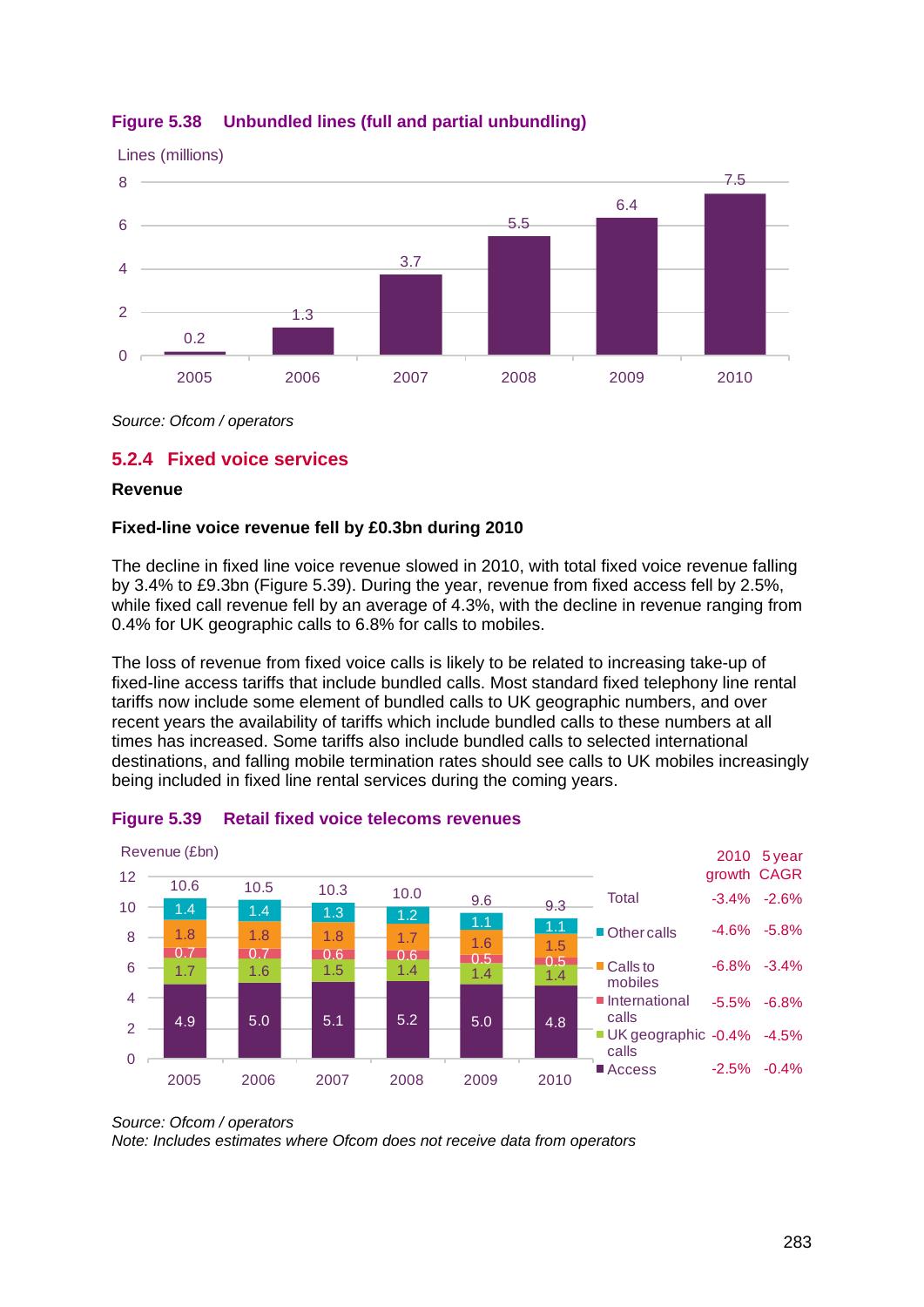**Figure 5.38 Unbundled lines (full and partial unbundling)**

| Year | Lines (millions) |
|---|---|
| 2005 | 0.2 |
| 2006 | 1.3 |
| 2007 | 3.7 |
| 2008 | 5.5 |
| 2009 | 6.4 |
| 2010 | 7.5 |

*Source: Ofcom / operators*

## 5.2.4 Fixed voice services

**Revenue**

**Fixed-line voice revenue fell by £0.3bn during 2010**

The decline in fixed line voice revenue slowed in 2010, with total fixed voice revenue falling by 3.4% to £9.3bn (Figure 5.39). During the year, revenue from fixed access fell by 2.5%, while fixed call revenue fell by an average of 4.3%, with the decline in revenue ranging from 0.4% for UK geographic calls to 6.8% for calls to mobiles.

The loss of revenue from fixed voice calls is likely to be related to increasing take-up of fixed-line access tariffs that include bundled calls. Most standard fixed telephony line rental tariffs now include some element of bundled calls to UK geographic numbers, and over recent years the availability of tariffs which include bundled calls to these numbers at all times has increased. Some tariffs also include bundled calls to selected international destinations, and falling mobile termination rates should see calls to UK mobiles increasingly being included in fixed line rental services during the coming years.

**Figure 5.39 Retail fixed voice telecoms revenues**

Revenue (£bn)

| | 2005 | 2006 | 2007 | 2008 | 2009 | 2010 | 2010 growth | 5 year CAGR |
|---|---|---|---|---|---|---|---|---|
| Total | 10.6 | 10.5 | 10.3 | 10.0 | 9.6 | 9.3 | -3.4% | -2.6% |
| Other calls | 1.4 | 1.4 | 1.3 | 1.2 | 1.1 | 1.1 | -4.6% | -5.8% |
| Calls to mobiles | 1.8 | 1.8 | 1.8 | 1.7 | 1.6 | 1.5 | -6.8% | -3.4% |
| International calls | 0.7 | 0.7 | 0.6 | 0.6 | 0.5 | 0.5 | -5.5% | -6.8% |
| UK geographic calls | 1.7 | 1.6 | 1.5 | 1.4 | 1.4 | 1.4 | -0.4% | -4.5% |
| Access | 4.9 | 5.0 | 5.1 | 5.2 | 5.0 | 4.8 | -2.5% | -0.4% |

*Source: Ofcom / operators*
*Note: Includes estimates where Ofcom does not receive data from operators*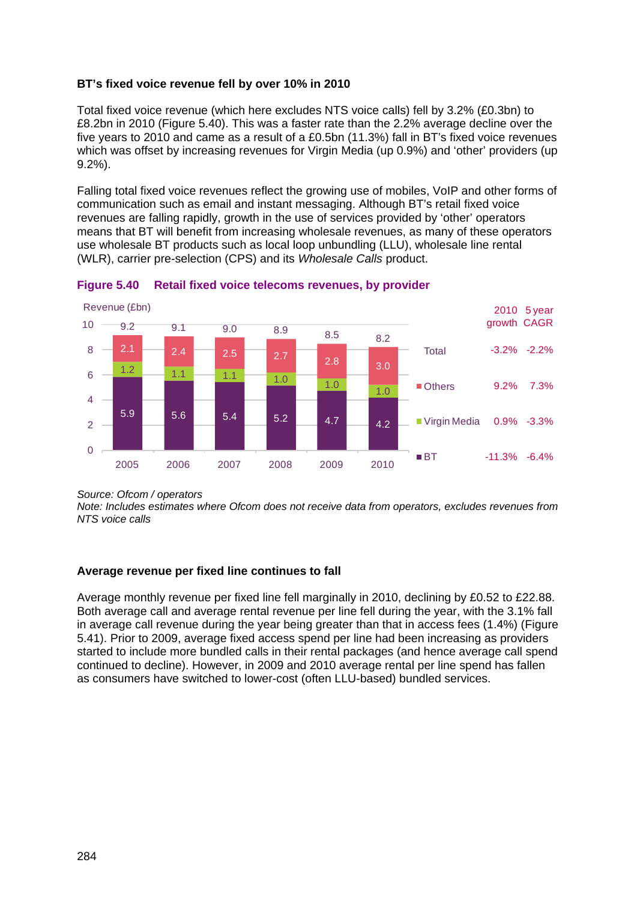**BT's fixed voice revenue fell by over 10% in 2010**

Total fixed voice revenue (which here excludes NTS voice calls) fell by 3.2% (£0.3bn) to £8.2bn in 2010 (Figure 5.40). This was a faster rate than the 2.2% average decline over the five years to 2010 and came as a result of a £0.5bn (11.3%) fall in BT's fixed voice revenues which was offset by increasing revenues for Virgin Media (up 0.9%) and 'other' providers (up 9.2%).

Falling total fixed voice revenues reflect the growing use of mobiles, VoIP and other forms of communication such as email and instant messaging. Although BT's retail fixed voice revenues are falling rapidly, growth in the use of services provided by 'other' operators means that BT will benefit from increasing wholesale revenues, as many of these operators use wholesale BT products such as local loop unbundling (LLU), wholesale line rental (WLR), carrier pre-selection (CPS) and its *Wholesale Calls* product.

**Figure 5.40 Retail fixed voice telecoms revenues, by provider**

Revenue (£bn)

| | 2005 | 2006 | 2007 | 2008 | 2009 | 2010 | 2010 growth | 5 year CAGR |
|---|---|---|---|---|---|---|---|---|
| Total | 9.2 | 9.1 | 9.0 | 8.9 | 8.5 | 8.2 | -3.2% | -2.2% |
| Others | 2.1 | 2.4 | 2.5 | 2.7 | 2.8 | 3.0 | 9.2% | 7.3% |
| Virgin Media | 1.2 | 1.1 | 1.1 | 1.0 | 1.0 | 1.0 | 0.9% | -3.3% |
| BT | 5.9 | 5.6 | 5.4 | 5.2 | 4.7 | 4.2 | -11.3% | -6.4% |

*Source: Ofcom / operators*
*Note: Includes estimates where Ofcom does not receive data from operators, excludes revenues from NTS voice calls*

**Average revenue per fixed line continues to fall**

Average monthly revenue per fixed line fell marginally in 2010, declining by £0.52 to £22.88. Both average call and average rental revenue per line fell during the year, with the 3.1% fall in average call revenue during the year being greater than that in access fees (1.4%) (Figure 5.41). Prior to 2009, average fixed access spend per line had been increasing as providers started to include more bundled calls in their rental packages (and hence average call spend continued to decline). However, in 2009 and 2010 average rental per line spend has fallen as consumers have switched to lower-cost (often LLU-based) bundled services.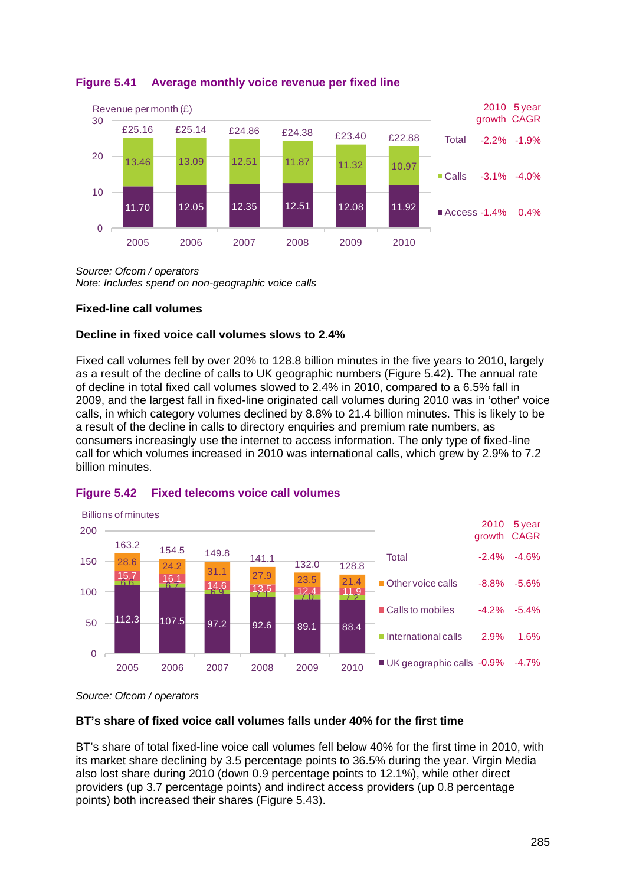**Figure 5.41 Average monthly voice revenue per fixed line**

| Revenue per month (£) | 2005 | 2006 | 2007 | 2008 | 2009 | 2010 |
|---|---|---|---|---|---|---|
| Total | £25.16 | £25.14 | £24.86 | £24.38 | £23.40 | £22.88 |
| Calls | 13.46 | 13.09 | 12.51 | 11.87 | 11.32 | 10.97 |
| Access | 11.70 | 12.05 | 12.35 | 12.51 | 12.08 | 11.92 |

| | 2010 growth | 5 year CAGR |
|---|---|---|
| Total | -2.2% | -1.9% |
| Calls | -3.1% | -4.0% |
| Access | -1.4% | 0.4% |

*Source: Ofcom / operators*
*Note: Includes spend on non-geographic voice calls*

### Fixed-line call volumes

#### Decline in fixed voice call volumes slows to 2.4%

Fixed call volumes fell by over 20% to 128.8 billion minutes in the five years to 2010, largely as a result of the decline of calls to UK geographic numbers (Figure 5.42). The annual rate of decline in total fixed call volumes slowed to 2.4% in 2010, compared to a 6.5% fall in 2009, and the largest fall in fixed-line originated call volumes during 2010 was in 'other' voice calls, in which category volumes declined by 8.8% to 21.4 billion minutes. This is likely to be a result of the decline in calls to directory enquiries and premium rate numbers, as consumers increasingly use the internet to access information. The only type of fixed-line call for which volumes increased in 2010 was international calls, which grew by 2.9% to 7.2 billion minutes.

**Figure 5.42 Fixed telecoms voice call volumes**

| Billions of minutes | 2005 | 2006 | 2007 | 2008 | 2009 | 2010 |
|---|---|---|---|---|---|---|
| Total | 163.2 | 154.5 | 149.8 | 141.1 | 132.0 | 128.8 |
| Other voice calls | 28.6 | 24.2 | 31.1 | 27.9 | 23.5 | 21.4 |
| Calls to mobiles | 15.7 | 16.1 | 14.6 | 13.5 | 12.4 | 11.9 |
| International calls | 6.6 | 6.7 | 6.9 | 7.1 | 7.0 | 7.2 |
| UK geographic calls | 112.3 | 107.5 | 97.2 | 92.6 | 89.1 | 88.4 |

| | 2010 growth | 5 year CAGR |
|---|---|---|
| Total | -2.4% | -4.6% |
| Other voice calls | -8.8% | -5.6% |
| Calls to mobiles | -4.2% | -5.4% |
| International calls | 2.9% | 1.6% |
| UK geographic calls | -0.9% | -4.7% |

*Source: Ofcom / operators*

#### BT's share of fixed voice call volumes falls under 40% for the first time

BT's share of total fixed-line voice call volumes fell below 40% for the first time in 2010, with its market share declining by 3.5 percentage points to 36.5% during the year. Virgin Media also lost share during 2010 (down 0.9 percentage points to 12.1%), while other direct providers (up 3.7 percentage points) and indirect access providers (up 0.8 percentage points) both increased their shares (Figure 5.43).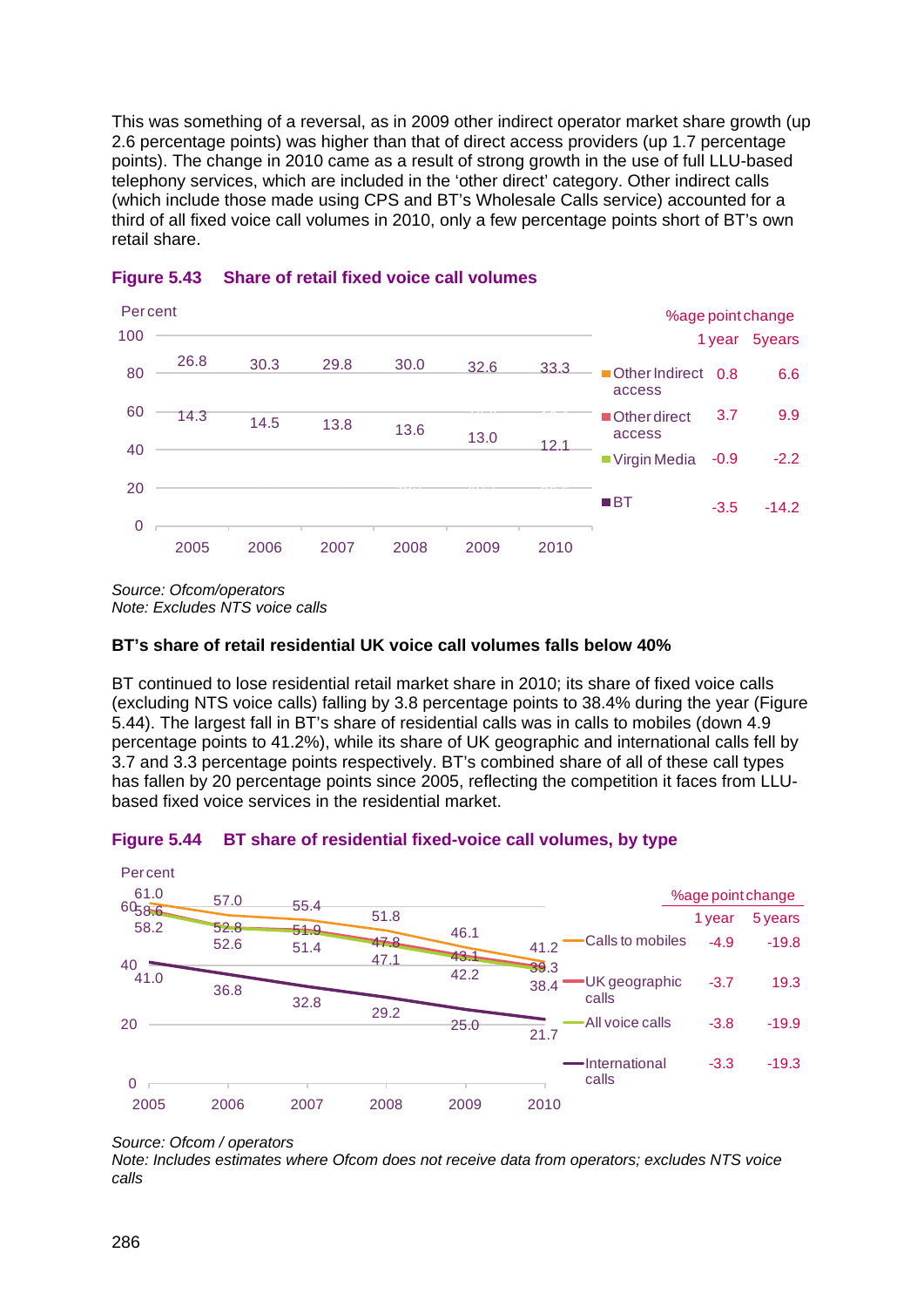This was something of a reversal, as in 2009 other indirect operator market share growth (up 2.6 percentage points) was higher than that of direct access providers (up 1.7 percentage points). The change in 2010 came as a result of strong growth in the use of full LLU-based telephony services, which are included in the 'other direct' category. Other indirect calls (which include those made using CPS and BT's Wholesale Calls service) accounted for a third of all fixed voice call volumes in 2010, only a few percentage points short of BT's own retail share.

**Figure 5.43 Share of retail fixed voice call volumes**

| Percent | 2005 | 2006 | 2007 | 2008 | 2009 | 2010 | %age point change: 1 year | 5 years |
|---|---|---|---|---|---|---|---|---|
| Other Indirect access | 26.8 | 30.3 | 29.8 | 30.0 | 32.6 | 33.3 | 0.8 | 6.6 |
| Other direct access | | | | | | | 3.7 | 9.9 |
| Virgin Media | 14.3 | 14.5 | 13.8 | 13.6 | 13.0 | 12.1 | -0.9 | -2.2 |
| BT | | | | | | | -3.5 | -14.2 |

*Source: Ofcom/operators*
*Note: Excludes NTS voice calls*

### BT's share of retail residential UK voice call volumes falls below 40%

BT continued to lose residential retail market share in 2010; its share of fixed voice calls (excluding NTS voice calls) falling by 3.8 percentage points to 38.4% during the year (Figure 5.44). The largest fall in BT's share of residential calls was in calls to mobiles (down 4.9 percentage points to 41.2%), while its share of UK geographic and international calls fell by 3.7 and 3.3 percentage points respectively. BT's combined share of all of these call types has fallen by 20 percentage points since 2005, reflecting the competition it faces from LLU-based fixed voice services in the residential market.

**Figure 5.44 BT share of residential fixed-voice call volumes, by type**

| Percent | 2005 | 2006 | 2007 | 2008 | 2009 | 2010 | %age point change: 1 year | 5 years |
|---|---|---|---|---|---|---|---|---|
| Calls to mobiles | 61.0 | 57.0 | 55.4 | 51.8 | 46.1 | 41.2 | -4.9 | -19.8 |
| UK geographic calls | 58.6 | 52.8 | 51.9 | 47.8 | 43.1 | 39.3 | -3.7 | 19.3 |
| All voice calls | 58.2 | 52.6 | 51.4 | 47.1 | 42.2 | 38.4 | -3.8 | -19.9 |
| International calls | 41.0 | 36.8 | 32.8 | 29.2 | 25.0 | 21.7 | -3.3 | -19.3 |

*Source: Ofcom / operators*
*Note: Includes estimates where Ofcom does not receive data from operators; excludes NTS voice calls*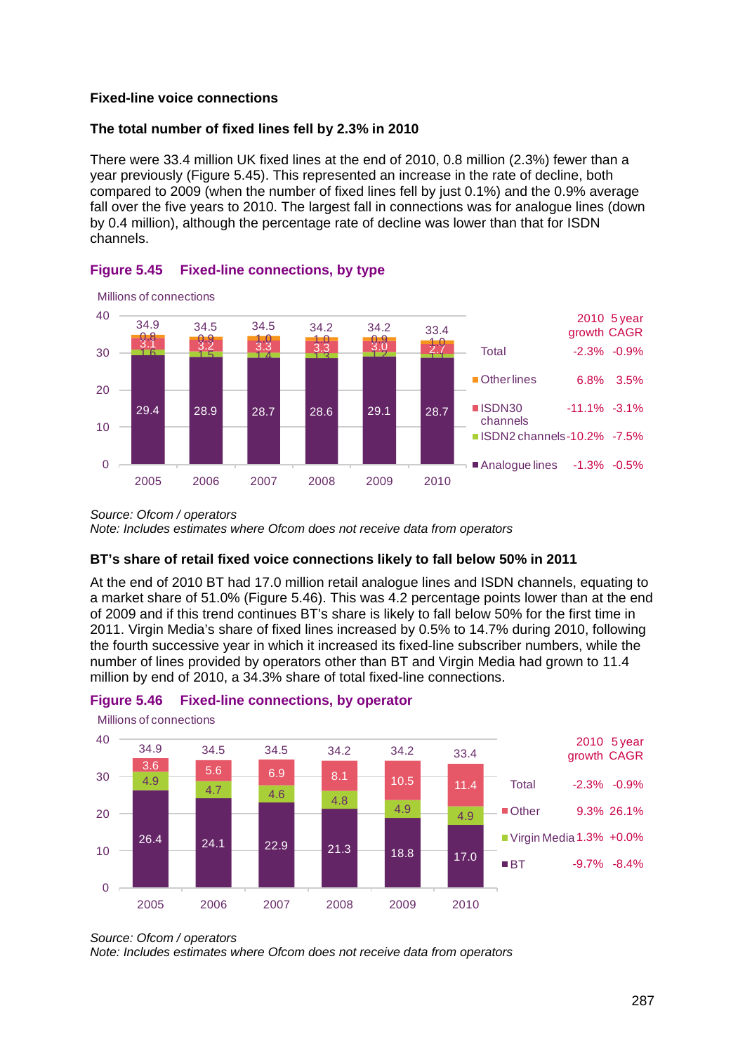**Fixed-line voice connections**

**The total number of fixed lines fell by 2.3% in 2010**

There were 33.4 million UK fixed lines at the end of 2010, 0.8 million (2.3%) fewer than a year previously (Figure 5.45). This represented an increase in the rate of decline, both compared to 2009 (when the number of fixed lines fell by just 0.1%) and the 0.9% average fall over the five years to 2010. The largest fall in connections was for analogue lines (down by 0.4 million), although the percentage rate of decline was lower than that for ISDN channels.

**Figure 5.45 Fixed-line connections, by type**

Millions of connections

| | 2005 | 2006 | 2007 | 2008 | 2009 | 2010 | 2010 growth | 5 year CAGR |
|---|---|---|---|---|---|---|---|---|
| Total | 34.9 | 34.5 | 34.5 | 34.2 | 34.2 | 33.4 | -2.3% | -0.9% |
| Other lines | 0.8 | 0.9 | 1.0 | 1.0 | 0.9 | 1.0 | 6.8% | 3.5% |
| ISDN30 channels | 3.1 | 3.2 | 3.3 | 3.3 | 3.0 | 2.7 | -11.1% | -3.1% |
| ISDN2 channels | 1.6 | 1.5 | 1.4 | 1.3 | 1.2 | 1.1 | -10.2% | -7.5% |
| Analogue lines | 29.4 | 28.9 | 28.7 | 28.6 | 29.1 | 28.7 | -1.3% | -0.5% |

*Source: Ofcom / operators*
*Note: Includes estimates where Ofcom does not receive data from operators*

**BT's share of retail fixed voice connections likely to fall below 50% in 2011**

At the end of 2010 BT had 17.0 million retail analogue lines and ISDN channels, equating to a market share of 51.0% (Figure 5.46). This was 4.2 percentage points lower than at the end of 2009 and if this trend continues BT's share is likely to fall below 50% for the first time in 2011. Virgin Media's share of fixed lines increased by 0.5% to 14.7% during 2010, following the fourth successive year in which it increased its fixed-line subscriber numbers, while the number of lines provided by operators other than BT and Virgin Media had grown to 11.4 million by end of 2010, a 34.3% share of total fixed-line connections.

**Figure 5.46 Fixed-line connections, by operator**

Millions of connections

| | 2005 | 2006 | 2007 | 2008 | 2009 | 2010 | 2010 growth | 5 year CAGR |
|---|---|---|---|---|---|---|---|---|
| Total | 34.9 | 34.5 | 34.5 | 34.2 | 34.2 | 33.4 | -2.3% | -0.9% |
| Other | 3.6 | 5.6 | 6.9 | 8.1 | 10.5 | 11.4 | 9.3% | 26.1% |
| Virgin Media | 4.9 | 4.7 | 4.6 | 4.8 | 4.9 | 4.9 | 1.3% | +0.0% |
| BT | 26.4 | 24.1 | 22.9 | 21.3 | 18.8 | 17.0 | -9.7% | -8.4% |

*Source: Ofcom / operators*
*Note: Includes estimates where Ofcom does not receive data from operators*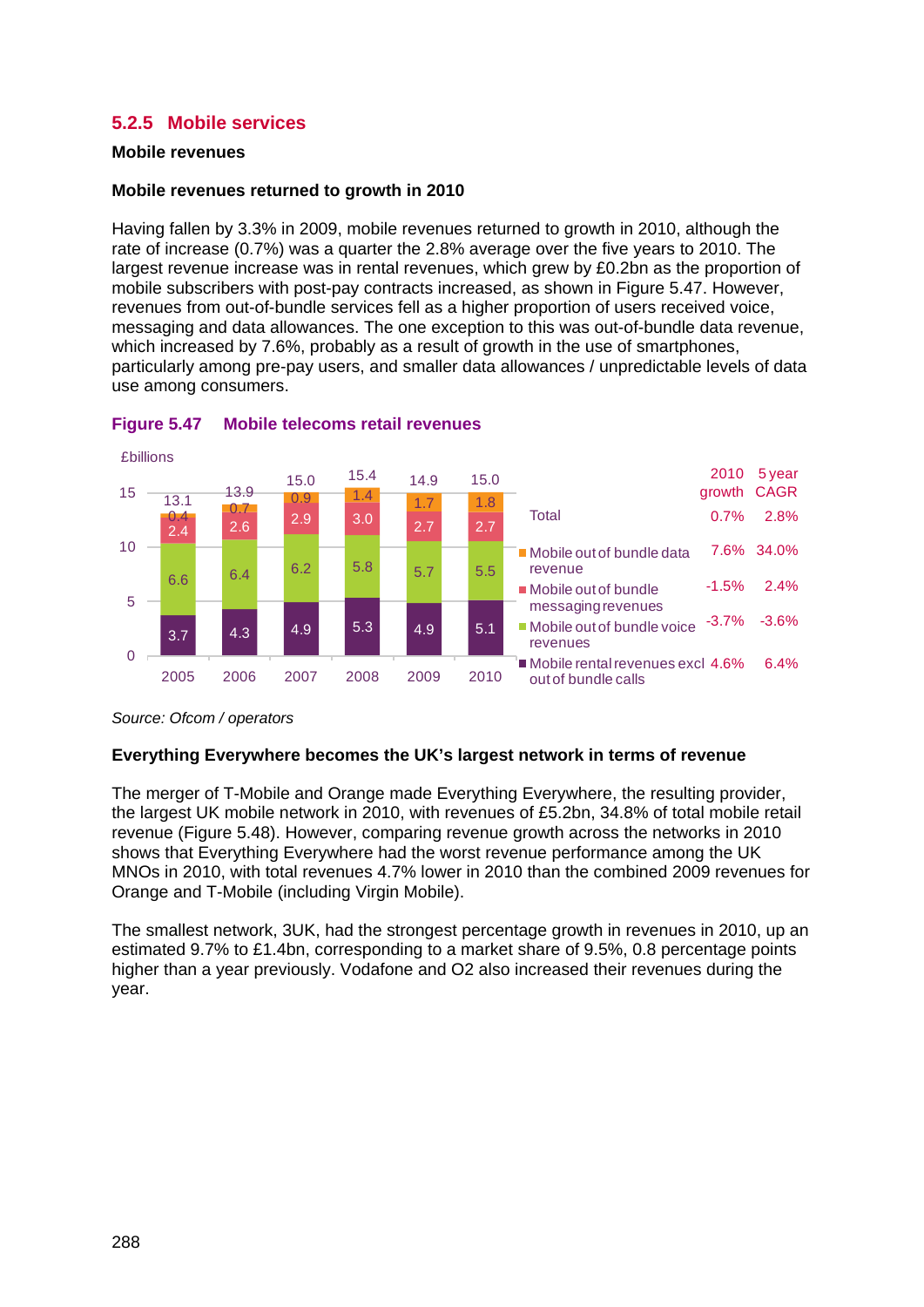### 5.2.5 Mobile services

#### Mobile revenues

**Mobile revenues returned to growth in 2010**

Having fallen by 3.3% in 2009, mobile revenues returned to growth in 2010, although the rate of increase (0.7%) was a quarter the 2.8% average over the five years to 2010. The largest revenue increase was in rental revenues, which grew by £0.2bn as the proportion of mobile subscribers with post-pay contracts increased, as shown in Figure 5.47. However, revenues from out-of-bundle services fell as a higher proportion of users received voice, messaging and data allowances. The one exception to this was out-of-bundle data revenue, which increased by 7.6%, probably as a result of growth in the use of smartphones, particularly among pre-pay users, and smaller data allowances / unpredictable levels of data use among consumers.

**Figure 5.47 Mobile telecoms retail revenues**

£billions

| | 2005 | 2006 | 2007 | 2008 | 2009 | 2010 | 2010 growth | 5 year CAGR |
|---|---|---|---|---|---|---|---|---|
| Mobile out of bundle data revenue | 0.4 | 0.7 | 0.9 | 1.4 | 1.7 | 1.8 | 7.6% | 34.0% |
| Mobile out of bundle messaging revenues | 2.4 | 2.6 | 2.9 | 3.0 | 2.7 | 2.7 | -1.5% | 2.4% |
| Mobile out of bundle voice revenues | 6.6 | 6.4 | 6.2 | 5.8 | 5.7 | 5.5 | -3.7% | -3.6% |
| Mobile rental revenues excl out of bundle calls | 3.7 | 4.3 | 4.9 | 5.3 | 4.9 | 5.1 | 4.6% | 6.4% |
| Total | 13.1 | 13.9 | 15.0 | 15.4 | 14.9 | 15.0 | 0.7% | 2.8% |

*Source: Ofcom / operators*

**Everything Everywhere becomes the UK's largest network in terms of revenue**

The merger of T-Mobile and Orange made Everything Everywhere, the resulting provider, the largest UK mobile network in 2010, with revenues of £5.2bn, 34.8% of total mobile retail revenue (Figure 5.48). However, comparing revenue growth across the networks in 2010 shows that Everything Everywhere had the worst revenue performance among the UK MNOs in 2010, with total revenues 4.7% lower in 2010 than the combined 2009 revenues for Orange and T-Mobile (including Virgin Mobile).

The smallest network, 3UK, had the strongest percentage growth in revenues in 2010, up an estimated 9.7% to £1.4bn, corresponding to a market share of 9.5%, 0.8 percentage points higher than a year previously. Vodafone and O2 also increased their revenues during the year.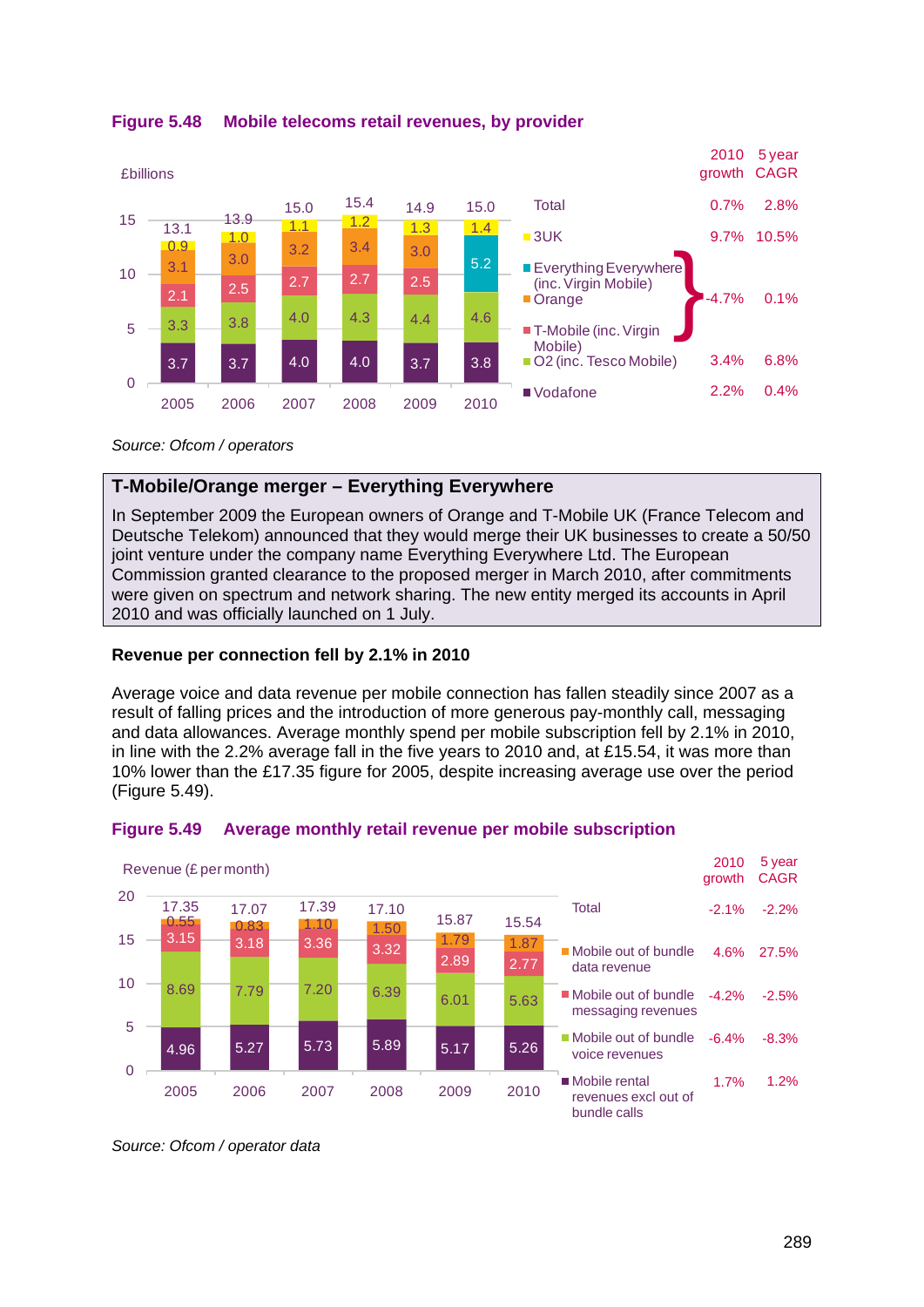**Figure 5.48 Mobile telecoms retail revenues, by provider**

£billions

| | 2005 | 2006 | 2007 | 2008 | 2009 | 2010 | 2010 growth | 5 year CAGR |
|---|---|---|---|---|---|---|---|---|
| Total | 13.1 | 13.9 | 15.0 | 15.4 | 14.9 | 15.0 | 0.7% | 2.8% |
| 3UK | 0.9 | 1.0 | 1.1 | 1.2 | 1.3 | 1.4 | 9.7% | 10.5% |
| Everything Everywhere (inc. Virgin Mobile) | | | | | | 5.2 | -4.7% | 0.1% |
| Orange | 3.1 | 3.0 | 3.2 | 3.4 | 3.0 | | | |
| T-Mobile (inc. Virgin Mobile) | 2.1 | 2.5 | 2.7 | 2.7 | 2.5 | | | |
| O2 (inc. Tesco Mobile) | 3.3 | 3.8 | 4.0 | 4.3 | 4.4 | 4.6 | 3.4% | 6.8% |
| Vodafone | 3.7 | 3.7 | 4.0 | 4.0 | 3.7 | 3.8 | 2.2% | 0.4% |

*Source: Ofcom / operators*

**T-Mobile/Orange merger – Everything Everywhere**

In September 2009 the European owners of Orange and T-Mobile UK (France Telecom and Deutsche Telekom) announced that they would merge their UK businesses to create a 50/50 joint venture under the company name Everything Everywhere Ltd. The European Commission granted clearance to the proposed merger in March 2010, after commitments were given on spectrum and network sharing. The new entity merged its accounts in April 2010 and was officially launched on 1 July.

**Revenue per connection fell by 2.1% in 2010**

Average voice and data revenue per mobile connection has fallen steadily since 2007 as a result of falling prices and the introduction of more generous pay-monthly call, messaging and data allowances. Average monthly spend per mobile subscription fell by 2.1% in 2010, in line with the 2.2% average fall in the five years to 2010 and, at £15.54, it was more than 10% lower than the £17.35 figure for 2005, despite increasing average use over the period (Figure 5.49).

**Figure 5.49 Average monthly retail revenue per mobile subscription**

Revenue (£ per month)

| | 2005 | 2006 | 2007 | 2008 | 2009 | 2010 | 2010 growth | 5 year CAGR |
|---|---|---|---|---|---|---|---|---|
| Total | 17.35 | 17.07 | 17.39 | 17.10 | 15.87 | 15.54 | -2.1% | -2.2% |
| Mobile out of bundle data revenue | 0.55 | 0.83 | 1.10 | 1.50 | 1.79 | 1.87 | 4.6% | 27.5% |
| Mobile out of bundle messaging revenues | 3.15 | 3.18 | 3.36 | 3.32 | 2.89 | 2.77 | -4.2% | -2.5% |
| Mobile out of bundle voice revenues | 8.69 | 7.79 | 7.20 | 6.39 | 6.01 | 5.63 | -6.4% | -8.3% |
| Mobile rental revenues excl out of bundle calls | 4.96 | 5.27 | 5.73 | 5.89 | 5.17 | 5.26 | 1.7% | 1.2% |

*Source: Ofcom / operator data*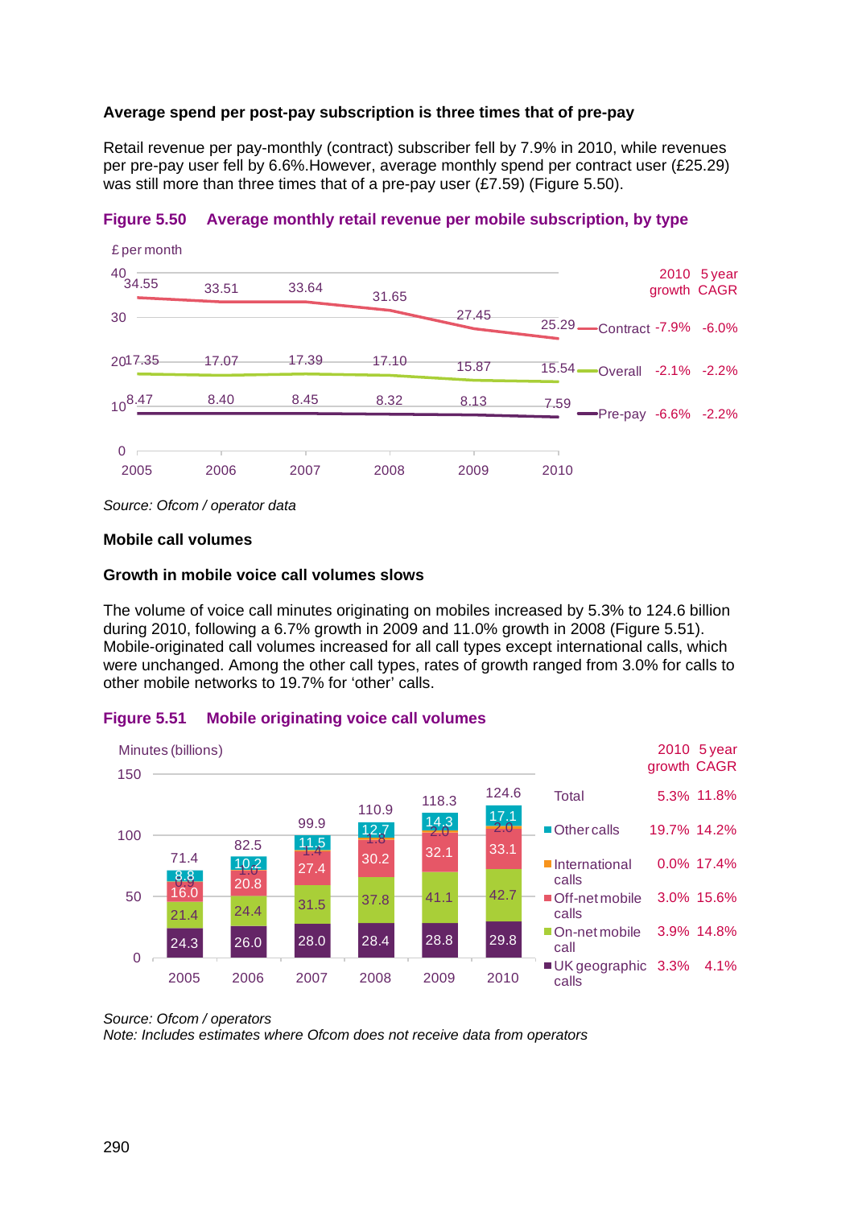**Average spend per post-pay subscription is three times that of pre-pay**

Retail revenue per pay-monthly (contract) subscriber fell by 7.9% in 2010, while revenues per pre-pay user fell by 6.6%.However, average monthly spend per contract user (£25.29) was still more than three times that of a pre-pay user (£7.59) (Figure 5.50).

**Figure 5.50 Average monthly retail revenue per mobile subscription, by type**

£ per month

| | 2005 | 2006 | 2007 | 2008 | 2009 | 2010 | 2010 growth | 5 year CAGR |
|---|---|---|---|---|---|---|---|---|
| Contract | 34.55 | 33.51 | 33.64 | 31.65 | 27.45 | 25.29 | -7.9% | -6.0% |
| Overall | 17.35 | 17.07 | 17.39 | 17.10 | 15.87 | 15.54 | -2.1% | -2.2% |
| Pre-pay | 8.47 | 8.40 | 8.45 | 8.32 | 8.13 | 7.59 | -6.6% | -2.2% |

*Source: Ofcom / operator data*

**Mobile call volumes**

**Growth in mobile voice call volumes slows**

The volume of voice call minutes originating on mobiles increased by 5.3% to 124.6 billion during 2010, following a 6.7% growth in 2009 and 11.0% growth in 2008 (Figure 5.51). Mobile-originated call volumes increased for all call types except international calls, which were unchanged. Among the other call types, rates of growth ranged from 3.0% for calls to other mobile networks to 19.7% for 'other' calls.

**Figure 5.51 Mobile originating voice call volumes**

Minutes (billions)

| | 2005 | 2006 | 2007 | 2008 | 2009 | 2010 | 2010 growth | 5 year CAGR |
|---|---|---|---|---|---|---|---|---|
| Total | 71.4 | 82.5 | 99.9 | 110.9 | 118.3 | 124.6 | 5.3% | 11.8% |
| Other calls | 8.8 | 10.2 | 11.5 | 12.7 | 14.3 | 17.1 | 19.7% | 14.2% |
| International calls | 0.9 | 1.0 | 1.4 | 1.8 | 2.0 | 2.0 | 0.0% | 17.4% |
| Off-net mobile calls | 16.0 | 20.8 | 27.4 | 30.2 | 32.1 | 33.1 | 3.0% | 15.6% |
| On-net mobile call | 21.4 | 24.4 | 31.5 | 37.8 | 41.1 | 42.7 | 3.9% | 14.8% |
| UK geographic calls | 24.3 | 26.0 | 28.0 | 28.4 | 28.8 | 29.8 | 3.3% | 4.1% |

*Source: Ofcom / operators*
*Note: Includes estimates where Ofcom does not receive data from operators*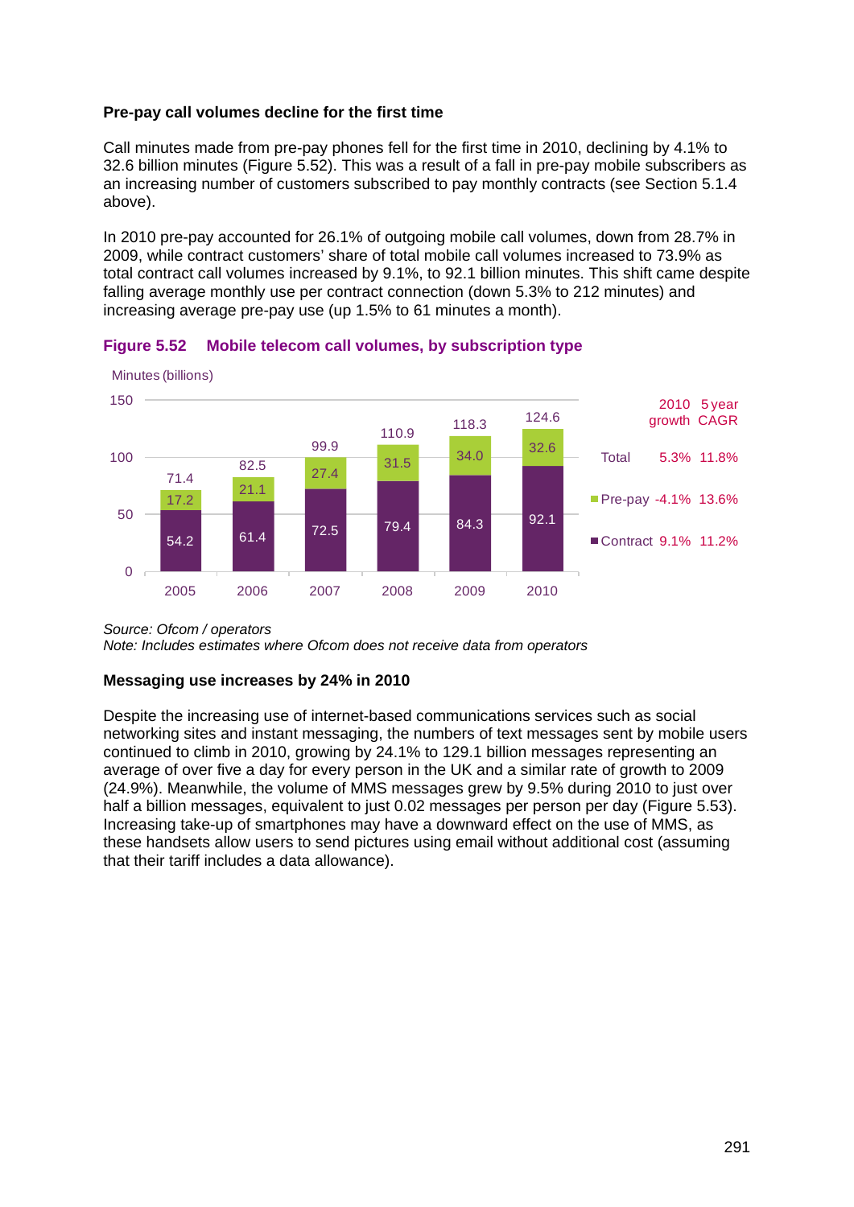**Pre-pay call volumes decline for the first time**

Call minutes made from pre-pay phones fell for the first time in 2010, declining by 4.1% to 32.6 billion minutes (Figure 5.52). This was a result of a fall in pre-pay mobile subscribers as an increasing number of customers subscribed to pay monthly contracts (see Section 5.1.4 above).

In 2010 pre-pay accounted for 26.1% of outgoing mobile call volumes, down from 28.7% in 2009, while contract customers' share of total mobile call volumes increased to 73.9% as total contract call volumes increased by 9.1%, to 92.1 billion minutes. This shift came despite falling average monthly use per contract connection (down 5.3% to 212 minutes) and increasing average pre-pay use (up 1.5% to 61 minutes a month).

**Figure 5.52 Mobile telecom call volumes, by subscription type**

Minutes (billions)

| | 2005 | 2006 | 2007 | 2008 | 2009 | 2010 | 2010 growth | 5 year CAGR |
|---|---|---|---|---|---|---|---|---|
| Total | 71.4 | 82.5 | 99.9 | 110.9 | 118.3 | 124.6 | 5.3% | 11.8% |
| Pre-pay | 17.2 | 21.1 | 27.4 | 31.5 | 34.0 | 32.6 | -4.1% | 13.6% |
| Contract | 54.2 | 61.4 | 72.5 | 79.4 | 84.3 | 92.1 | 9.1% | 11.2% |

*Source: Ofcom / operators*
*Note: Includes estimates where Ofcom does not receive data from operators*

**Messaging use increases by 24% in 2010**

Despite the increasing use of internet-based communications services such as social networking sites and instant messaging, the numbers of text messages sent by mobile users continued to climb in 2010, growing by 24.1% to 129.1 billion messages representing an average of over five a day for every person in the UK and a similar rate of growth to 2009 (24.9%). Meanwhile, the volume of MMS messages grew by 9.5% during 2010 to just over half a billion messages, equivalent to just 0.02 messages per person per day (Figure 5.53). Increasing take-up of smartphones may have a downward effect on the use of MMS, as these handsets allow users to send pictures using email without additional cost (assuming that their tariff includes a data allowance).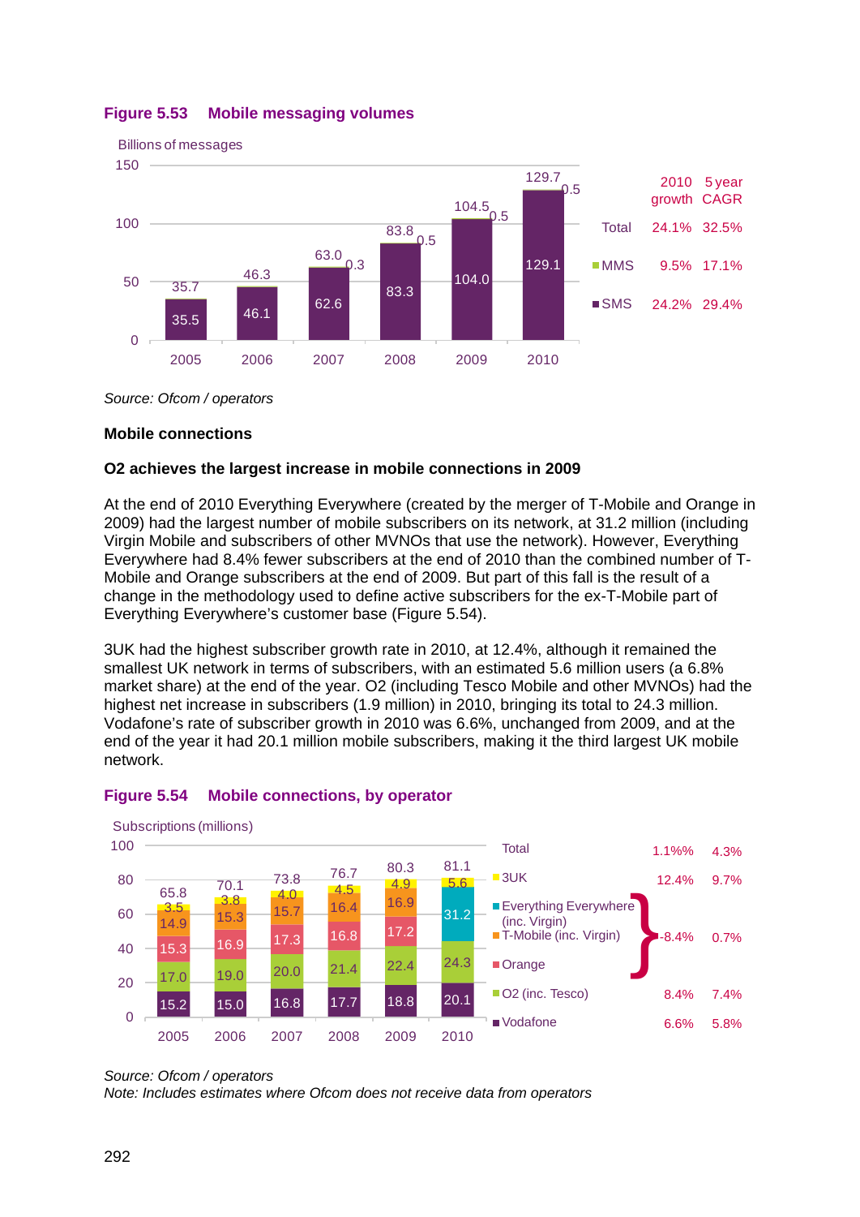**Figure 5.53 Mobile messaging volumes**

Billions of messages

| | 2005 | 2006 | 2007 | 2008 | 2009 | 2010 |
|---|---|---|---|---|---|---|
| SMS | 35.5 | 46.1 | 62.6 | 83.3 | 104.0 | 129.1 |
| MMS | | | 0.3 | 0.5 | 0.5 | 0.5 |
| Total | 35.7 | 46.3 | 63.0 | 83.8 | 104.5 | 129.7 |

| | 2010 growth | 5 year CAGR |
|---|---|---|
| Total | 24.1% | 32.5% |
| MMS | 9.5% | 17.1% |
| SMS | 24.2% | 29.4% |

*Source: Ofcom / operators*

**Mobile connections**

**O2 achieves the largest increase in mobile connections in 2009**

At the end of 2010 Everything Everywhere (created by the merger of T-Mobile and Orange in 2009) had the largest number of mobile subscribers on its network, at 31.2 million (including Virgin Mobile and subscribers of other MVNOs that use the network). However, Everything Everywhere had 8.4% fewer subscribers at the end of 2010 than the combined number of T-Mobile and Orange subscribers at the end of 2009. But part of this fall is the result of a change in the methodology used to define active subscribers for the ex-T-Mobile part of Everything Everywhere's customer base (Figure 5.54).

3UK had the highest subscriber growth rate in 2010, at 12.4%, although it remained the smallest UK network in terms of subscribers, with an estimated 5.6 million users (a 6.8% market share) at the end of the year. O2 (including Tesco Mobile and other MVNOs) had the highest net increase in subscribers (1.9 million) in 2010, bringing its total to 24.3 million. Vodafone's rate of subscriber growth in 2010 was 6.6%, unchanged from 2009, and at the end of the year it had 20.1 million mobile subscribers, making it the third largest UK mobile network.

**Figure 5.54 Mobile connections, by operator**

Subscriptions (millions)

| | 2005 | 2006 | 2007 | 2008 | 2009 | 2010 | 2010 growth | 5 year CAGR |
|---|---|---|---|---|---|---|---|---|
| Total | 65.8 | 70.1 | 73.8 | 76.7 | 80.3 | 81.1 | 1.1%% | 4.3% |
| 3UK | 3.5 | 3.8 | 4.0 | 4.5 | 4.9 | 5.6 | 12.4% | 9.7% |
| Everything Everywhere (inc. Virgin) | | | | | | 31.2 | -8.4% | 0.7% |
| T-Mobile (inc. Virgin) | 14.9 | 15.3 | 15.7 | 16.4 | 16.9 | | | |
| Orange | 15.3 | 16.9 | 17.3 | 16.8 | 17.2 | | | |
| O2 (inc. Tesco) | 17.0 | 19.0 | 20.0 | 21.4 | 22.4 | 24.3 | 8.4% | 7.4% |
| Vodafone | 15.2 | 15.0 | 16.8 | 17.7 | 18.8 | 20.1 | 6.6% | 5.8% |

*Source: Ofcom / operators*
*Note: Includes estimates where Ofcom does not receive data from operators*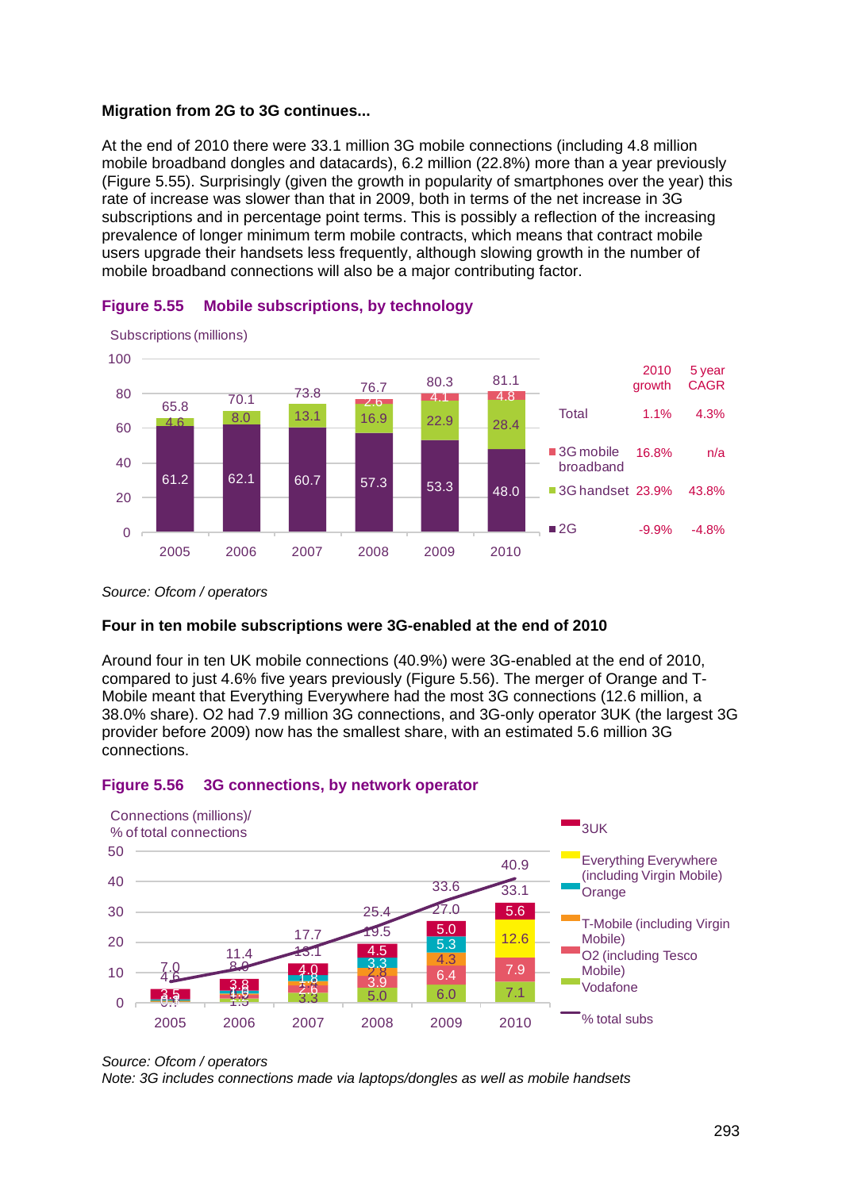**Migration from 2G to 3G continues...**

At the end of 2010 there were 33.1 million 3G mobile connections (including 4.8 million mobile broadband dongles and datacards), 6.2 million (22.8%) more than a year previously (Figure 5.55). Surprisingly (given the growth in popularity of smartphones over the year) this rate of increase was slower than that in 2009, both in terms of the net increase in 3G subscriptions and in percentage point terms. This is possibly a reflection of the increasing prevalence of longer minimum term mobile contracts, which means that contract mobile users upgrade their handsets less frequently, although slowing growth in the number of mobile broadband connections will also be a major contributing factor.

**Figure 5.55 Mobile subscriptions, by technology**

Subscriptions (millions)

| | 2005 | 2006 | 2007 | 2008 | 2009 | 2010 | 2010 growth | 5 year CAGR |
|---|---|---|---|---|---|---|---|---|
| Total | 65.8 | 70.1 | 73.8 | 76.7 | 80.3 | 81.1 | 1.1% | 4.3% |
| 3G mobile broadband | | | | 2.6 | 4.1 | 4.8 | 16.8% | n/a |
| 3G handset | 4.6 | 8.0 | 13.1 | 16.9 | 22.9 | 28.4 | 23.9% | 43.8% |
| 2G | 61.2 | 62.1 | 60.7 | 57.3 | 53.3 | 48.0 | -9.9% | -4.8% |

*Source: Ofcom / operators*

**Four in ten mobile subscriptions were 3G-enabled at the end of 2010**

Around four in ten UK mobile connections (40.9%) were 3G-enabled at the end of 2010, compared to just 4.6% five years previously (Figure 5.56). The merger of Orange and T-Mobile meant that Everything Everywhere had the most 3G connections (12.6 million, a 38.0% share). O2 had 7.9 million 3G connections, and 3G-only operator 3UK (the largest 3G provider before 2009) now has the smallest share, with an estimated 5.6 million 3G connections.

**Figure 5.56 3G connections, by network operator**

Connections (millions)/ % of total connections

| | 2005 | 2006 | 2007 | 2008 | 2009 | 2010 |
|---|---|---|---|---|---|---|
| 3UK | 3.5 | 3.8 | 4.0 | 4.5 | 5.0 | 5.6 |
| Everything Everywhere (including Virgin Mobile) | | | | | | 12.6 |
| Orange | | | 1.8 | 3.3 | 5.3 | |
| T-Mobile (including Virgin Mobile) | | | | 2.8 | 4.3 | |
| O2 (including Tesco Mobile) | | 1.5 | 2.6 | 3.9 | 6.4 | 7.9 |
| Vodafone | 0.7 | 1.5 | 3.3 | 5.0 | 6.0 | 7.1 |
| Total connections (millions) | 4.6 | 8.0 | 13.1 | 19.5 | 27.0 | 33.1 |
| % total subs | 7.0 | 11.4 | 17.7 | 25.4 | 33.6 | 40.9 |

*Source: Ofcom / operators*
*Note: 3G includes connections made via laptops/dongles as well as mobile handsets*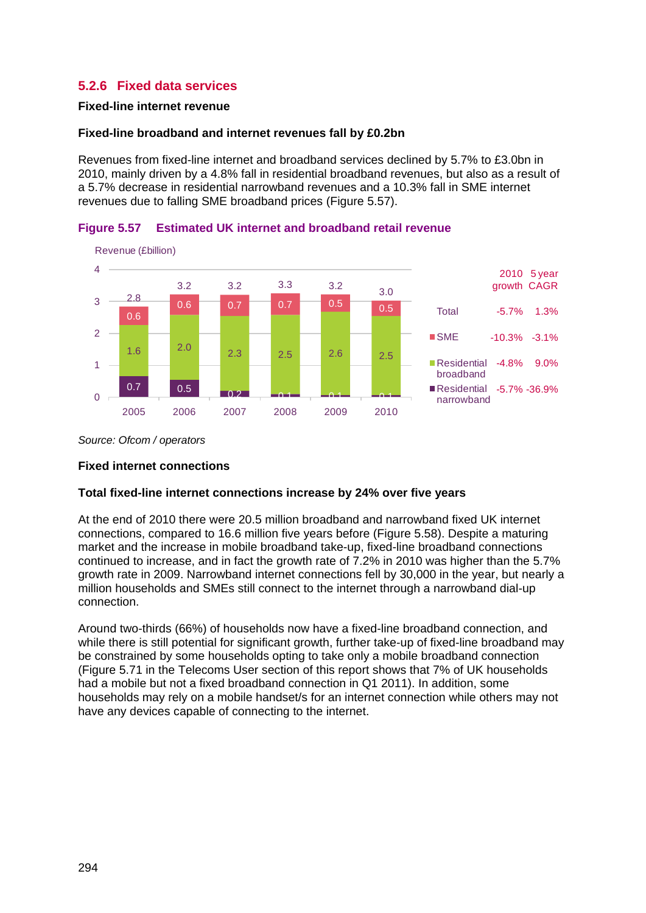### 5.2.6 Fixed data services

**Fixed-line internet revenue**

**Fixed-line broadband and internet revenues fall by £0.2bn**

Revenues from fixed-line internet and broadband services declined by 5.7% to £3.0bn in 2010, mainly driven by a 4.8% fall in residential broadband revenues, but also as a result of a 5.7% decrease in residential narrowband revenues and a 10.3% fall in SME internet revenues due to falling SME broadband prices (Figure 5.57).

**Figure 5.57 Estimated UK internet and broadband retail revenue**

Revenue (£billion)

| | 2005 | 2006 | 2007 | 2008 | 2009 | 2010 |
|---|---|---|---|---|---|---|
| SME | 0.6 | 0.6 | 0.7 | 0.7 | 0.5 | 0.5 |
| Residential broadband | 1.6 | 2.0 | 2.3 | 2.5 | 2.6 | 2.5 |
| Residential narrowband | 0.7 | 0.5 | 0.2 | 0.1 | 0.1 | 0.1 |
| Total | 2.8 | 3.2 | 3.2 | 3.3 | 3.2 | 3.0 |

| | 2010 growth | 5 year CAGR |
|---|---|---|
| Total | -5.7% | 1.3% |
| SME | -10.3% | -3.1% |
| Residential broadband | -4.8% | 9.0% |
| Residential narrowband | -5.7% | -36.9% |

*Source: Ofcom / operators*

**Fixed internet connections**

**Total fixed-line internet connections increase by 24% over five years**

At the end of 2010 there were 20.5 million broadband and narrowband fixed UK internet connections, compared to 16.6 million five years before (Figure 5.58). Despite a maturing market and the increase in mobile broadband take-up, fixed-line broadband connections continued to increase, and in fact the growth rate of 7.2% in 2010 was higher than the 5.7% growth rate in 2009. Narrowband internet connections fell by 30,000 in the year, but nearly a million households and SMEs still connect to the internet through a narrowband dial-up connection.

Around two-thirds (66%) of households now have a fixed-line broadband connection, and while there is still potential for significant growth, further take-up of fixed-line broadband may be constrained by some households opting to take only a mobile broadband connection (Figure 5.71 in the Telecoms User section of this report shows that 7% of UK households had a mobile but not a fixed broadband connection in Q1 2011). In addition, some households may rely on a mobile handset/s for an internet connection while others may not have any devices capable of connecting to the internet.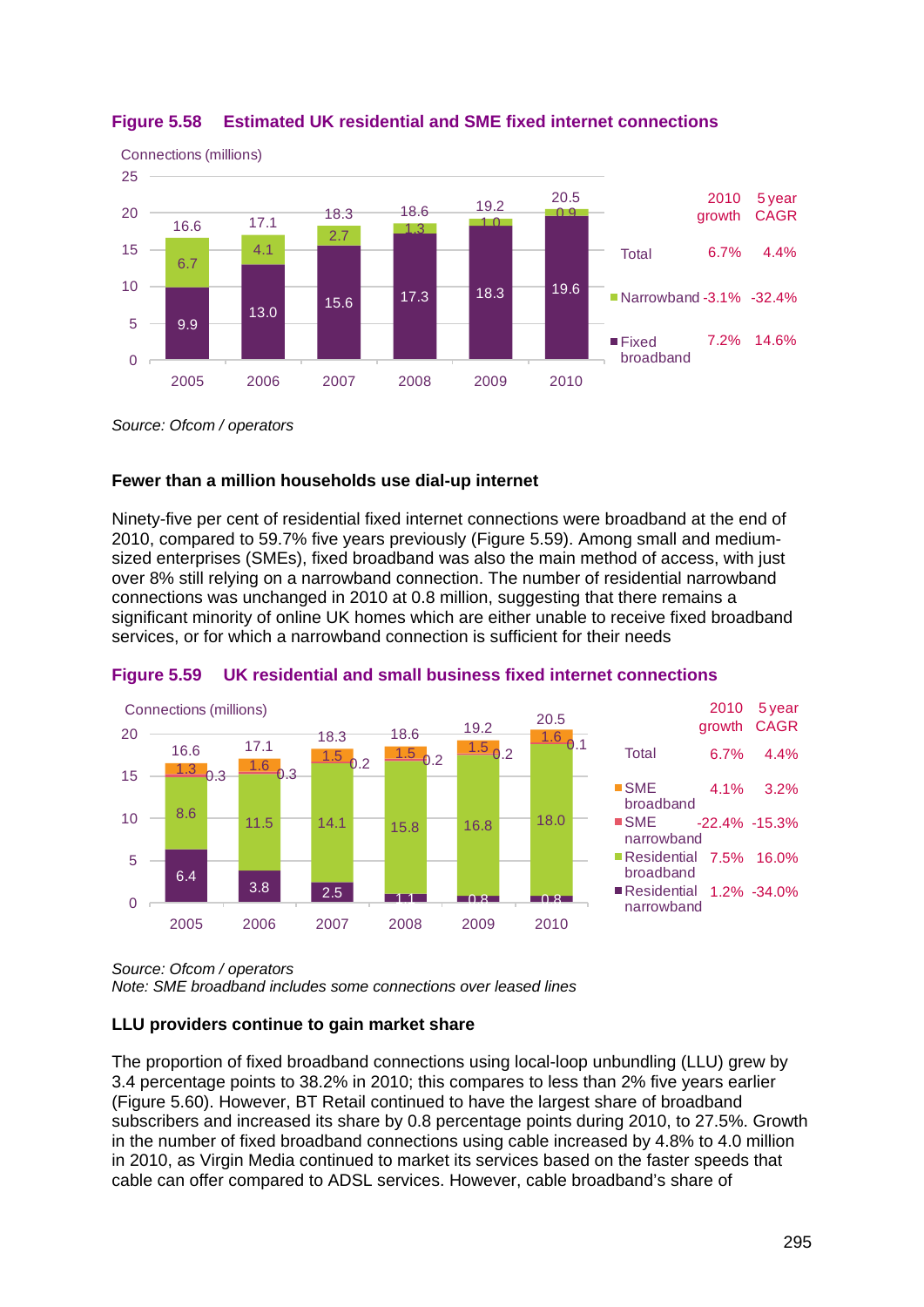**Figure 5.58 Estimated UK residential and SME fixed internet connections**

Connections (millions)

| | 2005 | 2006 | 2007 | 2008 | 2009 | 2010 | 2010 growth | 5 year CAGR |
|---|---|---|---|---|---|---|---|---|
| Total | 16.6 | 17.1 | 18.3 | 18.6 | 19.2 | 20.5 | 6.7% | 4.4% |
| Narrowband | 6.7 | 4.1 | 2.7 | 1.3 | 1.0 | 0.9 | -3.1% | -32.4% |
| Fixed broadband | 9.9 | 13.0 | 15.6 | 17.3 | 18.3 | 19.6 | 7.2% | 14.6% |

*Source: Ofcom / operators*

### Fewer than a million households use dial-up internet

Ninety-five per cent of residential fixed internet connections were broadband at the end of 2010, compared to 59.7% five years previously (Figure 5.59). Among small and medium-sized enterprises (SMEs), fixed broadband was also the main method of access, with just over 8% still relying on a narrowband connection. The number of residential narrowband connections was unchanged in 2010 at 0.8 million, suggesting that there remains a significant minority of online UK homes which are either unable to receive fixed broadband services, or for which a narrowband connection is sufficient for their needs

**Figure 5.59 UK residential and small business fixed internet connections**

Connections (millions)

| | 2005 | 2006 | 2007 | 2008 | 2009 | 2010 | 2010 growth | 5 year CAGR |
|---|---|---|---|---|---|---|---|---|
| Total | 16.6 | 17.1 | 18.3 | 18.6 | 19.2 | 20.5 | 6.7% | 4.4% |
| SME broadband | 1.3 | 1.6 | 1.5 | 1.5 | 1.5 | 1.6 | 4.1% | 3.2% |
| SME narrowband | 0.3 | 0.3 | 0.2 | 0.2 | 0.2 | 0.1 | -22.4% | -15.3% |
| Residential broadband | 8.6 | 11.5 | 14.1 | 15.8 | 16.8 | 18.0 | 7.5% | 16.0% |
| Residential narrowband | 6.4 | 3.8 | 2.5 | 1.1 | 0.8 | 0.8 | 1.2% | -34.0% |

*Source: Ofcom / operators*
*Note: SME broadband includes some connections over leased lines*

### LLU providers continue to gain market share

The proportion of fixed broadband connections using local-loop unbundling (LLU) grew by 3.4 percentage points to 38.2% in 2010; this compares to less than 2% five years earlier (Figure 5.60). However, BT Retail continued to have the largest share of broadband subscribers and increased its share by 0.8 percentage points during 2010, to 27.5%. Growth in the number of fixed broadband connections using cable increased by 4.8% to 4.0 million in 2010, as Virgin Media continued to market its services based on the faster speeds that cable can offer compared to ADSL services. However, cable broadband's share of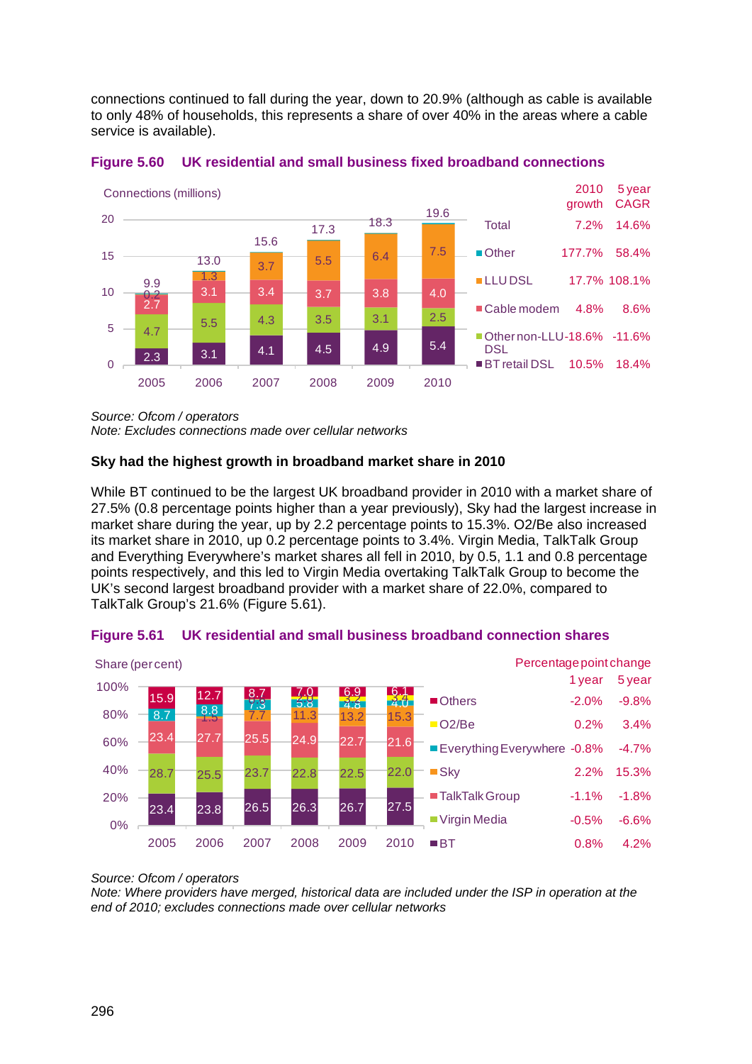connections continued to fall during the year, down to 20.9% (although as cable is available to only 48% of households, this represents a share of over 40% in the areas where a cable service is available).

**Figure 5.60 UK residential and small business fixed broadband connections**

Connections (millions)

| | 2005 | 2006 | 2007 | 2008 | 2009 | 2010 | 2010 growth | 5 year CAGR |
|---|---|---|---|---|---|---|---|---|
| Total | 9.9 | 13.0 | 15.6 | 17.3 | 18.3 | 19.6 | 7.2% | 14.6% |
| Other | 0.2 | | | | | | 177.7% | 58.4% |
| LLU DSL | | 1.3 | 3.7 | 5.5 | 6.4 | 7.5 | 17.7% | 108.1% |
| Cable modem | 2.7 | 3.1 | 3.4 | 3.7 | 3.8 | 4.0 | 4.8% | 8.6% |
| Other non-LLU DSL | 4.7 | 5.5 | 4.3 | 3.5 | 3.1 | 2.5 | -18.6% | -11.6% |
| BT retail DSL | 2.3 | 3.1 | 4.1 | 4.5 | 4.9 | 5.4 | 10.5% | 18.4% |

*Source: Ofcom / operators*
*Note: Excludes connections made over cellular networks*

**Sky had the highest growth in broadband market share in 2010**

While BT continued to be the largest UK broadband provider in 2010 with a market share of 27.5% (0.8 percentage points higher than a year previously), Sky had the largest increase in market share during the year, up by 2.2 percentage points to 15.3%. O2/Be also increased its market share in 2010, up 0.2 percentage points to 3.4%. Virgin Media, TalkTalk Group and Everything Everywhere's market shares all fell in 2010, by 0.5, 1.1 and 0.8 percentage points respectively, and this led to Virgin Media overtaking TalkTalk Group to become the UK's second largest broadband provider with a market share of 22.0%, compared to TalkTalk Group's 21.6% (Figure 5.61).

**Figure 5.61 UK residential and small business broadband connection shares**

Share (per cent)

| | 2005 | 2006 | 2007 | 2008 | 2009 | 2010 | Percentage point change: 1 year | 5 year |
|---|---|---|---|---|---|---|---|---|
| Others | 15.9 | 12.7 | 8.7 | 7.0 | 6.9 | 6.1 | -2.0% | -9.8% |
| O2/Be | | | | 2.0 | 3.2 | 3.4 | 0.2% | 3.4% |
| Everything Everywhere | 8.7 | 8.8 | 7.3 | 5.8 | 4.8 | 4.0 | -0.8% | -4.7% |
| Sky | | 1.5 | 7.7 | 11.3 | 13.2 | 15.3 | 2.2% | 15.3% |
| TalkTalk Group | 23.4 | 27.7 | 25.5 | 24.9 | 22.7 | 21.6 | -1.1% | -1.8% |
| Virgin Media | 28.7 | 25.5 | 23.7 | 22.8 | 22.5 | 22.0 | -0.5% | -6.6% |
| BT | 23.4 | 23.8 | 26.5 | 26.3 | 26.7 | 27.5 | 0.8% | 4.2% |

*Source: Ofcom / operators*
*Note: Where providers have merged, historical data are included under the ISP in operation at the end of 2010; excludes connections made over cellular networks*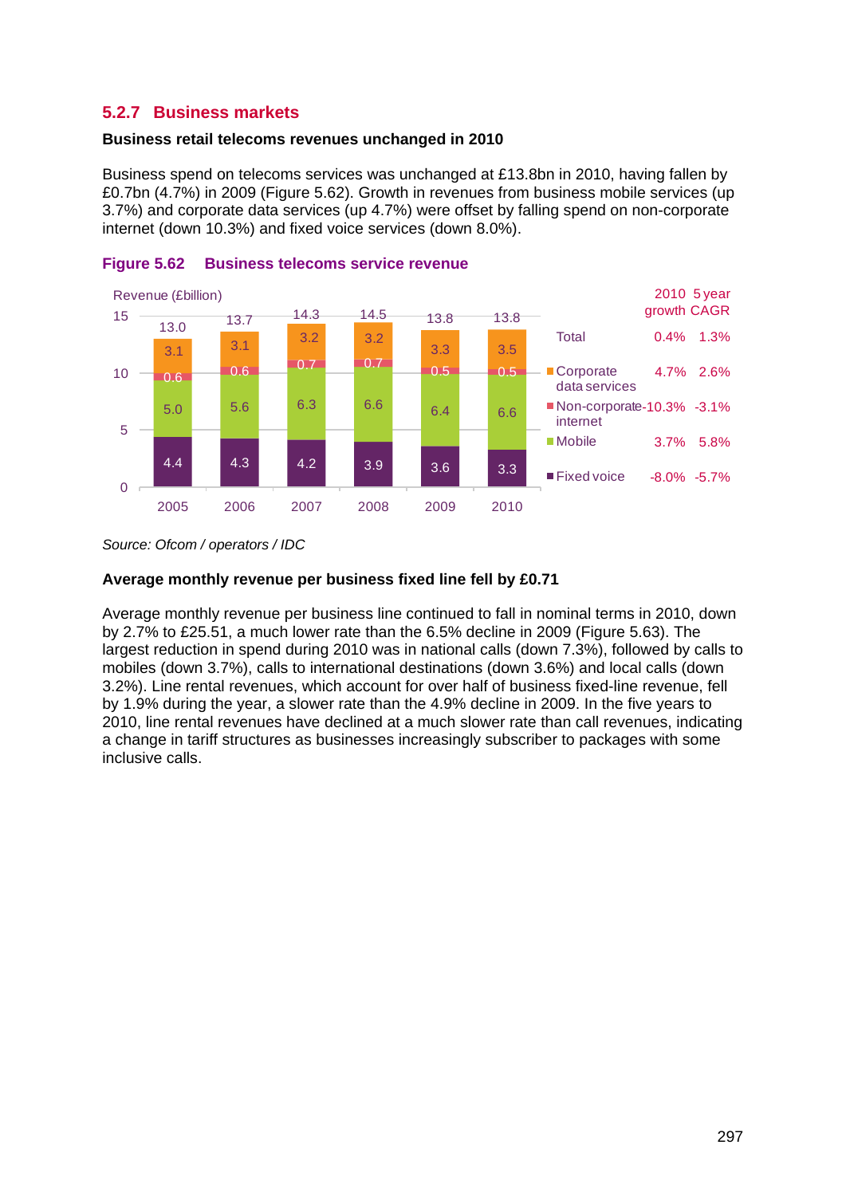### 5.2.7 Business markets

**Business retail telecoms revenues unchanged in 2010**

Business spend on telecoms services was unchanged at £13.8bn in 2010, having fallen by £0.7bn (4.7%) in 2009 (Figure 5.62). Growth in revenues from business mobile services (up 3.7%) and corporate data services (up 4.7%) were offset by falling spend on non-corporate internet (down 10.3%) and fixed voice services (down 8.0%).

**Figure 5.62 Business telecoms service revenue**

Revenue (£billion)

| | 2005 | 2006 | 2007 | 2008 | 2009 | 2010 | 2010 growth | 5 year CAGR |
|---|---|---|---|---|---|---|---|---|
| Total | 13.0 | 13.7 | 14.3 | 14.5 | 13.8 | 13.8 | 0.4% | 1.3% |
| Corporate data services | 3.1 | 3.1 | 3.2 | 3.2 | 3.3 | 3.5 | 4.7% | 2.6% |
| Non-corporate internet | 0.6 | 0.6 | 0.7 | 0.7 | 0.5 | 0.5 | -10.3% | -3.1% |
| Mobile | 5.0 | 5.6 | 6.3 | 6.6 | 6.4 | 6.6 | 3.7% | 5.8% |
| Fixed voice | 4.4 | 4.3 | 4.2 | 3.9 | 3.6 | 3.3 | -8.0% | -5.7% |

*Source: Ofcom / operators / IDC*

**Average monthly revenue per business fixed line fell by £0.71**

Average monthly revenue per business line continued to fall in nominal terms in 2010, down by 2.7% to £25.51, a much lower rate than the 6.5% decline in 2009 (Figure 5.63). The largest reduction in spend during 2010 was in national calls (down 7.3%), followed by calls to mobiles (down 3.7%), calls to international destinations (down 3.6%) and local calls (down 3.2%). Line rental revenues, which account for over half of business fixed-line revenue, fell by 1.9% during the year, a slower rate than the 4.9% decline in 2009. In the five years to 2010, line rental revenues have declined at a much slower rate than call revenues, indicating a change in tariff structures as businesses increasingly subscriber to packages with some inclusive calls.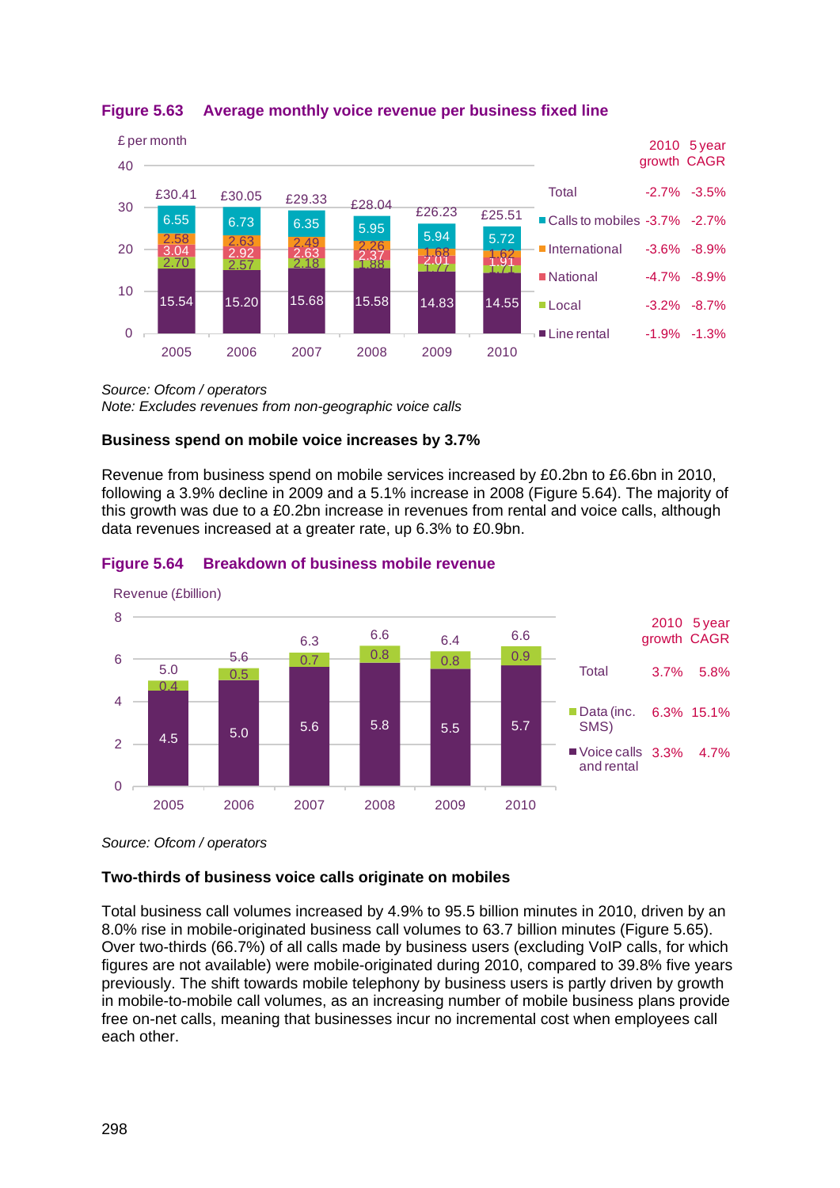**Figure 5.63 Average monthly voice revenue per business fixed line**

£ per month

| | 2005 | 2006 | 2007 | 2008 | 2009 | 2010 | 2010 growth | 5 year CAGR |
|---|---|---|---|---|---|---|---|---|
| Total | £30.41 | £30.05 | £29.33 | £28.04 | £26.23 | £25.51 | -2.7% | -3.5% |
| Calls to mobiles | 6.55 | 6.73 | 6.35 | 5.95 | 5.94 | 5.72 | -3.7% | -2.7% |
| International | 2.58 | 2.63 | 2.49 | 2.26 | 1.68 | 1.62 | -3.6% | -8.9% |
| National | 3.04 | 2.92 | 2.63 | 2.37 | 2.01 | 1.91 | -4.7% | -8.9% |
| Local | 2.70 | 2.57 | 2.18 | 1.88 | 1.77 | 1.71 | -3.2% | -8.7% |
| Line rental | 15.54 | 15.20 | 15.68 | 15.58 | 14.83 | 14.55 | -1.9% | -1.3% |

*Source: Ofcom / operators*
*Note: Excludes revenues from non-geographic voice calls*

**Business spend on mobile voice increases by 3.7%**

Revenue from business spend on mobile services increased by £0.2bn to £6.6bn in 2010, following a 3.9% decline in 2009 and a 5.1% increase in 2008 (Figure 5.64). The majority of this growth was due to a £0.2bn increase in revenues from rental and voice calls, although data revenues increased at a greater rate, up 6.3% to £0.9bn.

**Figure 5.64 Breakdown of business mobile revenue**

Revenue (£billion)

| | 2005 | 2006 | 2007 | 2008 | 2009 | 2010 | 2010 growth | 5 year CAGR |
|---|---|---|---|---|---|---|---|---|
| Total | 5.0 | 5.6 | 6.3 | 6.6 | 6.4 | 6.6 | 3.7% | 5.8% |
| Data (inc. SMS) | 0.4 | 0.5 | 0.7 | 0.8 | 0.8 | 0.9 | 6.3% | 15.1% |
| Voice calls and rental | 4.5 | 5.0 | 5.6 | 5.8 | 5.5 | 5.7 | 3.3% | 4.7% |

*Source: Ofcom / operators*

**Two-thirds of business voice calls originate on mobiles**

Total business call volumes increased by 4.9% to 95.5 billion minutes in 2010, driven by an 8.0% rise in mobile-originated business call volumes to 63.7 billion minutes (Figure 5.65). Over two-thirds (66.7%) of all calls made by business users (excluding VoIP calls, for which figures are not available) were mobile-originated during 2010, compared to 39.8% five years previously. The shift towards mobile telephony by business users is partly driven by growth in mobile-to-mobile call volumes, as an increasing number of mobile business plans provide free on-net calls, meaning that businesses incur no incremental cost when employees call each other.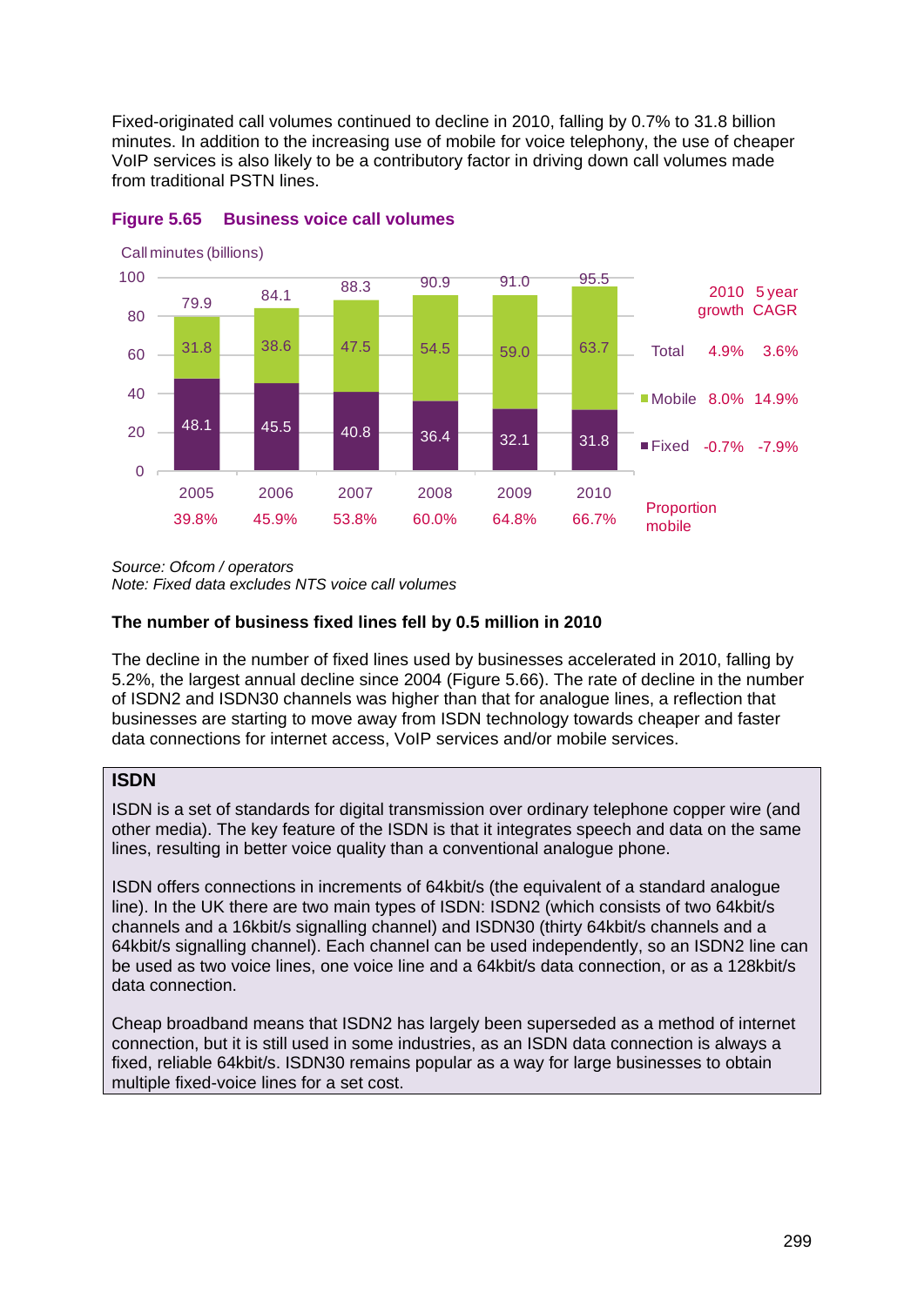Fixed-originated call volumes continued to decline in 2010, falling by 0.7% to 31.8 billion minutes. In addition to the increasing use of mobile for voice telephony, the use of cheaper VoIP services is also likely to be a contributory factor in driving down call volumes made from traditional PSTN lines.

**Figure 5.65 Business voice call volumes**

Call minutes (billions)

| | 2005 | 2006 | 2007 | 2008 | 2009 | 2010 |
|---|---|---|---|---|---|---|
| Mobile | 31.8 | 38.6 | 47.5 | 54.5 | 59.0 | 63.7 |
| Fixed | 48.1 | 45.5 | 40.8 | 36.4 | 32.1 | 31.8 |
| Total | 79.9 | 84.1 | 88.3 | 90.9 | 91.0 | 95.5 |
| Proportion mobile | 39.8% | 45.9% | 53.8% | 60.0% | 64.8% | 66.7% |

| | 2010 growth | 5 year CAGR |
|---|---|---|
| Total | 4.9% | 3.6% |
| Mobile | 8.0% | 14.9% |
| Fixed | -0.7% | -7.9% |

*Source: Ofcom / operators*
*Note: Fixed data excludes NTS voice call volumes*

### The number of business fixed lines fell by 0.5 million in 2010

The decline in the number of fixed lines used by businesses accelerated in 2010, falling by 5.2%, the largest annual decline since 2004 (Figure 5.66). The rate of decline in the number of ISDN2 and ISDN30 channels was higher than that for analogue lines, a reflection that businesses are starting to move away from ISDN technology towards cheaper and faster data connections for internet access, VoIP services and/or mobile services.

**ISDN**

ISDN is a set of standards for digital transmission over ordinary telephone copper wire (and other media). The key feature of the ISDN is that it integrates speech and data on the same lines, resulting in better voice quality than a conventional analogue phone.

ISDN offers connections in increments of 64kbit/s (the equivalent of a standard analogue line). In the UK there are two main types of ISDN: ISDN2 (which consists of two 64kbit/s channels and a 16kbit/s signalling channel) and ISDN30 (thirty 64kbit/s channels and a 64kbit/s signalling channel). Each channel can be used independently, so an ISDN2 line can be used as two voice lines, one voice line and a 64kbit/s data connection, or as a 128kbit/s data connection.

Cheap broadband means that ISDN2 has largely been superseded as a method of internet connection, but it is still used in some industries, as an ISDN data connection is always a fixed, reliable 64kbit/s. ISDN30 remains popular as a way for large businesses to obtain multiple fixed-voice lines for a set cost.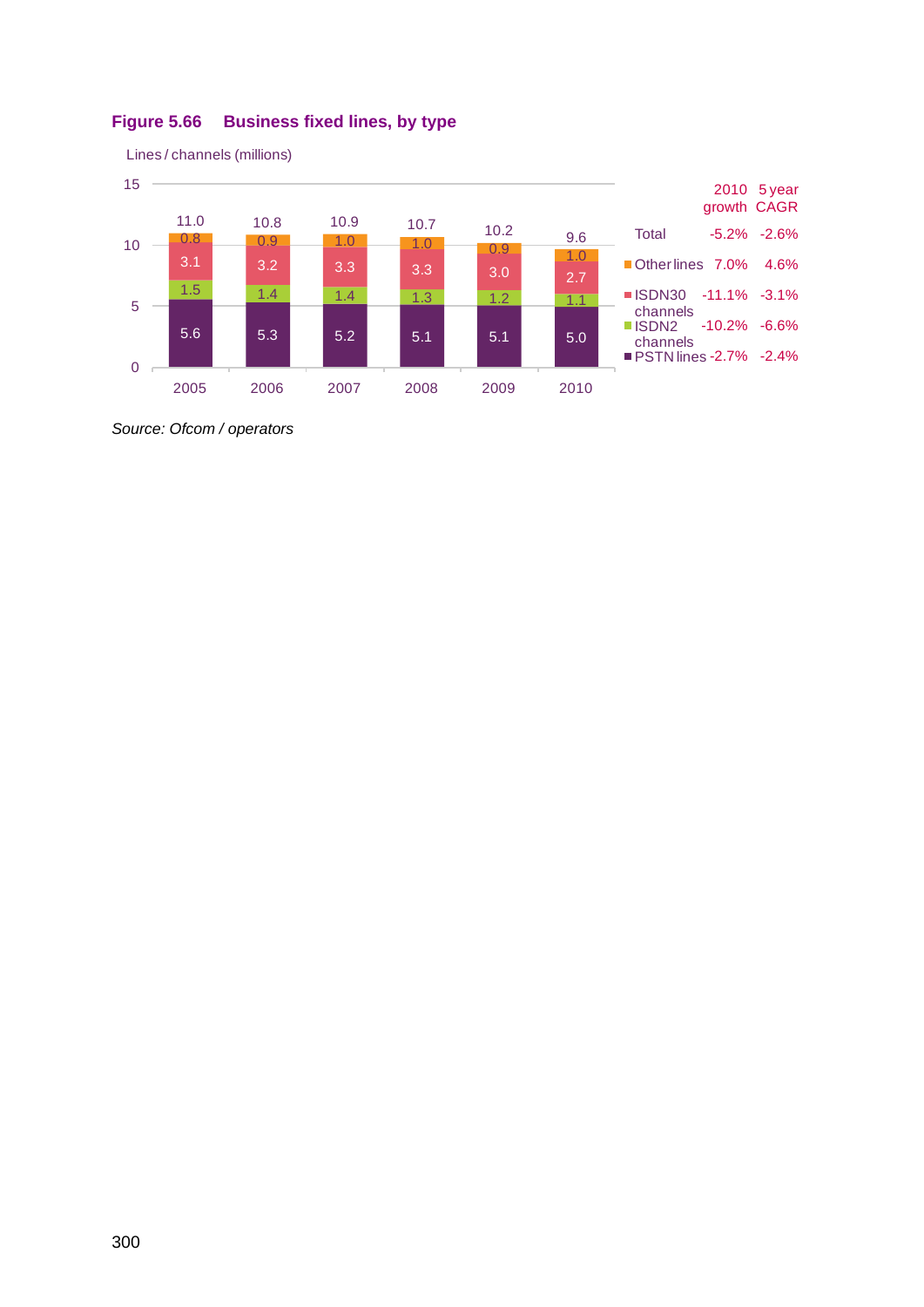**Figure 5.66 Business fixed lines, by type**

Lines / channels (millions)

| | 2005 | 2006 | 2007 | 2008 | 2009 | 2010 |
|---|---|---|---|---|---|---|
| Other lines | 0.8 | 0.9 | 1.0 | 1.0 | 0.9 | 1.0 |
| ISDN30 channels | 3.1 | 3.2 | 3.3 | 3.3 | 3.0 | 2.7 |
| ISDN2 channels | 1.5 | 1.4 | 1.4 | 1.3 | 1.2 | 1.1 |
| PSTN lines | 5.6 | 5.3 | 5.2 | 5.1 | 5.1 | 5.0 |
| Total | 11.0 | 10.8 | 10.9 | 10.7 | 10.2 | 9.6 |

| | 2010 growth | 5 year CAGR |
|---|---|---|
| Total | -5.2% | -2.6% |
| Other lines | 7.0% | 4.6% |
| ISDN30 channels | -11.1% | -3.1% |
| ISDN2 channels | -10.2% | -6.6% |
| PSTN lines | -2.7% | -2.4% |

*Source: Ofcom / operators*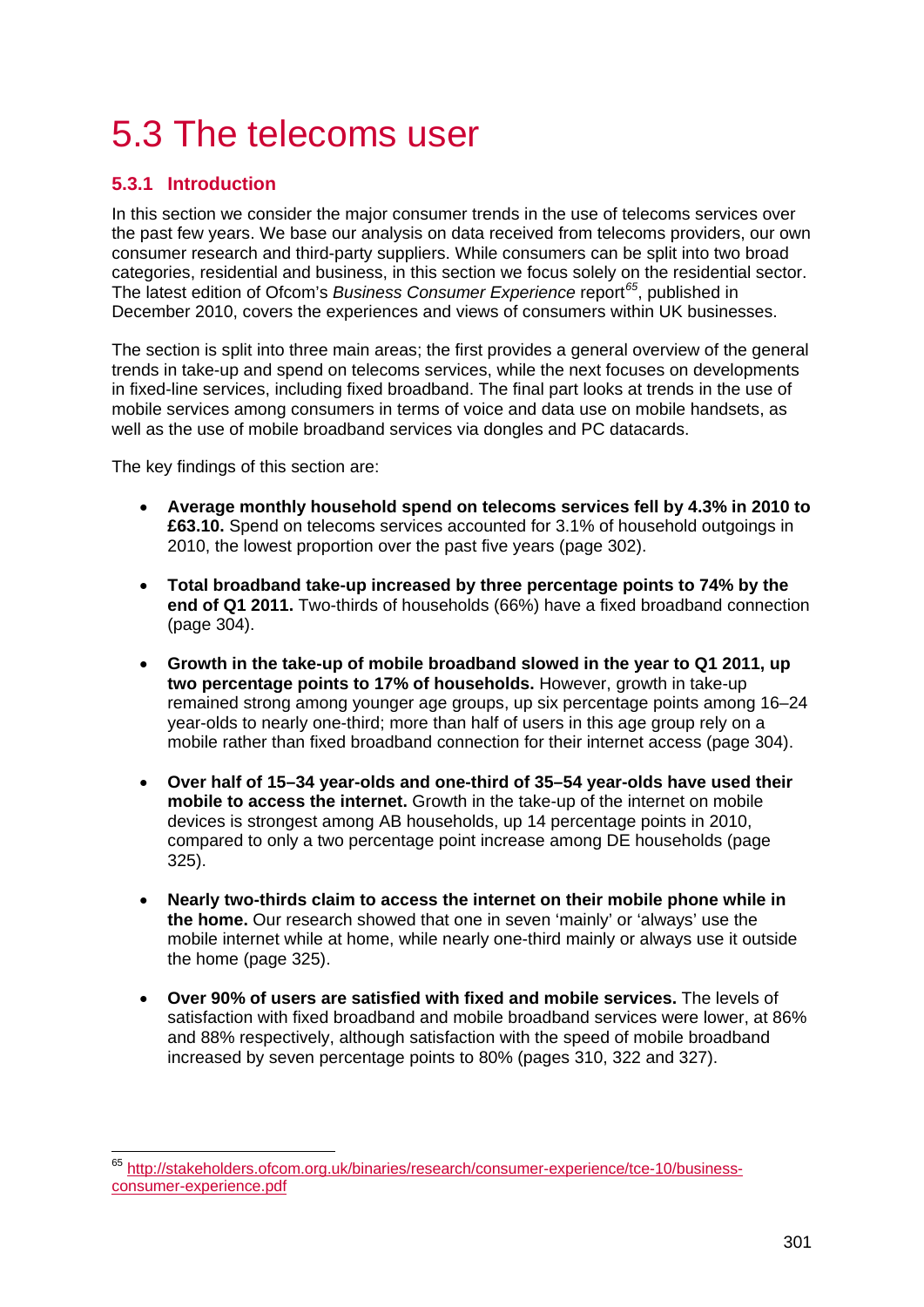# 5.3 The telecoms user

## 5.3.1 Introduction

In this section we consider the major consumer trends in the use of telecoms services over the past few years. We base our analysis on data received from telecoms providers, our own consumer research and third-party suppliers. While consumers can be split into two broad categories, residential and business, in this section we focus solely on the residential sector. The latest edition of Ofcom's *Business Consumer Experience* report[65], published in December 2010, covers the experiences and views of consumers within UK businesses.

The section is split into three main areas; the first provides a general overview of the general trends in take-up and spend on telecoms services, while the next focuses on developments in fixed-line services, including fixed broadband. The final part looks at trends in the use of mobile services among consumers in terms of voice and data use on mobile handsets, as well as the use of mobile broadband services via dongles and PC datacards.

The key findings of this section are:

- **Average monthly household spend on telecoms services fell by 4.3% in 2010 to £63.10.** Spend on telecoms services accounted for 3.1% of household outgoings in 2010, the lowest proportion over the past five years (page 302).
- **Total broadband take-up increased by three percentage points to 74% by the end of Q1 2011.** Two-thirds of households (66%) have a fixed broadband connection (page 304).
- **Growth in the take-up of mobile broadband slowed in the year to Q1 2011, up two percentage points to 17% of households.** However, growth in take-up remained strong among younger age groups, up six percentage points among 16–24 year-olds to nearly one-third; more than half of users in this age group rely on a mobile rather than fixed broadband connection for their internet access (page 304).
- **Over half of 15–34 year-olds and one-third of 35–54 year-olds have used their mobile to access the internet.** Growth in the take-up of the internet on mobile devices is strongest among AB households, up 14 percentage points in 2010, compared to only a two percentage point increase among DE households (page 325).
- **Nearly two-thirds claim to access the internet on their mobile phone while in the home.** Our research showed that one in seven 'mainly' or 'always' use the mobile internet while at home, while nearly one-third mainly or always use it outside the home (page 325).
- **Over 90% of users are satisfied with fixed and mobile services.** The levels of satisfaction with fixed broadband and mobile broadband services were lower, at 86% and 88% respectively, although satisfaction with the speed of mobile broadband increased by seven percentage points to 80% (pages 310, 322 and 327).

---

[65] http://stakeholders.ofcom.org.uk/binaries/research/consumer-experience/tce-10/business-consumer-experience.pdf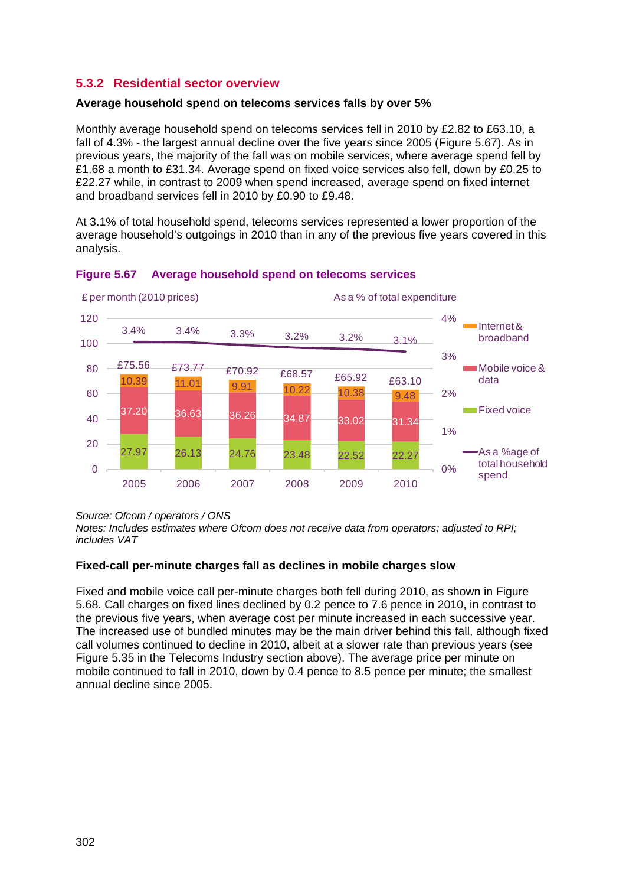### 5.3.2 Residential sector overview

**Average household spend on telecoms services falls by over 5%**

Monthly average household spend on telecoms services fell in 2010 by £2.82 to £63.10, a fall of 4.3% - the largest annual decline over the five years since 2005 (Figure 5.67). As in previous years, the majority of the fall was on mobile services, where average spend fell by £1.68 a month to £31.34. Average spend on fixed voice services also fell, down by £0.25 to £22.27 while, in contrast to 2009 when spend increased, average spend on fixed internet and broadband services fell in 2010 by £0.90 to £9.48.

At 3.1% of total household spend, telecoms services represented a lower proportion of the average household's outgoings in 2010 than in any of the previous five years covered in this analysis.

**Figure 5.67 Average household spend on telecoms services**

£ per month (2010 prices) / As a % of total expenditure

| | 2005 | 2006 | 2007 | 2008 | 2009 | 2010 |
|---|---|---|---|---|---|---|
| Internet & broadband | 10.39 | 11.01 | 9.91 | 10.22 | 10.38 | 9.48 |
| Mobile voice & data | 37.20 | 36.63 | 36.26 | 34.87 | 33.02 | 31.34 |
| Fixed voice | 27.97 | 26.13 | 24.76 | 23.48 | 22.52 | 22.27 |
| Total | £75.56 | £73.77 | £70.92 | £68.57 | £65.92 | £63.10 |
| As a %age of total household spend | 3.4% | 3.4% | 3.3% | 3.2% | 3.2% | 3.1% |

*Source: Ofcom / operators / ONS*
*Notes: Includes estimates where Ofcom does not receive data from operators; adjusted to RPI; includes VAT*

**Fixed-call per-minute charges fall as declines in mobile charges slow**

Fixed and mobile voice call per-minute charges both fell during 2010, as shown in Figure 5.68. Call charges on fixed lines declined by 0.2 pence to 7.6 pence in 2010, in contrast to the previous five years, when average cost per minute increased in each successive year. The increased use of bundled minutes may be the main driver behind this fall, although fixed call volumes continued to decline in 2010, albeit at a slower rate than previous years (see Figure 5.35 in the Telecoms Industry section above). The average price per minute on mobile continued to fall in 2010, down by 0.4 pence to 8.5 pence per minute; the smallest annual decline since 2005.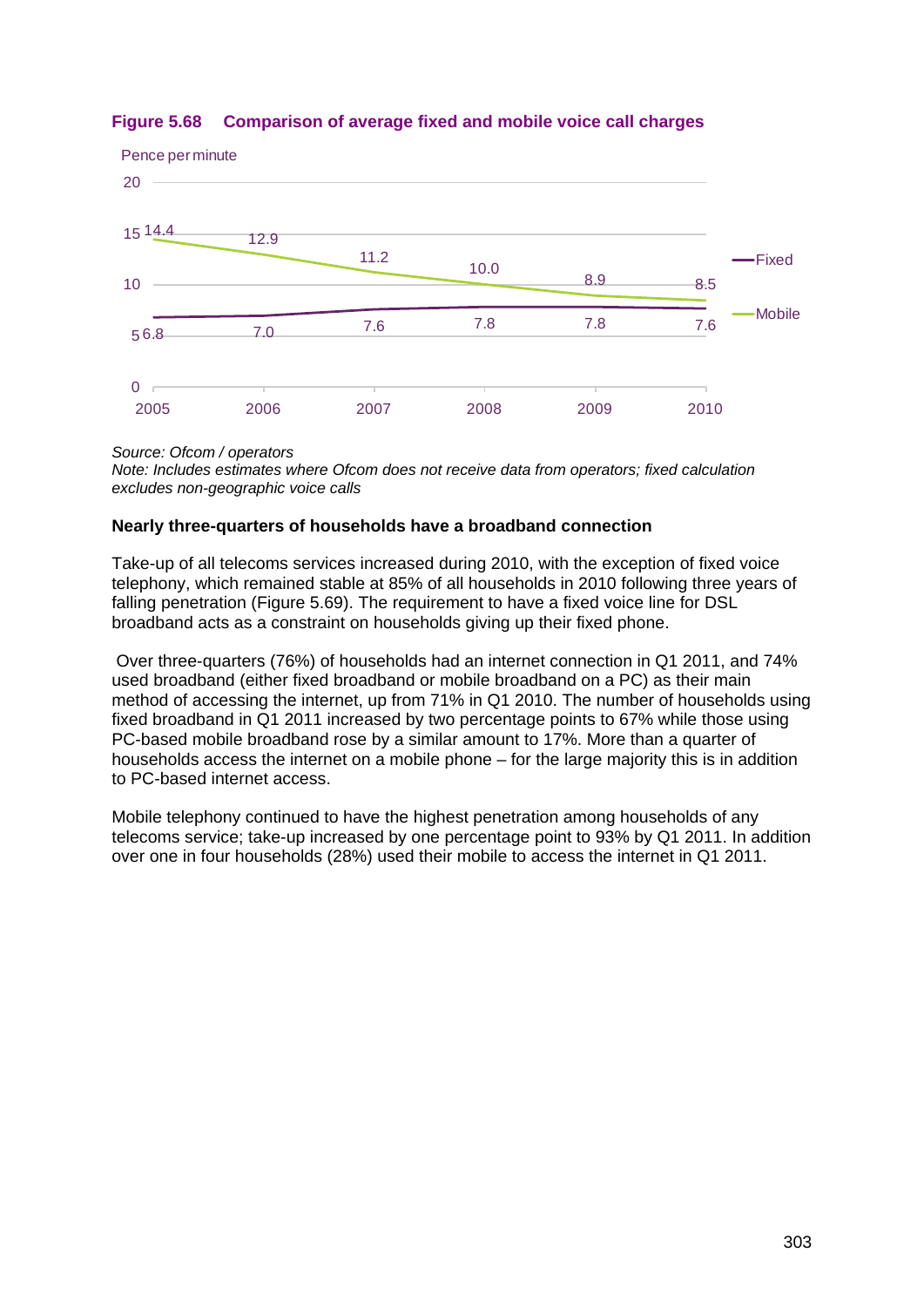**Figure 5.68 Comparison of average fixed and mobile voice call charges**

Pence per minute

| Year | Fixed | Mobile |
|---|---|---|
| 2005 | 6.8 | 14.4 |
| 2006 | 7.0 | 12.9 |
| 2007 | 7.6 | 11.2 |
| 2008 | 7.8 | 10.0 |
| 2009 | 7.8 | 8.9 |
| 2010 | 7.6 | 8.5 |

*Source: Ofcom / operators*
*Note: Includes estimates where Ofcom does not receive data from operators; fixed calculation excludes non-geographic voice calls*

**Nearly three-quarters of households have a broadband connection**

Take-up of all telecoms services increased during 2010, with the exception of fixed voice telephony, which remained stable at 85% of all households in 2010 following three years of falling penetration (Figure 5.69). The requirement to have a fixed voice line for DSL broadband acts as a constraint on households giving up their fixed phone.

Over three-quarters (76%) of households had an internet connection in Q1 2011, and 74% used broadband (either fixed broadband or mobile broadband on a PC) as their main method of accessing the internet, up from 71% in Q1 2010. The number of households using fixed broadband in Q1 2011 increased by two percentage points to 67% while those using PC-based mobile broadband rose by a similar amount to 17%. More than a quarter of households access the internet on a mobile phone – for the large majority this is in addition to PC-based internet access.

Mobile telephony continued to have the highest penetration among households of any telecoms service; take-up increased by one percentage point to 93% by Q1 2011. In addition over one in four households (28%) used their mobile to access the internet in Q1 2011.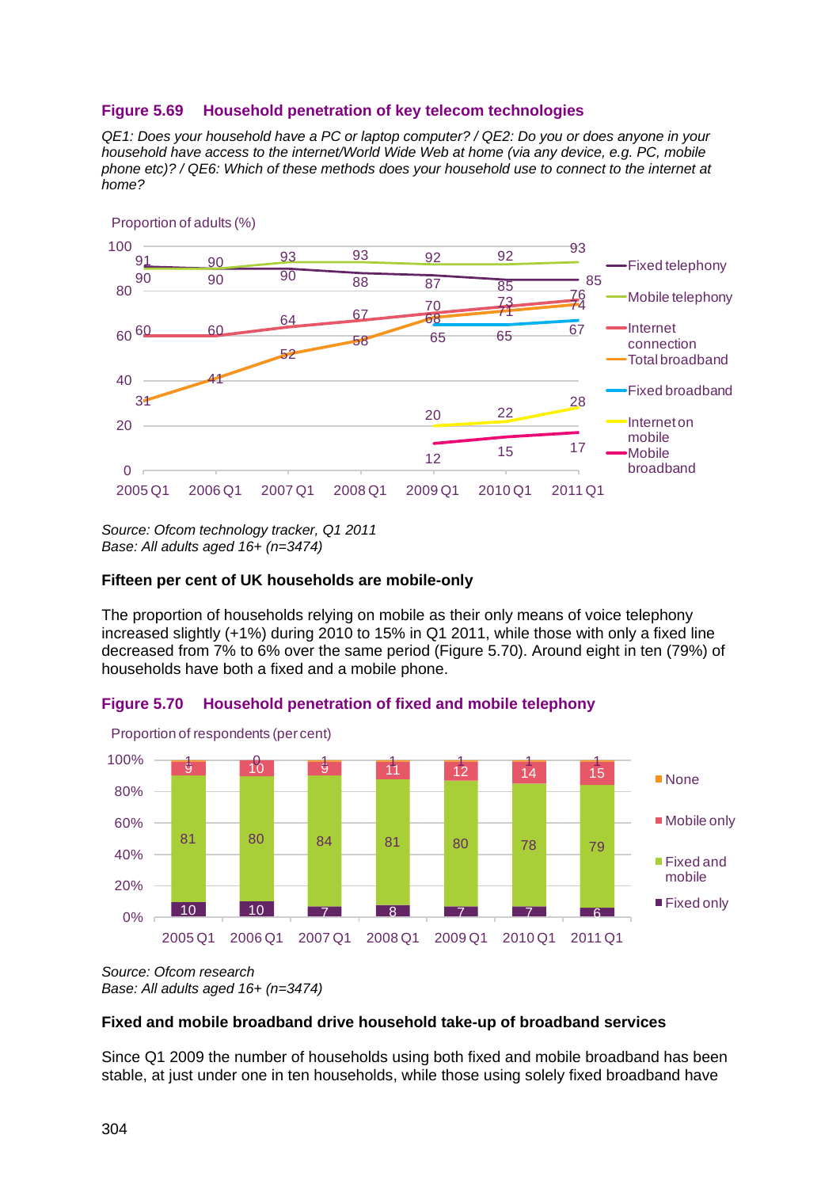**Figure 5.69 Household penetration of key telecom technologies**

*QE1: Does your household have a PC or laptop computer? / QE2: Do you or does anyone in your household have access to the internet/World Wide Web at home (via any device, e.g. PC, mobile phone etc)? / QE6: Which of these methods does your household use to connect to the internet at home?*

Proportion of adults (%)

| | 2005 Q1 | 2006 Q1 | 2007 Q1 | 2008 Q1 | 2009 Q1 | 2010 Q1 | 2011 Q1 |
|---|---|---|---|---|---|---|---|
| Fixed telephony | 91 | 90 | 90 | 88 | 87 | 85 | 85 |
| Mobile telephony | 90 | 90 | 93 | 93 | 92 | 92 | 93 |
| Internet connection | 60 | 60 | 64 | 67 | 70 | 73 | 76 |
| Total broadband | 31 | 41 | 52 | 58 | 68 | 71 | 74 |
| Fixed broadband | | | | | 65 | 65 | 67 |
| Internet on mobile | | | | | 20 | 22 | 28 |
| Mobile broadband | | | | | 12 | 15 | 17 |

*Source: Ofcom technology tracker, Q1 2011*
*Base: All adults aged 16+ (n=3474)*

**Fifteen per cent of UK households are mobile-only**

The proportion of households relying on mobile as their only means of voice telephony increased slightly (+1%) during 2010 to 15% in Q1 2011, while those with only a fixed line decreased from 7% to 6% over the same period (Figure 5.70). Around eight in ten (79%) of households have both a fixed and a mobile phone.

**Figure 5.70 Household penetration of fixed and mobile telephony**

Proportion of respondents (per cent)

| | 2005 Q1 | 2006 Q1 | 2007 Q1 | 2008 Q1 | 2009 Q1 | 2010 Q1 | 2011 Q1 |
|---|---|---|---|---|---|---|---|
| None | 1 | 0 | 1 | 1 | 1 | 1 | 1 |
| Mobile only | 9 | 10 | 9 | 11 | 12 | 14 | 15 |
| Fixed and mobile | 81 | 80 | 84 | 81 | 80 | 78 | 79 |
| Fixed only | 10 | 10 | 7 | 8 | 7 | 7 | 6 |

*Source: Ofcom research*
*Base: All adults aged 16+ (n=3474)*

**Fixed and mobile broadband drive household take-up of broadband services**

Since Q1 2009 the number of households using both fixed and mobile broadband has been stable, at just under one in ten households, while those using solely fixed broadband have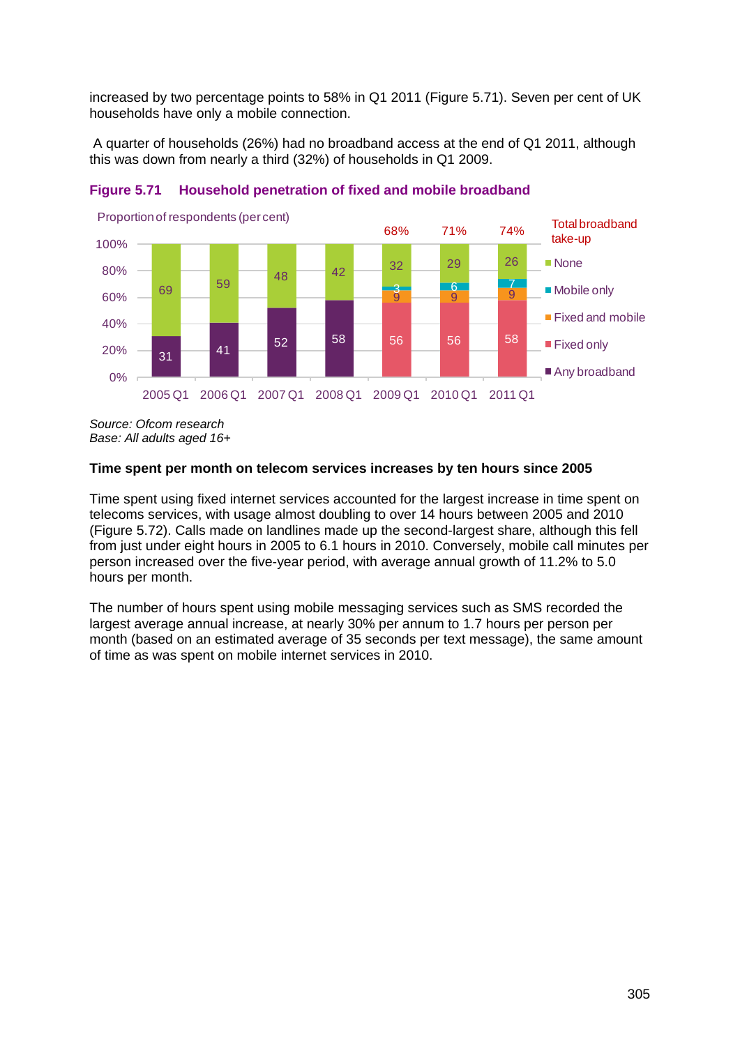increased by two percentage points to 58% in Q1 2011 (Figure 5.71). Seven per cent of UK households have only a mobile connection.

A quarter of households (26%) had no broadband access at the end of Q1 2011, although this was down from nearly a third (32%) of households in Q1 2009.

**Figure 5.71 Household penetration of fixed and mobile broadband**

Proportion of respondents (per cent)

| | 2005 Q1 | 2006 Q1 | 2007 Q1 | 2008 Q1 | 2009 Q1 | 2010 Q1 | 2011 Q1 |
|---|---|---|---|---|---|---|---|
| None | 69 | 59 | 48 | 42 | 32 | 29 | 26 |
| Mobile only | | | | | 3 | 6 | 7 |
| Fixed and mobile | | | | | 9 | 9 | 9 |
| Fixed only | | | | | 56 | 56 | 58 |
| Any broadband | 31 | 41 | 52 | 58 | | | |
| Total broadband take-up | | | | | 68% | 71% | 74% |

*Source: Ofcom research*
*Base: All adults aged 16+*

**Time spent per month on telecom services increases by ten hours since 2005**

Time spent using fixed internet services accounted for the largest increase in time spent on telecoms services, with usage almost doubling to over 14 hours between 2005 and 2010 (Figure 5.72). Calls made on landlines made up the second-largest share, although this fell from just under eight hours in 2005 to 6.1 hours in 2010. Conversely, mobile call minutes per person increased over the five-year period, with average annual growth of 11.2% to 5.0 hours per month.

The number of hours spent using mobile messaging services such as SMS recorded the largest average annual increase, at nearly 30% per annum to 1.7 hours per person per month (based on an estimated average of 35 seconds per text message), the same amount of time as was spent on mobile internet services in 2010.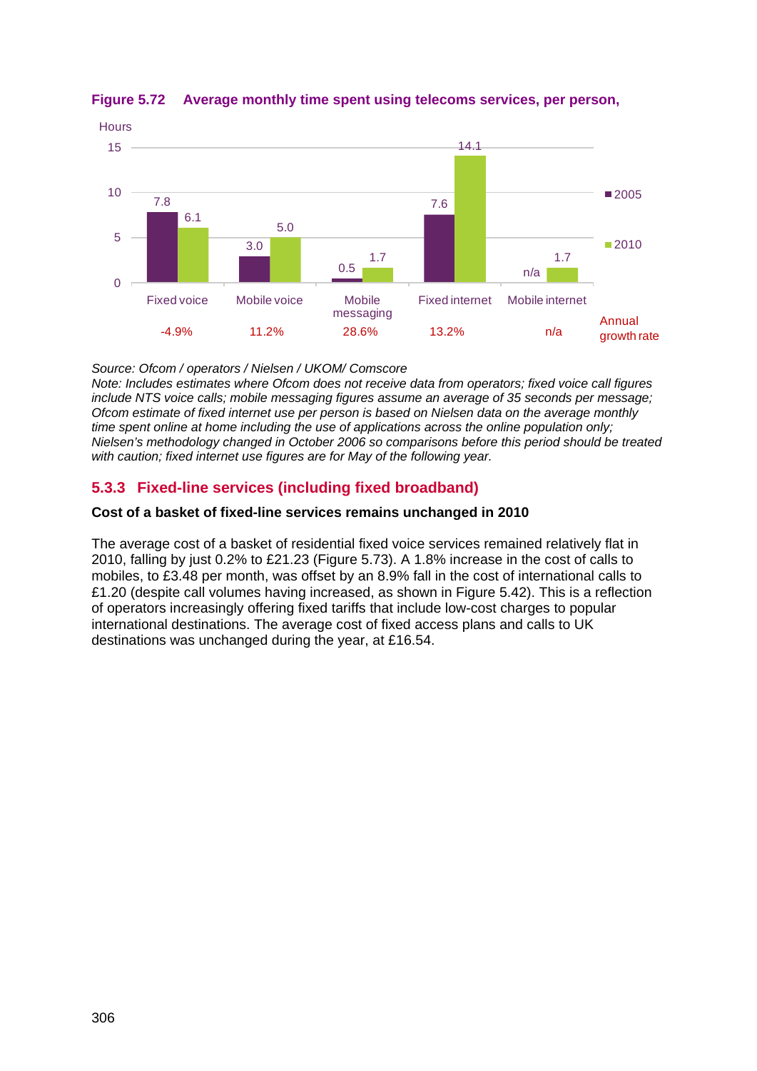**Figure 5.72 Average monthly time spent using telecoms services, per person,**

| Hours | Fixed voice | Mobile voice | Mobile messaging | Fixed internet | Mobile internet |
|---|---|---|---|---|---|
| 2005 | 7.8 | 3.0 | 0.5 | 7.6 | n/a |
| 2010 | 6.1 | 5.0 | 1.7 | 14.1 | 1.7 |
| Annual growth rate | -4.9% | 11.2% | 28.6% | 13.2% | n/a |

*Source: Ofcom / operators / Nielsen / UKOM/ Comscore*
*Note: Includes estimates where Ofcom does not receive data from operators; fixed voice call figures include NTS voice calls; mobile messaging figures assume an average of 35 seconds per message; Ofcom estimate of fixed internet use per person is based on Nielsen data on the average monthly time spent online at home including the use of applications across the online population only; Nielsen's methodology changed in October 2006 so comparisons before this period should be treated with caution; fixed internet use figures are for May of the following year.*

### 5.3.3 Fixed-line services (including fixed broadband)

**Cost of a basket of fixed-line services remains unchanged in 2010**

The average cost of a basket of residential fixed voice services remained relatively flat in 2010, falling by just 0.2% to £21.23 (Figure 5.73). A 1.8% increase in the cost of calls to mobiles, to £3.48 per month, was offset by an 8.9% fall in the cost of international calls to £1.20 (despite call volumes having increased, as shown in Figure 5.42). This is a reflection of operators increasingly offering fixed tariffs that include low-cost charges to popular international destinations. The average cost of fixed access plans and calls to UK destinations was unchanged during the year, at £16.54.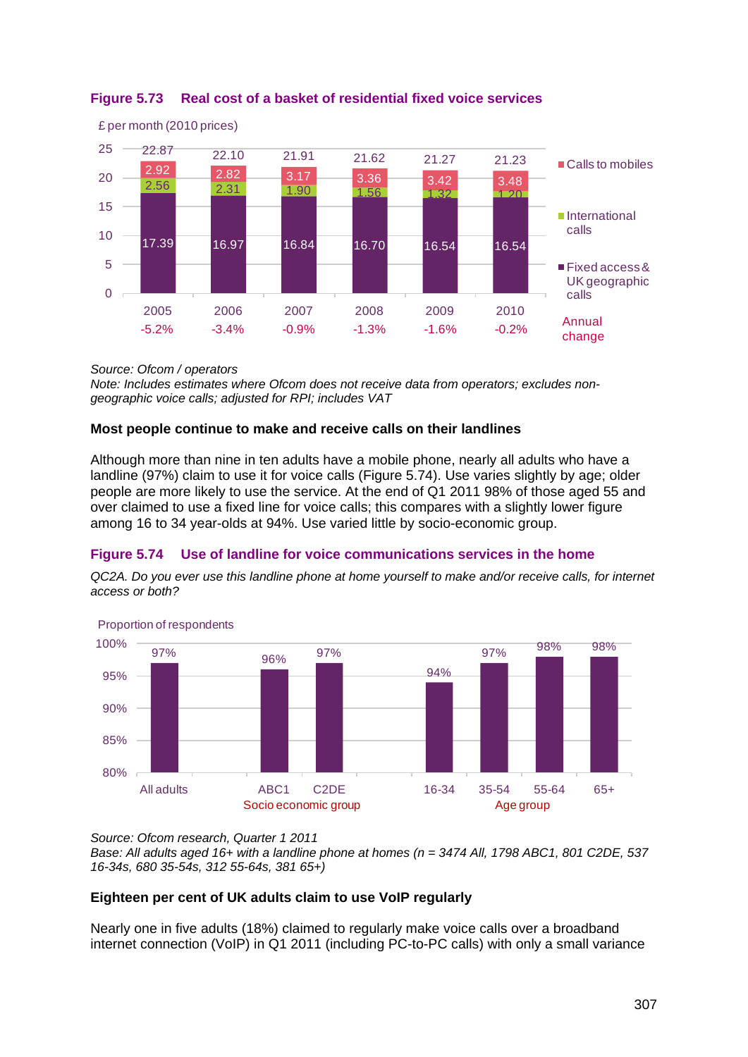**Figure 5.73 Real cost of a basket of residential fixed voice services**

£ per month (2010 prices)

| | 2005 | 2006 | 2007 | 2008 | 2009 | 2010 |
|---|---|---|---|---|---|---|
| Calls to mobiles | 2.92 | 2.82 | 3.17 | 3.36 | 3.42 | 3.48 |
| International calls | 2.56 | 2.31 | 1.90 | 1.56 | 1.32 | 1.20 |
| Fixed access & UK geographic calls | 17.39 | 16.97 | 16.84 | 16.70 | 16.54 | 16.54 |
| Total | 22.87 | 22.10 | 21.91 | 21.62 | 21.27 | 21.23 |
| Annual change | -5.2% | -3.4% | -0.9% | -1.3% | -1.6% | -0.2% |

*Source: Ofcom / operators*
*Note: Includes estimates where Ofcom does not receive data from operators; excludes non-geographic voice calls; adjusted for RPI; includes VAT*

**Most people continue to make and receive calls on their landlines**

Although more than nine in ten adults have a mobile phone, nearly all adults who have a landline (97%) claim to use it for voice calls (Figure 5.74). Use varies slightly by age; older people are more likely to use the service. At the end of Q1 2011 98% of those aged 55 and over claimed to use a fixed line for voice calls; this compares with a slightly lower figure among 16 to 34 year-olds at 94%. Use varied little by socio-economic group.

**Figure 5.74 Use of landline for voice communications services in the home**

*QC2A. Do you ever use this landline phone at home yourself to make and/or receive calls, for internet access or both?*

Proportion of respondents

| | All adults | ABC1 | C2DE | 16-34 | 35-54 | 55-64 | 65+ |
|---|---|---|---|---|---|---|---|
| | | Socio economic group | | Age group | | | |
| Proportion | 97% | 96% | 97% | 94% | 97% | 98% | 98% |

*Source: Ofcom research, Quarter 1 2011*
*Base: All adults aged 16+ with a landline phone at homes (n = 3474 All, 1798 ABC1, 801 C2DE, 537 16-34s, 680 35-54s, 312 55-64s, 381 65+)*

**Eighteen per cent of UK adults claim to use VoIP regularly**

Nearly one in five adults (18%) claimed to regularly make voice calls over a broadband internet connection (VoIP) in Q1 2011 (including PC-to-PC calls) with only a small variance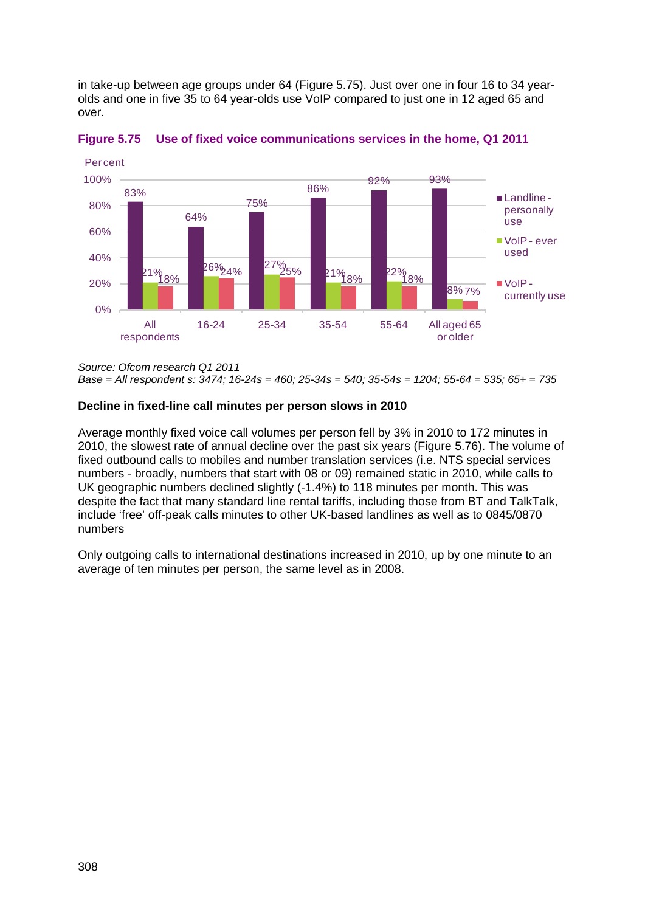in take-up between age groups under 64 (Figure 5.75). Just over one in four 16 to 34 year-olds and one in five 35 to 64 year-olds use VoIP compared to just one in 12 aged 65 and over.

**Figure 5.75 Use of fixed voice communications services in the home, Q1 2011**

| Percent | All respondents | 16-24 | 25-34 | 35-54 | 55-64 | All aged 65 or older |
|---|---|---|---|---|---|---|
| Landline - personally use | 83% | 64% | 75% | 86% | 92% | 93% |
| VoIP - ever used | 21% | 26% | 27% | 21% | 22% | 8% |
| VoIP - currently use | 18% | 24% | 25% | 18% | 18% | 7% |

*Source: Ofcom research Q1 2011*
*Base = All respondent s: 3474; 16-24s = 460; 25-34s = 540; 35-54s = 1204; 55-64 = 535; 65+ = 735*

**Decline in fixed-line call minutes per person slows in 2010**

Average monthly fixed voice call volumes per person fell by 3% in 2010 to 172 minutes in 2010, the slowest rate of annual decline over the past six years (Figure 5.76). The volume of fixed outbound calls to mobiles and number translation services (i.e. NTS special services numbers - broadly, numbers that start with 08 or 09) remained static in 2010, while calls to UK geographic numbers declined slightly (-1.4%) to 118 minutes per month. This was despite the fact that many standard line rental tariffs, including those from BT and TalkTalk, include 'free' off-peak calls minutes to other UK-based landlines as well as to 0845/0870 numbers

Only outgoing calls to international destinations increased in 2010, up by one minute to an average of ten minutes per person, the same level as in 2008.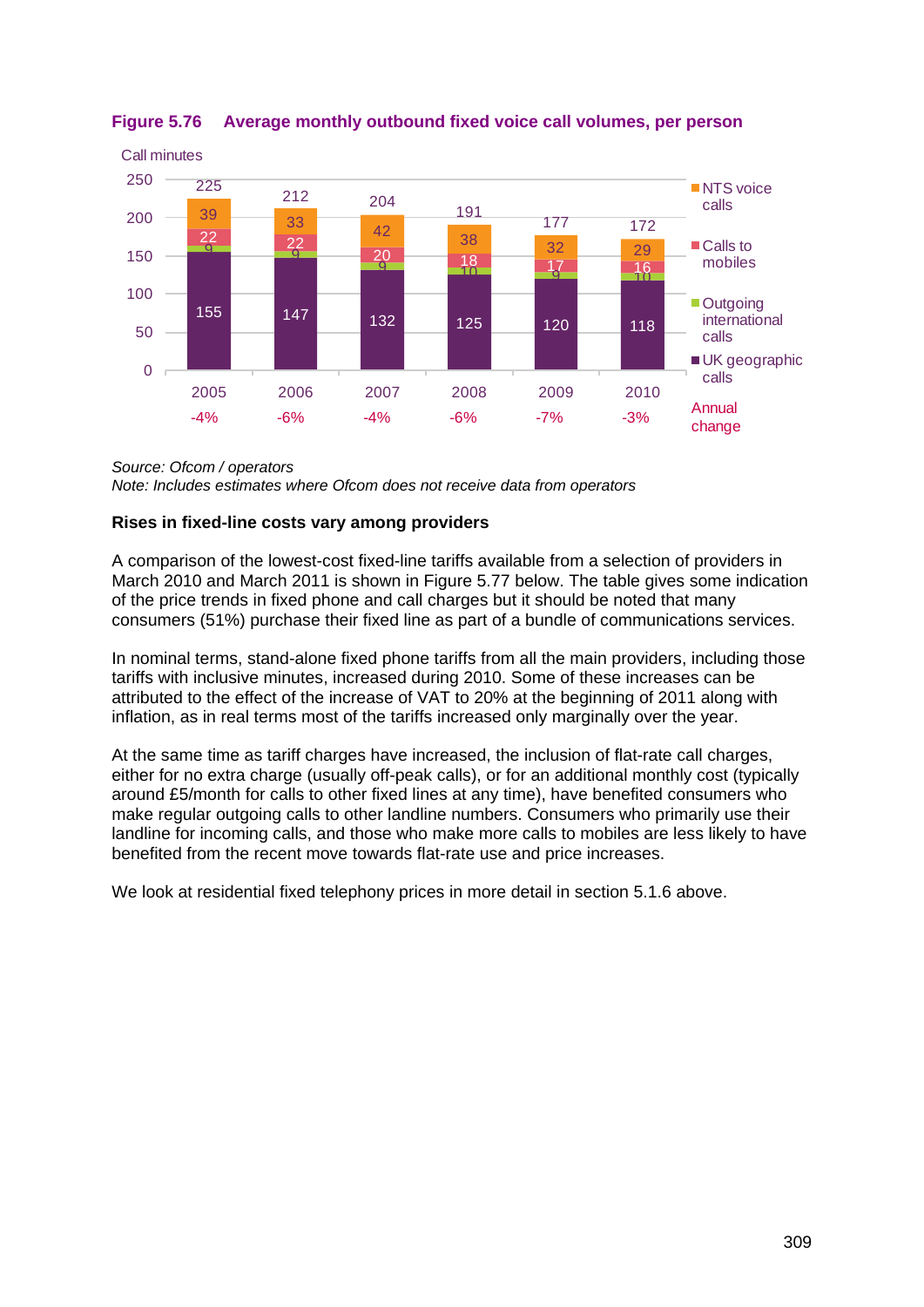**Figure 5.76 Average monthly outbound fixed voice call volumes, per person**

Call minutes

| | 2005 | 2006 | 2007 | 2008 | 2009 | 2010 |
|---|---|---|---|---|---|---|
| NTS voice calls | 39 | 33 | 42 | 38 | 32 | 29 |
| Calls to mobiles | 22 | 22 | 20 | 18 | 17 | 16 |
| Outgoing international calls | 9 | 9 | 9 | 10 | 9 | 10 |
| UK geographic calls | 155 | 147 | 132 | 125 | 120 | 118 |
| Total | 225 | 212 | 204 | 191 | 177 | 172 |
| Annual change | -4% | -6% | -4% | -6% | -7% | -3% |

*Source: Ofcom / operators*
*Note: Includes estimates where Ofcom does not receive data from operators*

**Rises in fixed-line costs vary among providers**

A comparison of the lowest-cost fixed-line tariffs available from a selection of providers in March 2010 and March 2011 is shown in Figure 5.77 below. The table gives some indication of the price trends in fixed phone and call charges but it should be noted that many consumers (51%) purchase their fixed line as part of a bundle of communications services.

In nominal terms, stand-alone fixed phone tariffs from all the main providers, including those tariffs with inclusive minutes, increased during 2010. Some of these increases can be attributed to the effect of the increase of VAT to 20% at the beginning of 2011 along with inflation, as in real terms most of the tariffs increased only marginally over the year.

At the same time as tariff charges have increased, the inclusion of flat-rate call charges, either for no extra charge (usually off-peak calls), or for an additional monthly cost (typically around £5/month for calls to other fixed lines at any time), have benefited consumers who make regular outgoing calls to other landline numbers. Consumers who primarily use their landline for incoming calls, and those who make more calls to mobiles are less likely to have benefited from the recent move towards flat-rate use and price increases.

We look at residential fixed telephony prices in more detail in section 5.1.6 above.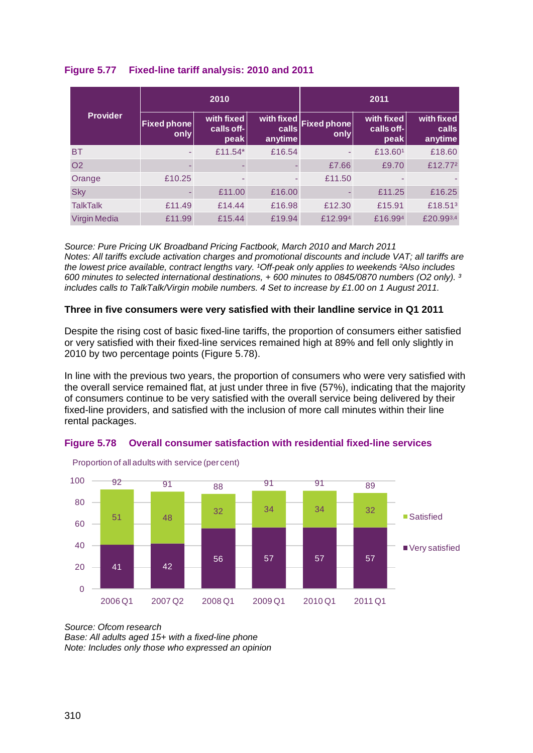**Figure 5.77 Fixed-line tariff analysis: 2010 and 2011**

| Provider | 2010 | | | 2011 | | |
|---|---|---|---|---|---|---|
| | Fixed phone only | with fixed calls off-peak | with fixed calls anytime | Fixed phone only | with fixed calls off-peak | with fixed calls anytime |
| BT | - | £11.54* | £16.54 | - | £13.60[1] | £18.60 |
| O2 | - | - | - | £7.66 | £9.70 | £12.77[2] |
| Orange | £10.25 | - | - | £11.50 | - | - |
| Sky | - | £11.00 | £16.00 | - | £11.25 | £16.25 |
| TalkTalk | £11.49 | £14.44 | £16.98 | £12.30 | £15.91 | £18.51[3] |
| Virgin Media | £11.99 | £15.44 | £19.94 | £12.99[4] | £16.99[4] | £20.99[3,4] |

*Source: Pure Pricing UK Broadband Pricing Factbook, March 2010 and March 2011*
*Notes: All tariffs exclude activation charges and promotional discounts and include VAT; all tariffs are the lowest price available, contract lengths vary. [1]Off-peak only applies to weekends [2]Also includes 600 minutes to selected international destinations, + 600 minutes to 0845/0870 numbers (O2 only). [3] includes calls to TalkTalk/Virgin mobile numbers. 4 Set to increase by £1.00 on 1 August 2011.*

**Three in five consumers were very satisfied with their landline service in Q1 2011**

Despite the rising cost of basic fixed-line tariffs, the proportion of consumers either satisfied or very satisfied with their fixed-line services remained high at 89% and fell only slightly in 2010 by two percentage points (Figure 5.78).

In line with the previous two years, the proportion of consumers who were very satisfied with the overall service remained flat, at just under three in five (57%), indicating that the majority of consumers continue to be very satisfied with the overall service being delivered by their fixed-line providers, and satisfied with the inclusion of more call minutes within their line rental packages.

**Figure 5.78 Overall consumer satisfaction with residential fixed-line services**

Proportion of all adults with service (per cent)

| | 2006 Q1 | 2007 Q2 | 2008 Q1 | 2009 Q1 | 2010 Q1 | 2011 Q1 |
|---|---|---|---|---|---|---|
| Satisfied | 51 | 48 | 32 | 34 | 34 | 32 |
| Very satisfied | 41 | 42 | 56 | 57 | 57 | 57 |
| Total | 92 | 91 | 88 | 91 | 91 | 89 |

*Source: Ofcom research*
*Base: All adults aged 15+ with a fixed-line phone*
*Note: Includes only those who expressed an opinion*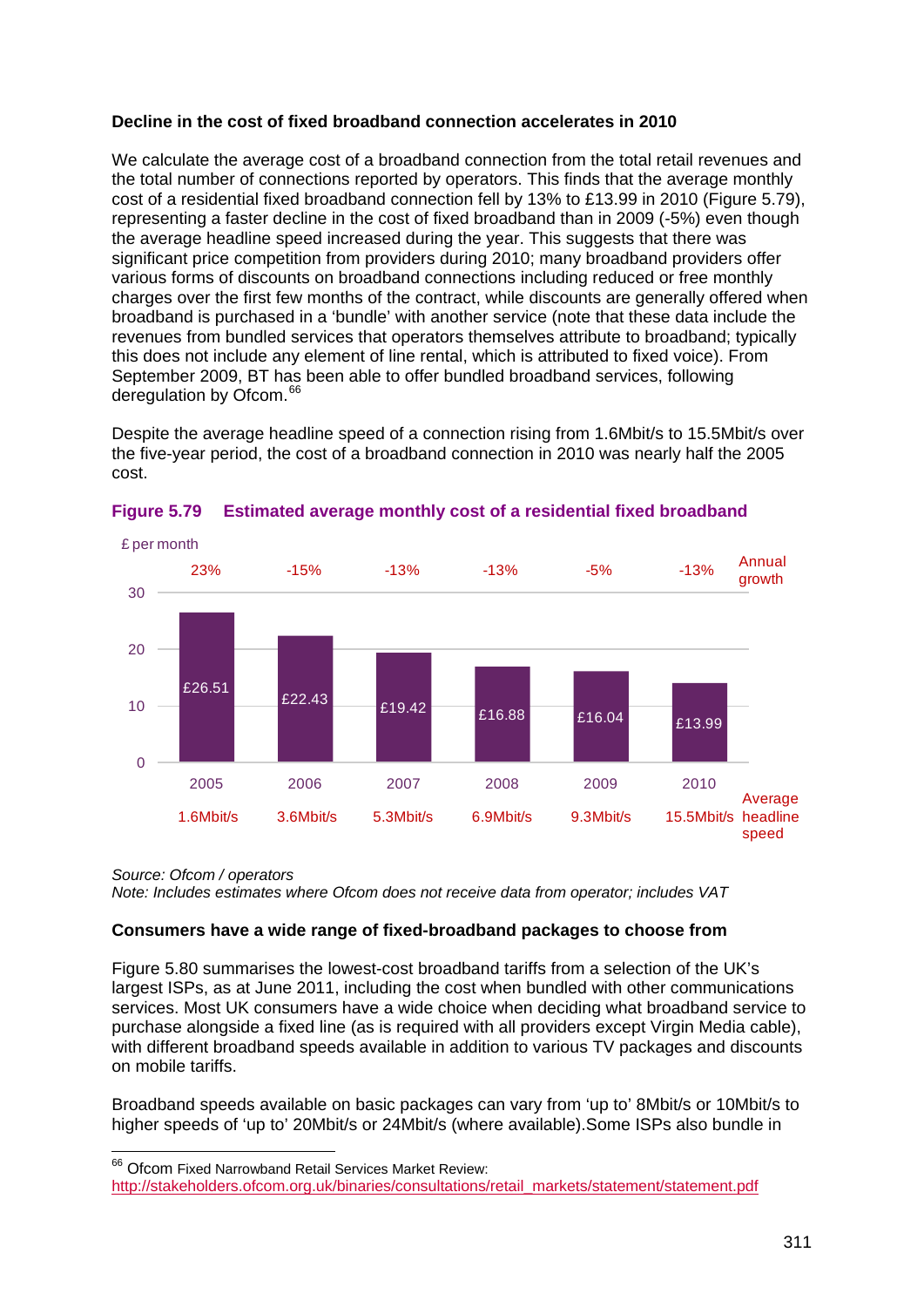**Decline in the cost of fixed broadband connection accelerates in 2010**

We calculate the average cost of a broadband connection from the total retail revenues and the total number of connections reported by operators. This finds that the average monthly cost of a residential fixed broadband connection fell by 13% to £13.99 in 2010 (Figure 5.79), representing a faster decline in the cost of fixed broadband than in 2009 (-5%) even though the average headline speed increased during the year. This suggests that there was significant price competition from providers during 2010; many broadband providers offer various forms of discounts on broadband connections including reduced or free monthly charges over the first few months of the contract, while discounts are generally offered when broadband is purchased in a 'bundle' with another service (note that these data include the revenues from bundled services that operators themselves attribute to broadband; typically this does not include any element of line rental, which is attributed to fixed voice). From September 2009, BT has been able to offer bundled broadband services, following deregulation by Ofcom.[66]

Despite the average headline speed of a connection rising from 1.6Mbit/s to 15.5Mbit/s over the five-year period, the cost of a broadband connection in 2010 was nearly half the 2005 cost.

**Figure 5.79 Estimated average monthly cost of a residential fixed broadband**

| | 2005 | 2006 | 2007 | 2008 | 2009 | 2010 |
|---|---|---|---|---|---|---|
| £ per month | £26.51 | £22.43 | £19.42 | £16.88 | £16.04 | £13.99 |
| Annual growth | 23% | -15% | -13% | -13% | -5% | -13% |
| Average headline speed | 1.6Mbit/s | 3.6Mbit/s | 5.3Mbit/s | 6.9Mbit/s | 9.3Mbit/s | 15.5Mbit/s |

*Source: Ofcom / operators*
*Note: Includes estimates where Ofcom does not receive data from operator; includes VAT*

**Consumers have a wide range of fixed-broadband packages to choose from**

Figure 5.80 summarises the lowest-cost broadband tariffs from a selection of the UK's largest ISPs, as at June 2011, including the cost when bundled with other communications services. Most UK consumers have a wide choice when deciding what broadband service to purchase alongside a fixed line (as is required with all providers except Virgin Media cable), with different broadband speeds available in addition to various TV packages and discounts on mobile tariffs.

Broadband speeds available on basic packages can vary from 'up to' 8Mbit/s or 10Mbit/s to higher speeds of 'up to' 20Mbit/s or 24Mbit/s (where available).Some ISPs also bundle in

[66] Ofcom Fixed Narrowband Retail Services Market Review: http://stakeholders.ofcom.org.uk/binaries/consultations/retail_markets/statement/statement.pdf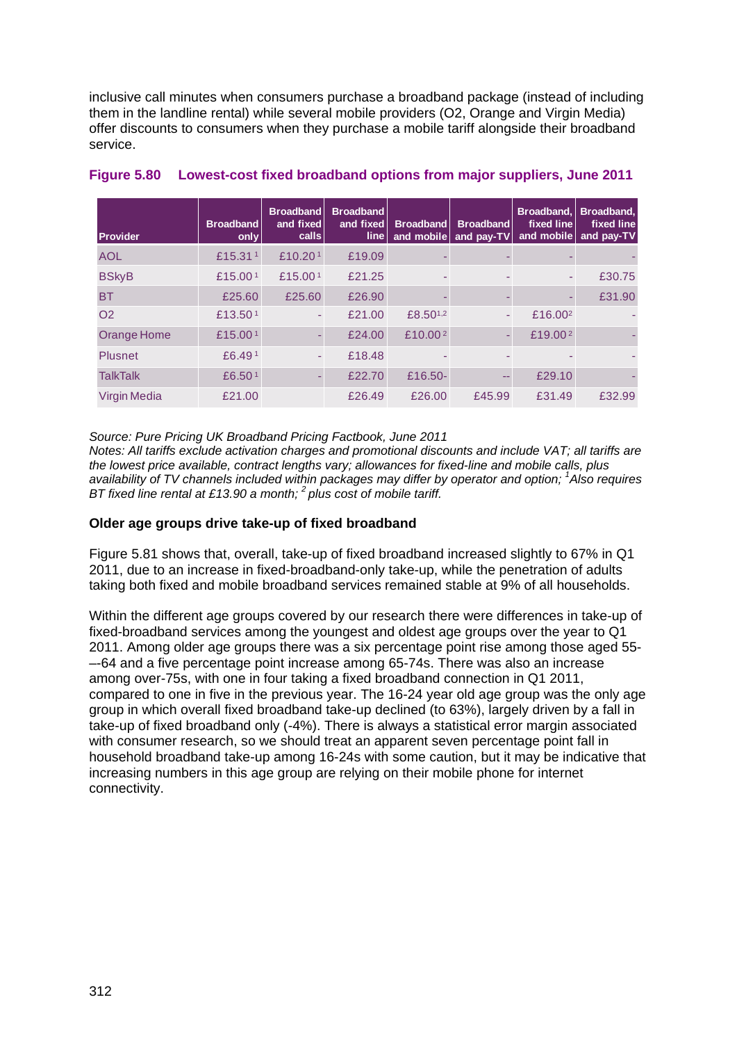inclusive call minutes when consumers purchase a broadband package (instead of including them in the landline rental) while several mobile providers (O2, Orange and Virgin Media) offer discounts to consumers when they purchase a mobile tariff alongside their broadband service.

### Figure 5.80 Lowest-cost fixed broadband options from major suppliers, June 2011

| Provider | Broadband only | Broadband and fixed calls | Broadband and fixed line | Broadband and mobile | Broadband and pay-TV | Broadband, fixed line and mobile | Broadband, fixed line and pay-TV |
|---|---|---|---|---|---|---|---|
| AOL | £15.31[1] | £10.20[1] | £19.09 | - | - | - | - |
| BSkyB | £15.00[1] | £15.00[1] | £21.25 | - | - | - | £30.75 |
| BT | £25.60 | £25.60 | £26.90 | - | - | - | £31.90 |
| O2 | £13.50[1] | - | £21.00 | £8.50[1,2] | - | £16.00[2] | - |
| Orange Home | £15.00[1] | - | £24.00 | £10.00[2] | - | £19.00[2] | - |
| Plusnet | £6.49[1] | - | £18.48 | - | - | - | - |
| TalkTalk | £6.50[1] | - | £22.70 | £16.50- | -- | £29.10 | - |
| Virgin Media | £21.00 | | £26.49 | £26.00 | £45.99 | £31.49 | £32.99 |

*Source: Pure Pricing UK Broadband Pricing Factbook, June 2011*
*Notes: All tariffs exclude activation charges and promotional discounts and include VAT; all tariffs are the lowest price available, contract lengths vary; allowances for fixed-line and mobile calls, plus availability of TV channels included within packages may differ by operator and option; [1]Also requires BT fixed line rental at £13.90 a month; [2] plus cost of mobile tariff.*

**Older age groups drive take-up of fixed broadband**

Figure 5.81 shows that, overall, take-up of fixed broadband increased slightly to 67% in Q1 2011, due to an increase in fixed-broadband-only take-up, while the penetration of adults taking both fixed and mobile broadband services remained stable at 9% of all households.

Within the different age groups covered by our research there were differences in take-up of fixed-broadband services among the youngest and oldest age groups over the year to Q1 2011. Among older age groups there was a six percentage point rise among those aged 55-–-64 and a five percentage point increase among 65-74s. There was also an increase among over-75s, with one in four taking a fixed broadband connection in Q1 2011, compared to one in five in the previous year. The 16-24 year old age group was the only age group in which overall fixed broadband take-up declined (to 63%), largely driven by a fall in take-up of fixed broadband only (-4%). There is always a statistical error margin associated with consumer research, so we should treat an apparent seven percentage point fall in household broadband take-up among 16-24s with some caution, but it may be indicative that increasing numbers in this age group are relying on their mobile phone for internet connectivity.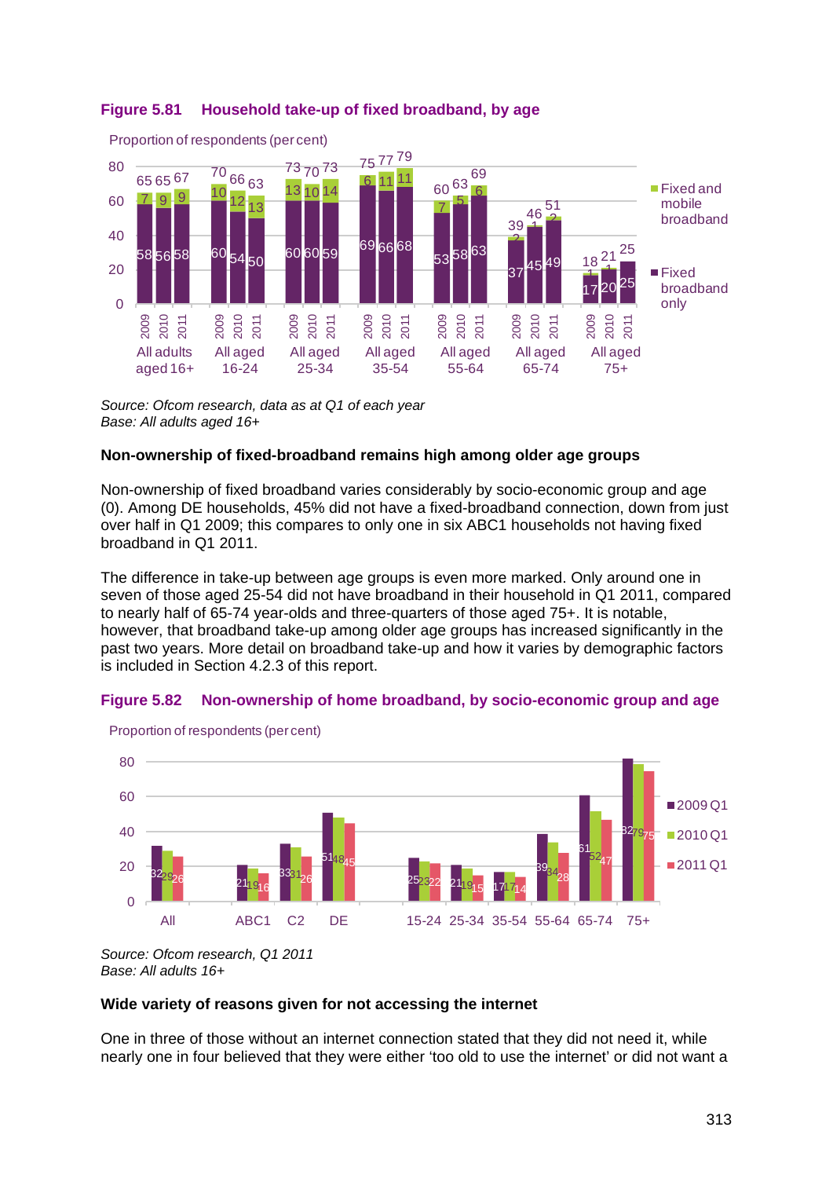**Figure 5.81 Household take-up of fixed broadband, by age**

Proportion of respondents (per cent)

| | Year | Fixed broadband only | Fixed and mobile broadband | Total |
|---|---|---|---|---|
| All adults aged 16+ | 2009 | 58 | 7 | 65 |
| | 2010 | 56 | 9 | 65 |
| | 2011 | 58 | 9 | 67 |
| All aged 16-24 | 2009 | 60 | 10 | 70 |
| | 2010 | 54 | 12 | 66 |
| | 2011 | 50 | 13 | 63 |
| All aged 25-34 | 2009 | 60 | 13 | 73 |
| | 2010 | 60 | 10 | 70 |
| | 2011 | 59 | 14 | 73 |
| All aged 35-54 | 2009 | 69 | 6 | 75 |
| | 2010 | 66 | 11 | 77 |
| | 2011 | 68 | 11 | 79 |
| All aged 55-64 | 2009 | 53 | 7 | 60 |
| | 2010 | 58 | 5 | 63 |
| | 2011 | 63 | 6 | 69 |
| All aged 65-74 | 2009 | 37 | 2 | 39 |
| | 2010 | 45 | 1 | 46 |
| | 2011 | 49 | 2 | 51 |
| All aged 75+ | 2009 | 17 | 1 | 18 |
| | 2010 | 20 | 1 | 21 |
| | 2011 | 25 | | 25 |

*Source: Ofcom research, data as at Q1 of each year*
*Base: All adults aged 16+*

**Non-ownership of fixed-broadband remains high among older age groups**

Non-ownership of fixed broadband varies considerably by socio-economic group and age (0). Among DE households, 45% did not have a fixed-broadband connection, down from just over half in Q1 2009; this compares to only one in six ABC1 households not having fixed broadband in Q1 2011.

The difference in take-up between age groups is even more marked. Only around one in seven of those aged 25-54 did not have broadband in their household in Q1 2011, compared to nearly half of 65-74 year-olds and three-quarters of those aged 75+. It is notable, however, that broadband take-up among older age groups has increased significantly in the past two years. More detail on broadband take-up and how it varies by demographic factors is included in Section 4.2.3 of this report.

**Figure 5.82 Non-ownership of home broadband, by socio-economic group and age**

Proportion of respondents (per cent)

| | 2009 Q1 | 2010 Q1 | 2011 Q1 |
|---|---|---|---|
| All | 32 | 29 | 26 |
| ABC1 | 21 | 19 | 16 |
| C2 | 33 | 31 | 26 |
| DE | 51 | 48 | 45 |
| 15-24 | 25 | 23 | 22 |
| 25-34 | 21 | 19 | 15 |
| 35-54 | 17 | 17 | 14 |
| 55-64 | 39 | 34 | 28 |
| 65-74 | 61 | 52 | 47 |
| 75+ | 82 | 79 | 75 |

*Source: Ofcom research, Q1 2011*
*Base: All adults 16+*

**Wide variety of reasons given for not accessing the internet**

One in three of those without an internet connection stated that they did not need it, while nearly one in four believed that they were either 'too old to use the internet' or did not want a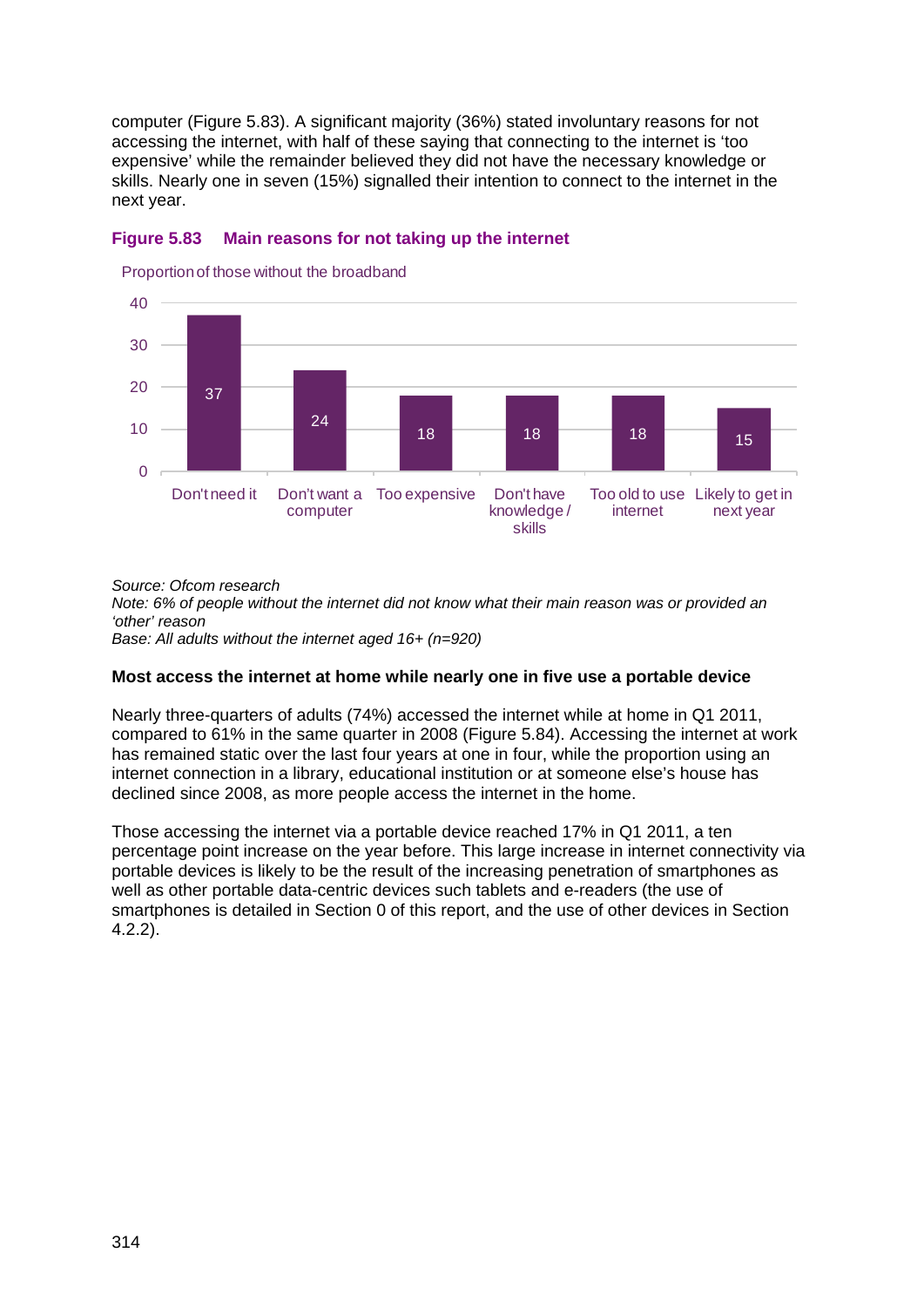computer (Figure 5.83). A significant majority (36%) stated involuntary reasons for not accessing the internet, with half of these saying that connecting to the internet is 'too expensive' while the remainder believed they did not have the necessary knowledge or skills. Nearly one in seven (15%) signalled their intention to connect to the internet in the next year.

**Figure 5.83 Main reasons for not taking up the internet**

Proportion of those without the broadband

| Reason | % |
|---|---|
| Don't need it | 37 |
| Don't want a computer | 24 |
| Too expensive | 18 |
| Don't have knowledge / skills | 18 |
| Too old to use internet | 18 |
| Likely to get in next year | 15 |

*Source: Ofcom research*
*Note: 6% of people without the internet did not know what their main reason was or provided an 'other' reason*
*Base: All adults without the internet aged 16+ (n=920)*

**Most access the internet at home while nearly one in five use a portable device**

Nearly three-quarters of adults (74%) accessed the internet while at home in Q1 2011, compared to 61% in the same quarter in 2008 (Figure 5.84). Accessing the internet at work has remained static over the last four years at one in four, while the proportion using an internet connection in a library, educational institution or at someone else's house has declined since 2008, as more people access the internet in the home.

Those accessing the internet via a portable device reached 17% in Q1 2011, a ten percentage point increase on the year before. This large increase in internet connectivity via portable devices is likely to be the result of the increasing penetration of smartphones as well as other portable data-centric devices such tablets and e-readers (the use of smartphones is detailed in Section 0 of this report, and the use of other devices in Section 4.2.2).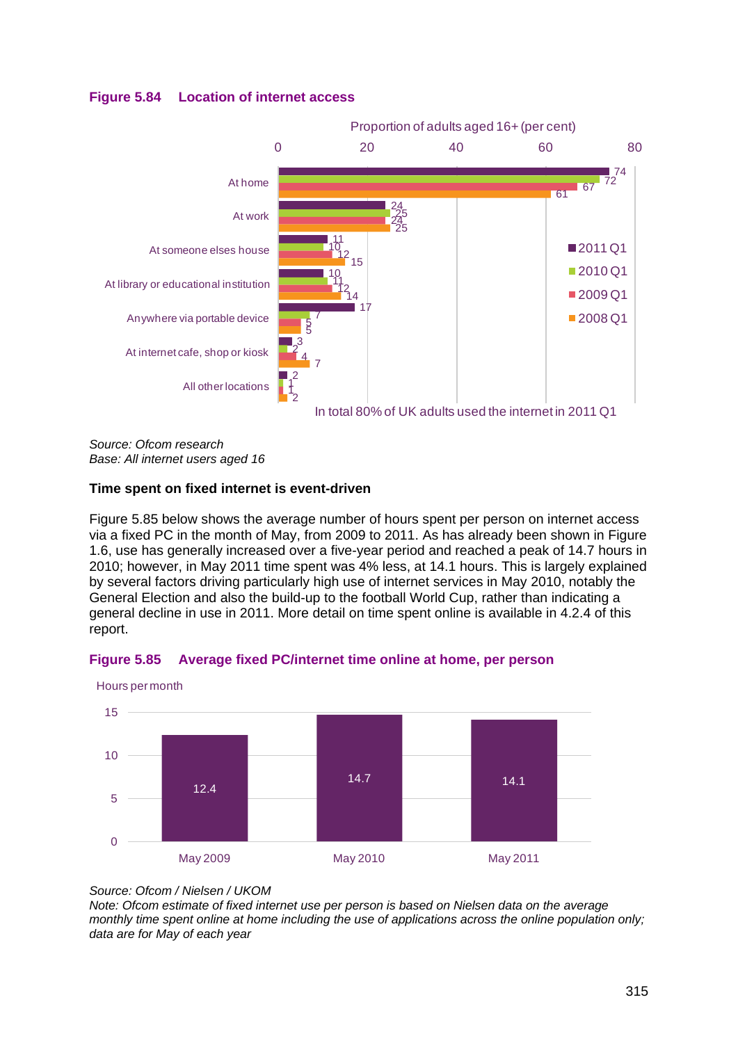**Figure 5.84 Location of internet access**

Proportion of adults aged 16+ (per cent)

| Location | 2011 Q1 | 2010 Q1 | 2009 Q1 | 2008 Q1 |
|---|---|---|---|---|
| At home | 74 | 72 | 67 | 61 |
| At work | 24 | 25 | 24 | 25 |
| At someone elses house | 11 | 10 | 12 | 15 |
| At library or educational institution | 10 | 11 | 12 | 14 |
| Anywhere via portable device | 17 | 7 | 5 | 5 |
| At internet cafe, shop or kiosk | 3 | 2 | 4 | 7 |
| All other locations | 2 | 1 | 1 | 2 |

In total 80% of UK adults used the internet in 2011 Q1

*Source: Ofcom research*
*Base: All internet users aged 16*

**Time spent on fixed internet is event-driven**

Figure 5.85 below shows the average number of hours spent per person on internet access via a fixed PC in the month of May, from 2009 to 2011. As has already been shown in Figure 1.6, use has generally increased over a five-year period and reached a peak of 14.7 hours in 2010; however, in May 2011 time spent was 4% less, at 14.1 hours. This is largely explained by several factors driving particularly high use of internet services in May 2010, notably the General Election and also the build-up to the football World Cup, rather than indicating a general decline in use in 2011. More detail on time spent online is available in 4.2.4 of this report.

**Figure 5.85 Average fixed PC/internet time online at home, per person**

Hours per month

| | May 2009 | May 2010 | May 2011 |
|---|---|---|---|
| Hours per month | 12.4 | 14.7 | 14.1 |

*Source: Ofcom / Nielsen / UKOM*
*Note: Ofcom estimate of fixed internet use per person is based on Nielsen data on the average monthly time spent online at home including the use of applications across the online population only; data are for May of each year*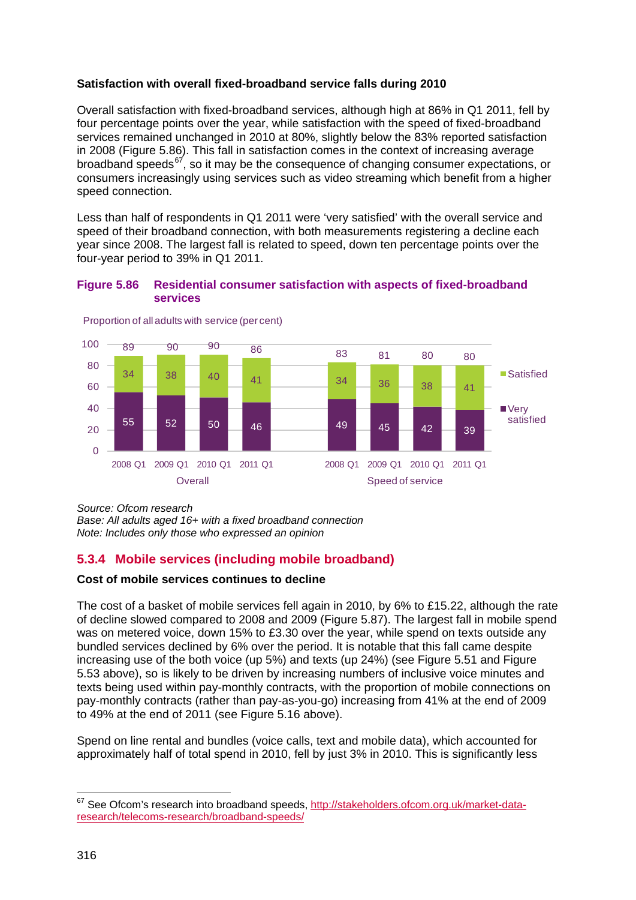**Satisfaction with overall fixed-broadband service falls during 2010**

Overall satisfaction with fixed-broadband services, although high at 86% in Q1 2011, fell by four percentage points over the year, while satisfaction with the speed of fixed-broadband services remained unchanged in 2010 at 80%, slightly below the 83% reported satisfaction in 2008 (Figure 5.86). This fall in satisfaction comes in the context of increasing average broadband speeds[67], so it may be the consequence of changing consumer expectations, or consumers increasingly using services such as video streaming which benefit from a higher speed connection.

Less than half of respondents in Q1 2011 were 'very satisfied' with the overall service and speed of their broadband connection, with both measurements registering a decline each year since 2008. The largest fall is related to speed, down ten percentage points over the four-year period to 39% in Q1 2011.

**Figure 5.86 Residential consumer satisfaction with aspects of fixed-broadband services**

Proportion of all adults with service (per cent)

| | Overall 2008 Q1 | Overall 2009 Q1 | Overall 2010 Q1 | Overall 2011 Q1 | Speed of service 2008 Q1 | Speed of service 2009 Q1 | Speed of service 2010 Q1 | Speed of service 2011 Q1 |
|---|---|---|---|---|---|---|---|---|
| Satisfied | 34 | 38 | 40 | 41 | 34 | 36 | 38 | 41 |
| Very satisfied | 55 | 52 | 50 | 46 | 49 | 45 | 42 | 39 |
| Total | 89 | 90 | 90 | 86 | 83 | 81 | 80 | 80 |

*Source: Ofcom research*
*Base: All adults aged 16+ with a fixed broadband connection*
*Note: Includes only those who expressed an opinion*

### 5.3.4 Mobile services (including mobile broadband)

**Cost of mobile services continues to decline**

The cost of a basket of mobile services fell again in 2010, by 6% to £15.22, although the rate of decline slowed compared to 2008 and 2009 (Figure 5.87). The largest fall in mobile spend was on metered voice, down 15% to £3.30 over the year, while spend on texts outside any bundled services declined by 6% over the period. It is notable that this fall came despite increasing use of the both voice (up 5%) and texts (up 24%) (see Figure 5.51 and Figure 5.53 above), so is likely to be driven by increasing numbers of inclusive voice minutes and texts being used within pay-monthly contracts, with the proportion of mobile connections on pay-monthly contracts (rather than pay-as-you-go) increasing from 41% at the end of 2009 to 49% at the end of 2011 (see Figure 5.16 above).

Spend on line rental and bundles (voice calls, text and mobile data), which accounted for approximately half of total spend in 2010, fell by just 3% in 2010. This is significantly less

[67] See Ofcom's research into broadband speeds, http://stakeholders.ofcom.org.uk/market-data-research/telecoms-research/broadband-speeds/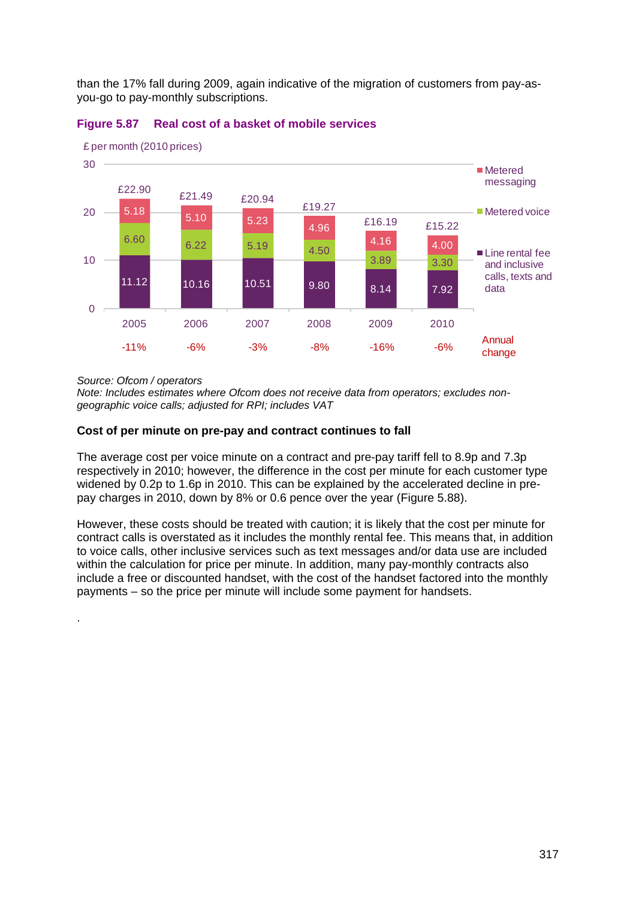than the 17% fall during 2009, again indicative of the migration of customers from pay-as-you-go to pay-monthly subscriptions.

**Figure 5.87 Real cost of a basket of mobile services**

£ per month (2010 prices)

| | 2005 | 2006 | 2007 | 2008 | 2009 | 2010 |
|---|---|---|---|---|---|---|
| Metered messaging | 5.18 | 5.10 | 5.23 | 4.96 | 4.16 | 4.00 |
| Metered voice | 6.60 | 6.22 | 5.19 | 4.50 | 3.89 | 3.30 |
| Line rental fee and inclusive calls, texts and data | 11.12 | 10.16 | 10.51 | 9.80 | 8.14 | 7.92 |
| Total | £22.90 | £21.49 | £20.94 | £19.27 | £16.19 | £15.22 |
| Annual change | -11% | -6% | -3% | -8% | -16% | -6% |

*Source: Ofcom / operators*
*Note: Includes estimates where Ofcom does not receive data from operators; excludes non-geographic voice calls; adjusted for RPI; includes VAT*

**Cost of per minute on pre-pay and contract continues to fall**

The average cost per voice minute on a contract and pre-pay tariff fell to 8.9p and 7.3p respectively in 2010; however, the difference in the cost per minute for each customer type widened by 0.2p to 1.6p in 2010. This can be explained by the accelerated decline in pre-pay charges in 2010, down by 8% or 0.6 pence over the year (Figure 5.88).

However, these costs should be treated with caution; it is likely that the cost per minute for contract calls is overstated as it includes the monthly rental fee. This means that, in addition to voice calls, other inclusive services such as text messages and/or data use are included within the calculation for price per minute. In addition, many pay-monthly contracts also include a free or discounted handset, with the cost of the handset factored into the monthly payments – so the price per minute will include some payment for handsets.

.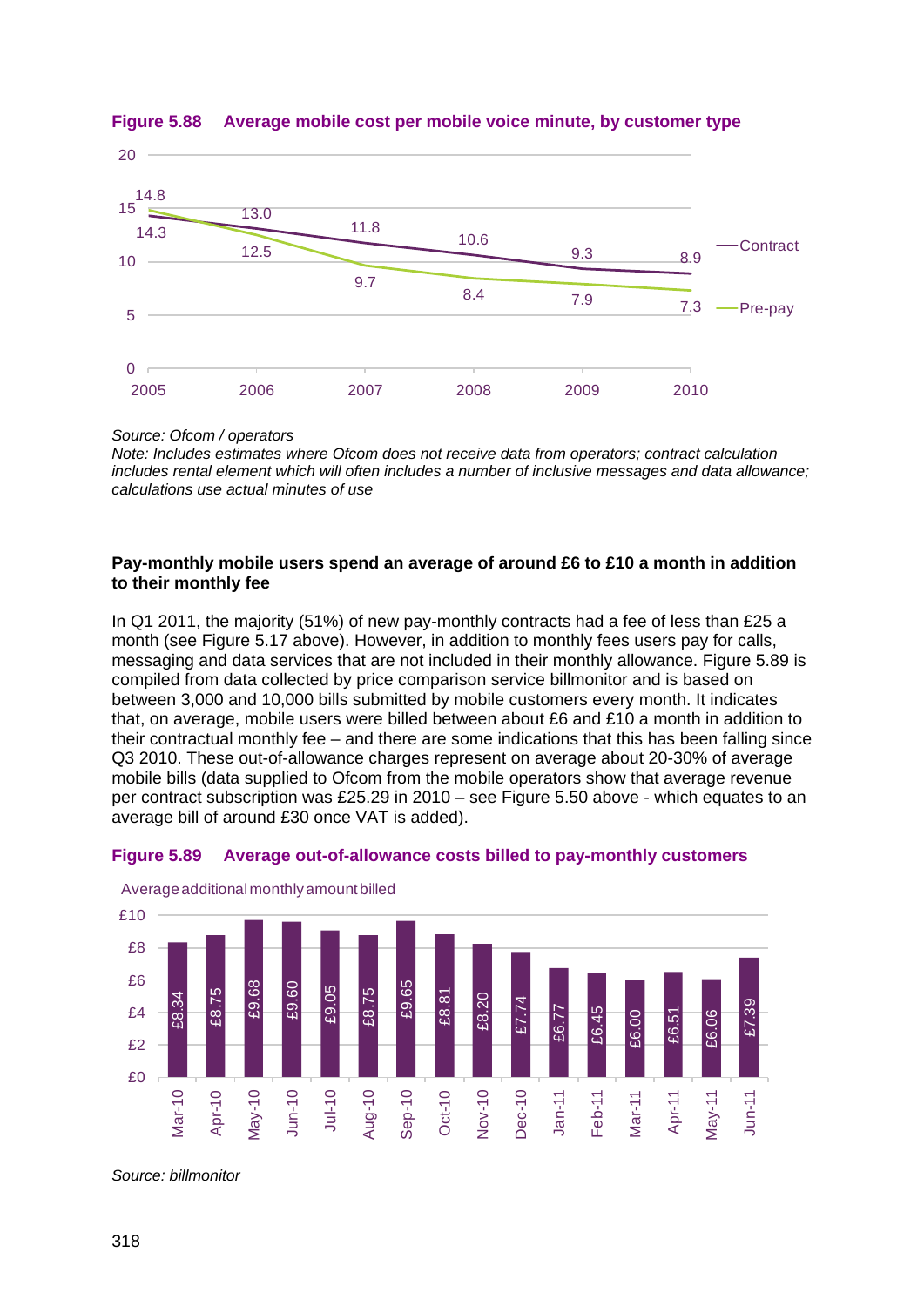**Figure 5.88 Average mobile cost per mobile voice minute, by customer type**

| | 2005 | 2006 | 2007 | 2008 | 2009 | 2010 |
|---|---|---|---|---|---|---|
| Contract | 14.3 | 13.0 | 11.8 | 10.6 | 9.3 | 8.9 |
| Pre-pay | 14.8 | 12.5 | 9.7 | 8.4 | 7.9 | 7.3 |

*Source: Ofcom / operators*
*Note: Includes estimates where Ofcom does not receive data from operators; contract calculation includes rental element which will often includes a number of inclusive messages and data allowance; calculations use actual minutes of use*

**Pay-monthly mobile users spend an average of around £6 to £10 a month in addition to their monthly fee**

In Q1 2011, the majority (51%) of new pay-monthly contracts had a fee of less than £25 a month (see Figure 5.17 above). However, in addition to monthly fees users pay for calls, messaging and data services that are not included in their monthly allowance. Figure 5.89 is compiled from data collected by price comparison service billmonitor and is based on between 3,000 and 10,000 bills submitted by mobile customers every month. It indicates that, on average, mobile users were billed between about £6 and £10 a month in addition to their contractual monthly fee – and there are some indications that this has been falling since Q3 2010. These out-of-allowance charges represent on average about 20-30% of average mobile bills (data supplied to Ofcom from the mobile operators show that average revenue per contract subscription was £25.29 in 2010 – see Figure 5.50 above - which equates to an average bill of around £30 once VAT is added).

**Figure 5.89 Average out-of-allowance costs billed to pay-monthly customers**

Average additional monthly amount billed

| Month | Amount |
|---|---|
| Mar-10 | £8.34 |
| Apr-10 | £8.75 |
| May-10 | £9.68 |
| Jun-10 | £9.60 |
| Jul-10 | £9.05 |
| Aug-10 | £8.75 |
| Sep-10 | £9.65 |
| Oct-10 | £8.81 |
| Nov-10 | £8.20 |
| Dec-10 | £7.74 |
| Jan-11 | £6.77 |
| Feb-11 | £6.45 |
| Mar-11 | £6.00 |
| Apr-11 | £6.51 |
| May-11 | £6.06 |
| Jun-11 | £7.39 |

*Source: billmonitor*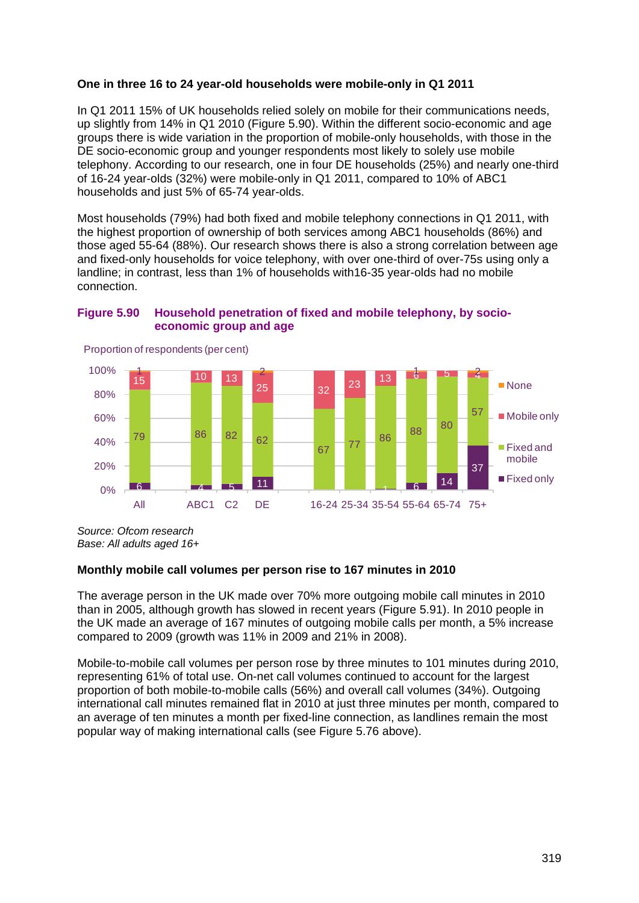**One in three 16 to 24 year-old households were mobile-only in Q1 2011**

In Q1 2011 15% of UK households relied solely on mobile for their communications needs, up slightly from 14% in Q1 2010 (Figure 5.90). Within the different socio-economic and age groups there is wide variation in the proportion of mobile-only households, with those in the DE socio-economic group and younger respondents most likely to solely use mobile telephony. According to our research, one in four DE households (25%) and nearly one-third of 16-24 year-olds (32%) were mobile-only in Q1 2011, compared to 10% of ABC1 households and just 5% of 65-74 year-olds.

Most households (79%) had both fixed and mobile telephony connections in Q1 2011, with the highest proportion of ownership of both services among ABC1 households (86%) and those aged 55-64 (88%). Our research shows there is also a strong correlation between age and fixed-only households for voice telephony, with over one-third of over-75s using only a landline; in contrast, less than 1% of households with16-35 year-olds had no mobile connection.

**Figure 5.90 Household penetration of fixed and mobile telephony, by socio-economic group and age**

Proportion of respondents (per cent)

| | All | ABC1 | C2 | DE | 16-24 | 25-34 | 35-54 | 55-64 | 65-74 | 75+ |
|---|---|---|---|---|---|---|---|---|---|---|
| None | 1 | | | 2 | | | | 1 | | 2 |
| Mobile only | 15 | 10 | 13 | 25 | 32 | 23 | 13 | 6 | 5 | 4 |
| Fixed and mobile | 79 | 86 | 82 | 62 | 67 | 77 | 86 | 88 | 80 | 57 |
| Fixed only | 6 | 4 | 5 | 11 | | | 1 | 6 | 14 | 37 |

*Source: Ofcom research*
*Base: All adults aged 16+*

**Monthly mobile call volumes per person rise to 167 minutes in 2010**

The average person in the UK made over 70% more outgoing mobile call minutes in 2010 than in 2005, although growth has slowed in recent years (Figure 5.91). In 2010 people in the UK made an average of 167 minutes of outgoing mobile calls per month, a 5% increase compared to 2009 (growth was 11% in 2009 and 21% in 2008).

Mobile-to-mobile call volumes per person rose by three minutes to 101 minutes during 2010, representing 61% of total use. On-net call volumes continued to account for the largest proportion of both mobile-to-mobile calls (56%) and overall call volumes (34%). Outgoing international call minutes remained flat in 2010 at just three minutes per month, compared to an average of ten minutes a month per fixed-line connection, as landlines remain the most popular way of making international calls (see Figure 5.76 above).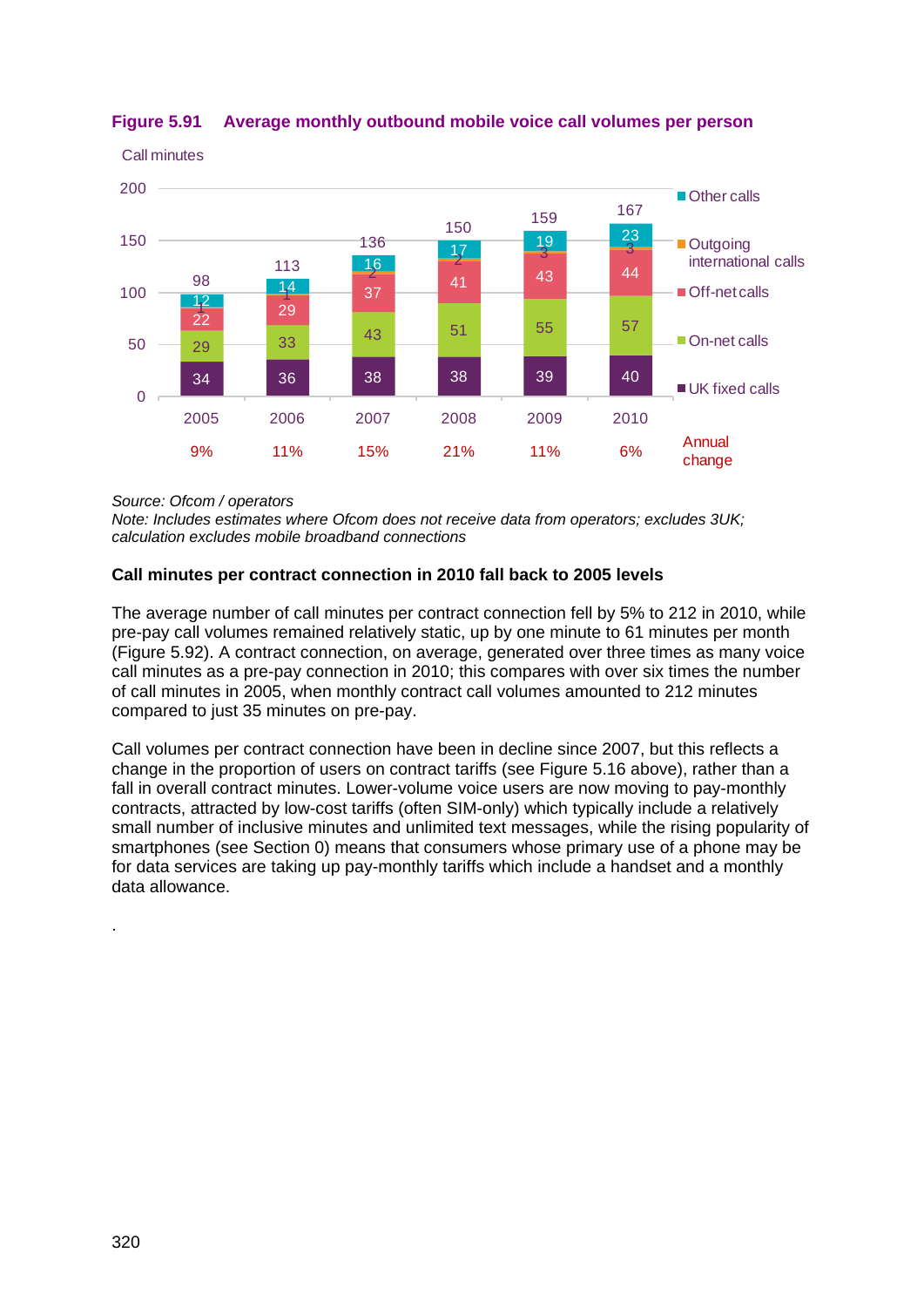**Figure 5.91 Average monthly outbound mobile voice call volumes per person**

Call minutes

| | 2005 | 2006 | 2007 | 2008 | 2009 | 2010 |
|---|---|---|---|---|---|---|
| Other calls | 12 | 14 | 16 | 17 | 19 | 23 |
| Outgoing international calls | 1 | 1 | 2 | 2 | 3 | 3 |
| Off-net calls | 22 | 29 | 37 | 41 | 43 | 44 |
| On-net calls | 29 | 33 | 43 | 51 | 55 | 57 |
| UK fixed calls | 34 | 36 | 38 | 38 | 39 | 40 |
| Total | 98 | 113 | 136 | 150 | 159 | 167 |
| Annual change | 9% | 11% | 15% | 21% | 11% | 6% |

*Source: Ofcom / operators*
*Note: Includes estimates where Ofcom does not receive data from operators; excludes 3UK; calculation excludes mobile broadband connections*

**Call minutes per contract connection in 2010 fall back to 2005 levels**

The average number of call minutes per contract connection fell by 5% to 212 in 2010, while pre-pay call volumes remained relatively static, up by one minute to 61 minutes per month (Figure 5.92). A contract connection, on average, generated over three times as many voice call minutes as a pre-pay connection in 2010; this compares with over six times the number of call minutes in 2005, when monthly contract call volumes amounted to 212 minutes compared to just 35 minutes on pre-pay.

Call volumes per contract connection have been in decline since 2007, but this reflects a change in the proportion of users on contract tariffs (see Figure 5.16 above), rather than a fall in overall contract minutes. Lower-volume voice users are now moving to pay-monthly contracts, attracted by low-cost tariffs (often SIM-only) which typically include a relatively small number of inclusive minutes and unlimited text messages, while the rising popularity of smartphones (see Section 0) means that consumers whose primary use of a phone may be for data services are taking up pay-monthly tariffs which include a handset and a monthly data allowance.

.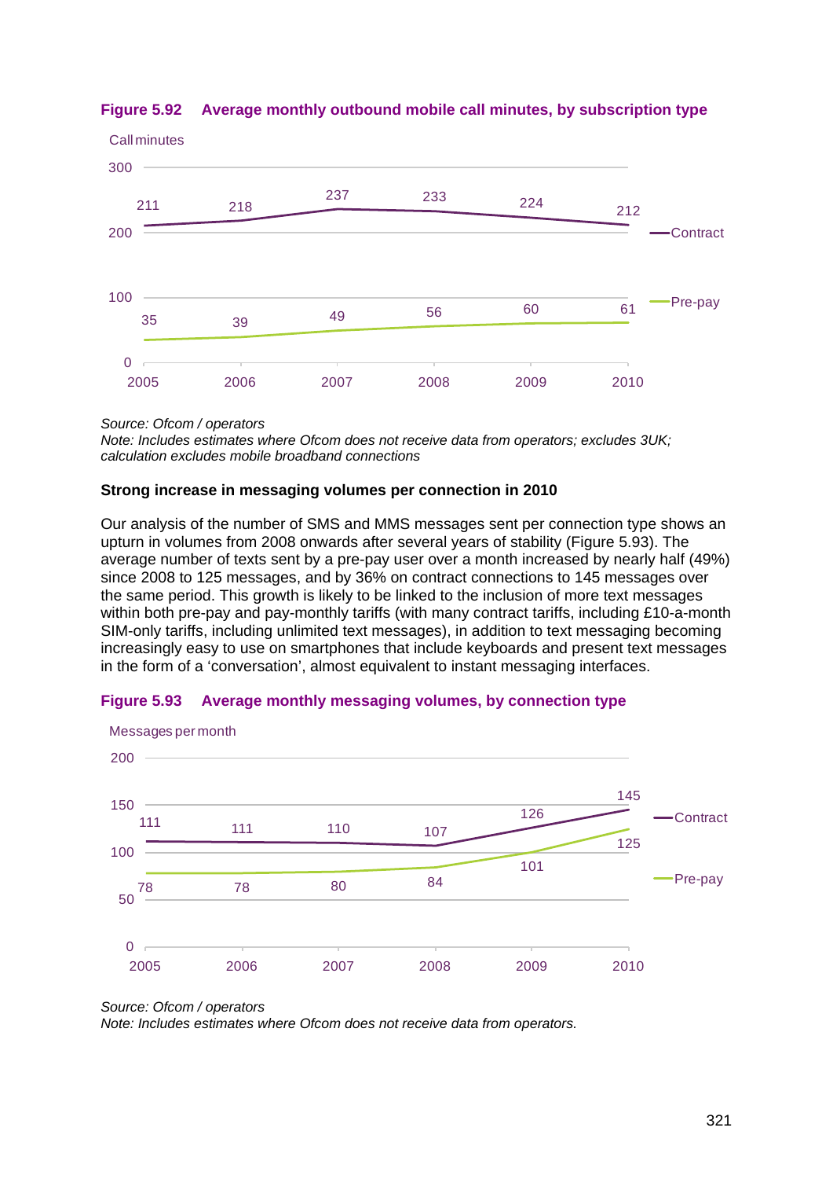**Figure 5.92 Average monthly outbound mobile call minutes, by subscription type**

Call minutes

| | 2005 | 2006 | 2007 | 2008 | 2009 | 2010 |
|---|---|---|---|---|---|---|
| Contract | 211 | 218 | 237 | 233 | 224 | 212 |
| Pre-pay | 35 | 39 | 49 | 56 | 60 | 61 |

*Source: Ofcom / operators*
*Note: Includes estimates where Ofcom does not receive data from operators; excludes 3UK; calculation excludes mobile broadband connections*

**Strong increase in messaging volumes per connection in 2010**

Our analysis of the number of SMS and MMS messages sent per connection type shows an upturn in volumes from 2008 onwards after several years of stability (Figure 5.93). The average number of texts sent by a pre-pay user over a month increased by nearly half (49%) since 2008 to 125 messages, and by 36% on contract connections to 145 messages over the same period. This growth is likely to be linked to the inclusion of more text messages within both pre-pay and pay-monthly tariffs (with many contract tariffs, including £10-a-month SIM-only tariffs, including unlimited text messages), in addition to text messaging becoming increasingly easy to use on smartphones that include keyboards and present text messages in the form of a 'conversation', almost equivalent to instant messaging interfaces.

**Figure 5.93 Average monthly messaging volumes, by connection type**

Messages per month

| | 2005 | 2006 | 2007 | 2008 | 2009 | 2010 |
|---|---|---|---|---|---|---|
| Contract | 111 | 111 | 110 | 107 | 126 | 145 |
| Pre-pay | 78 | 78 | 80 | 84 | 101 | 125 |

*Source: Ofcom / operators*
*Note: Includes estimates where Ofcom does not receive data from operators.*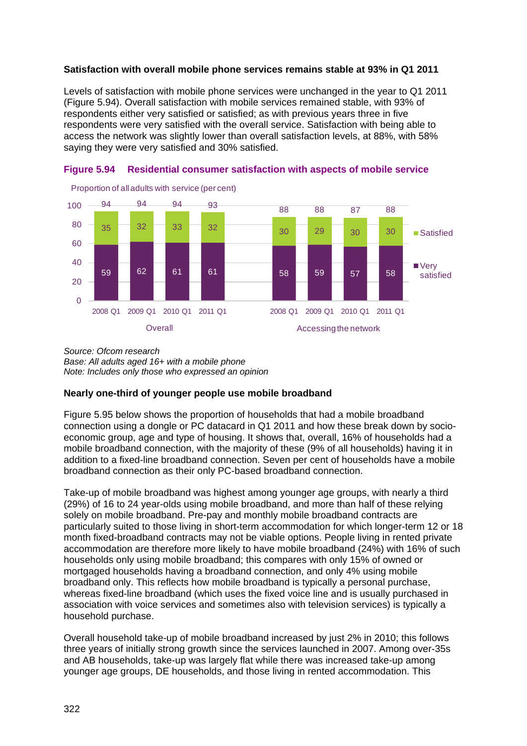**Satisfaction with overall mobile phone services remains stable at 93% in Q1 2011**

Levels of satisfaction with mobile phone services were unchanged in the year to Q1 2011 (Figure 5.94). Overall satisfaction with mobile services remained stable, with 93% of respondents either very satisfied or satisfied; as with previous years three in five respondents were very satisfied with the overall service. Satisfaction with being able to access the network was slightly lower than overall satisfaction levels, at 88%, with 58% saying they were very satisfied and 30% satisfied.

**Figure 5.94 Residential consumer satisfaction with aspects of mobile service**

Proportion of all adults with service (per cent)

| | Overall 2008 Q1 | Overall 2009 Q1 | Overall 2010 Q1 | Overall 2011 Q1 | Accessing the network 2008 Q1 | Accessing the network 2009 Q1 | Accessing the network 2010 Q1 | Accessing the network 2011 Q1 |
|---|---|---|---|---|---|---|---|---|
| Satisfied | 35 | 32 | 33 | 32 | 30 | 29 | 30 | 30 |
| Very satisfied | 59 | 62 | 61 | 61 | 58 | 59 | 57 | 58 |
| Total | 94 | 94 | 94 | 93 | 88 | 88 | 87 | 88 |

*Source: Ofcom research*
*Base: All adults aged 16+ with a mobile phone*
*Note: Includes only those who expressed an opinion*

**Nearly one-third of younger people use mobile broadband**

Figure 5.95 below shows the proportion of households that had a mobile broadband connection using a dongle or PC datacard in Q1 2011 and how these break down by socio-economic group, age and type of housing. It shows that, overall, 16% of households had a mobile broadband connection, with the majority of these (9% of all households) having it in addition to a fixed-line broadband connection. Seven per cent of households have a mobile broadband connection as their only PC-based broadband connection.

Take-up of mobile broadband was highest among younger age groups, with nearly a third (29%) of 16 to 24 year-olds using mobile broadband, and more than half of these relying solely on mobile broadband. Pre-pay and monthly mobile broadband contracts are particularly suited to those living in short-term accommodation for which longer-term 12 or 18 month fixed-broadband contracts may not be viable options. People living in rented private accommodation are therefore more likely to have mobile broadband (24%) with 16% of such households only using mobile broadband; this compares with only 15% of owned or mortgaged households having a broadband connection, and only 4% using mobile broadband only. This reflects how mobile broadband is typically a personal purchase, whereas fixed-line broadband (which uses the fixed voice line and is usually purchased in association with voice services and sometimes also with television services) is typically a household purchase.

Overall household take-up of mobile broadband increased by just 2% in 2010; this follows three years of initially strong growth since the services launched in 2007. Among over-35s and AB households, take-up was largely flat while there was increased take-up among younger age groups, DE households, and those living in rented accommodation. This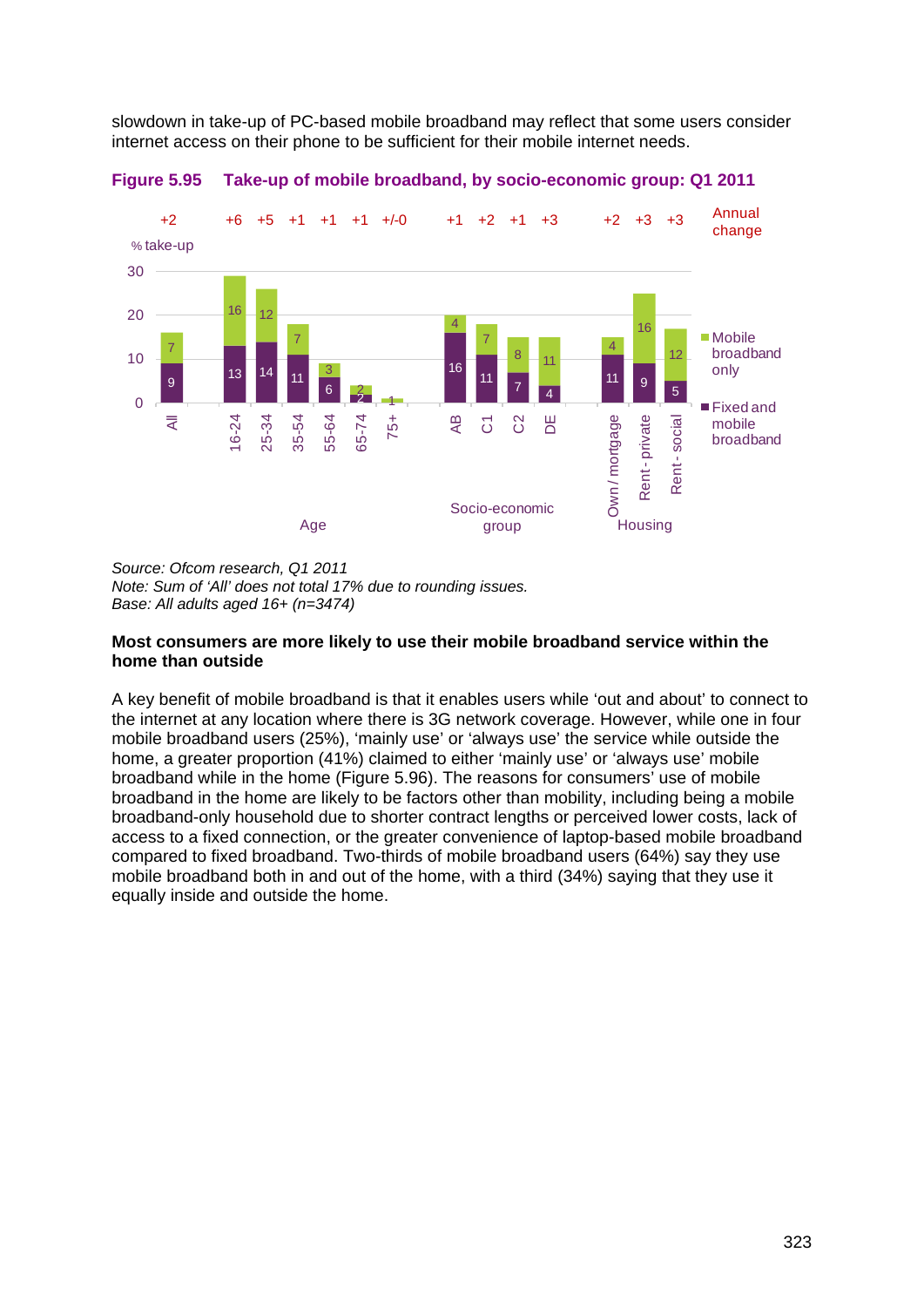slowdown in take-up of PC-based mobile broadband may reflect that some users consider internet access on their phone to be sufficient for their mobile internet needs.

**Figure 5.95 Take-up of mobile broadband, by socio-economic group: Q1 2011**

% take-up

| Group | Category | Fixed and mobile broadband | Mobile broadband only | Annual change |
|---|---|---|---|---|
| | All | 9 | 7 | +2 |
| Age | 16-24 | 13 | 16 | +6 |
| | 25-34 | 14 | 12 | +5 |
| | 35-54 | 11 | 7 | +1 |
| | 55-64 | 6 | 3 | +1 |
| | 65-74 | 2 | 2 | +1 |
| | 75+ | | 1 | +/-0 |
| Socio-economic group | AB | 16 | 4 | +1 |
| | C1 | 11 | 7 | +2 |
| | C2 | 7 | 8 | +1 |
| | DE | 4 | 11 | +3 |
| Housing | Own / mortgage | 11 | 4 | +2 |
| | Rent - private | 9 | 16 | +3 |
| | Rent - social | 5 | 12 | +3 |

*Source: Ofcom research, Q1 2011*
*Note: Sum of 'All' does not total 17% due to rounding issues.*
*Base: All adults aged 16+ (n=3474)*

**Most consumers are more likely to use their mobile broadband service within the home than outside**

A key benefit of mobile broadband is that it enables users while 'out and about' to connect to the internet at any location where there is 3G network coverage. However, while one in four mobile broadband users (25%), 'mainly use' or 'always use' the service while outside the home, a greater proportion (41%) claimed to either 'mainly use' or 'always use' mobile broadband while in the home (Figure 5.96). The reasons for consumers' use of mobile broadband in the home are likely to be factors other than mobility, including being a mobile broadband-only household due to shorter contract lengths or perceived lower costs, lack of access to a fixed connection, or the greater convenience of laptop-based mobile broadband compared to fixed broadband. Two-thirds of mobile broadband users (64%) say they use mobile broadband both in and out of the home, with a third (34%) saying that they use it equally inside and outside the home.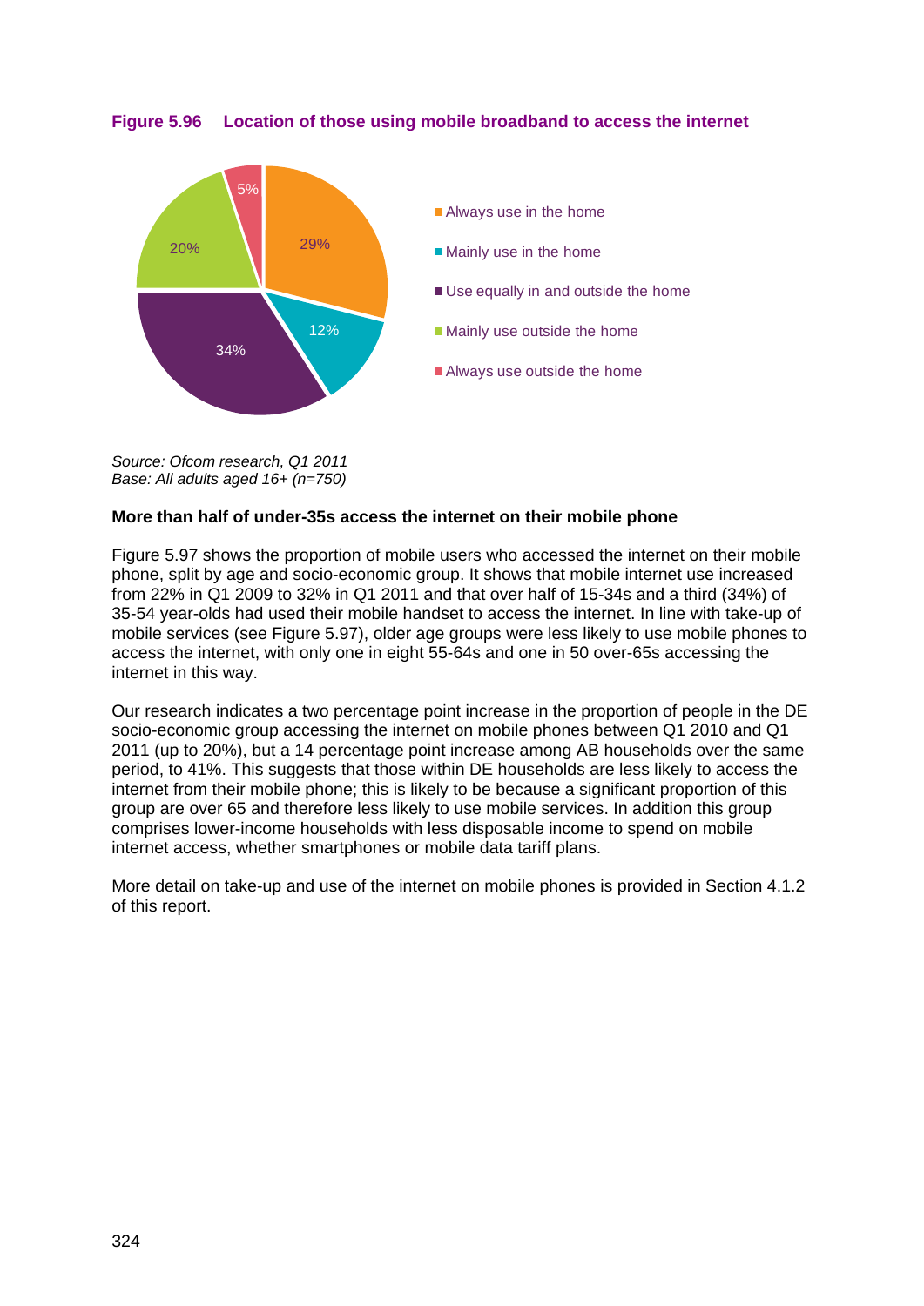**Figure 5.96 Location of those using mobile broadband to access the internet**

| Location | % |
|---|---|
| Always use in the home | 29% |
| Mainly use in the home | 12% |
| Use equally in and outside the home | 34% |
| Mainly use outside the home | 20% |
| Always use outside the home | 5% |

*Source: Ofcom research, Q1 2011*
*Base: All adults aged 16+ (n=750)*

**More than half of under-35s access the internet on their mobile phone**

Figure 5.97 shows the proportion of mobile users who accessed the internet on their mobile phone, split by age and socio-economic group. It shows that mobile internet use increased from 22% in Q1 2009 to 32% in Q1 2011 and that over half of 15-34s and a third (34%) of 35-54 year-olds had used their mobile handset to access the internet. In line with take-up of mobile services (see Figure 5.97), older age groups were less likely to use mobile phones to access the internet, with only one in eight 55-64s and one in 50 over-65s accessing the internet in this way.

Our research indicates a two percentage point increase in the proportion of people in the DE socio-economic group accessing the internet on mobile phones between Q1 2010 and Q1 2011 (up to 20%), but a 14 percentage point increase among AB households over the same period, to 41%. This suggests that those within DE households are less likely to access the internet from their mobile phone; this is likely to be because a significant proportion of this group are over 65 and therefore less likely to use mobile services. In addition this group comprises lower-income households with less disposable income to spend on mobile internet access, whether smartphones or mobile data tariff plans.

More detail on take-up and use of the internet on mobile phones is provided in Section 4.1.2 of this report.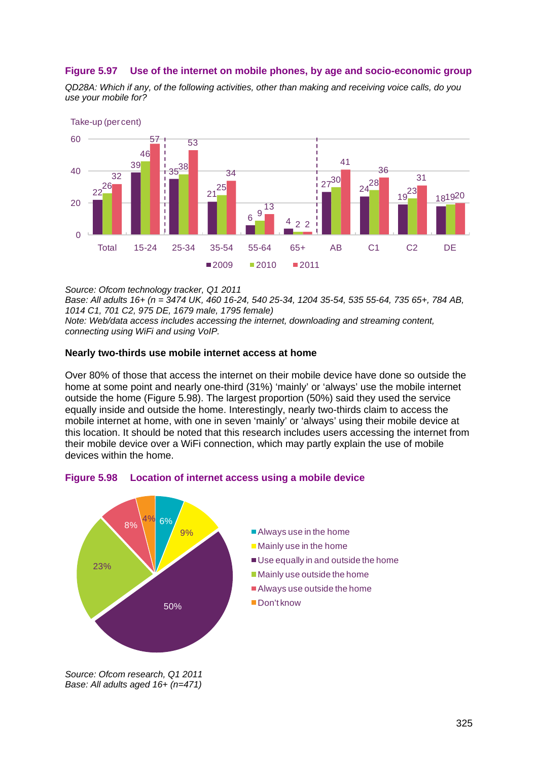**Figure 5.97 Use of the internet on mobile phones, by age and socio-economic group**

*QD28A: Which if any, of the following activities, other than making and receiving voice calls, do you use your mobile for?*

Take-up (per cent)

| | 2009 | 2010 | 2011 |
|---|---|---|---|
| Total | 22 | 26 | 32 |
| 15-24 | 39 | 46 | 57 |
| 25-34 | 35 | 38 | 53 |
| 35-54 | 21 | 25 | 34 |
| 55-64 | 6 | 9 | 13 |
| 65+ | 4 | 2 | 2 |
| AB | 27 | 30 | 41 |
| C1 | 24 | 28 | 36 |
| C2 | 19 | 23 | 31 |
| DE | 18 | 19 | 20 |

*Source: Ofcom technology tracker, Q1 2011*
*Base: All adults 16+ (n = 3474 UK, 460 16-24, 540 25-34, 1204 35-54, 535 55-64, 735 65+, 784 AB, 1014 C1, 701 C2, 975 DE, 1679 male, 1795 female)*
*Note: Web/data access includes accessing the internet, downloading and streaming content, connecting using WiFi and using VoIP.*

**Nearly two-thirds use mobile internet access at home**

Over 80% of those that access the internet on their mobile device have done so outside the home at some point and nearly one-third (31%) 'mainly' or 'always' use the mobile internet outside the home (Figure 5.98). The largest proportion (50%) said they used the service equally inside and outside the home. Interestingly, nearly two-thirds claim to access the mobile internet at home, with one in seven 'mainly' or 'always' using their mobile device at this location. It should be noted that this research includes users accessing the internet from their mobile device over a WiFi connection, which may partly explain the use of mobile devices within the home.

**Figure 5.98 Location of internet access using a mobile device**

| Location | % |
|---|---|
| Always use in the home | 6% |
| Mainly use in the home | 9% |
| Use equally in and outside the home | 50% |
| Mainly use outside the home | 23% |
| Always use outside the home | 8% |
| Don't know | 4% |

*Source: Ofcom research, Q1 2011*
*Base: All adults aged 16+ (n=471)*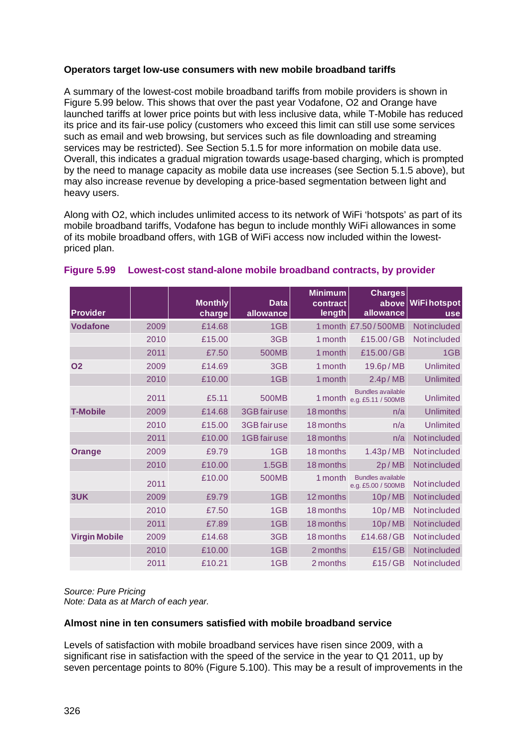**Operators target low-use consumers with new mobile broadband tariffs**

A summary of the lowest-cost mobile broadband tariffs from mobile providers is shown in Figure 5.99 below. This shows that over the past year Vodafone, O2 and Orange have launched tariffs at lower price points but with less inclusive data, while T-Mobile has reduced its price and its fair-use policy (customers who exceed this limit can still use some services such as email and web browsing, but services such as file downloading and streaming services may be restricted). See Section 5.1.5 for more information on mobile data use. Overall, this indicates a gradual migration towards usage-based charging, which is prompted by the need to manage capacity as mobile data use increases (see Section 5.1.5 above), but may also increase revenue by developing a price-based segmentation between light and heavy users.

Along with O2, which includes unlimited access to its network of WiFi 'hotspots' as part of its mobile broadband tariffs, Vodafone has begun to include monthly WiFi allowances in some of its mobile broadband offers, with 1GB of WiFi access now included within the lowest-priced plan.

**Figure 5.99 Lowest-cost stand-alone mobile broadband contracts, by provider**

| Provider | | Monthly charge | Data allowance | Minimum contract length | Charges above allowance | WiFi hotspot use |
|---|---|---|---|---|---|---|
| **Vodafone** | 2009 | £14.68 | 1GB | 1 month | £7.50 / 500MB | Not included |
| | 2010 | £15.00 | 3GB | 1 month | £15.00 / GB | Not included |
| | 2011 | £7.50 | 500MB | 1 month | £15.00 / GB | 1GB |
| **O2** | 2009 | £14.69 | 3GB | 1 month | 19.6p / MB | Unlimited |
| | 2010 | £10.00 | 1GB | 1 month | 2.4p / MB | Unlimited |
| | 2011 | £5.11 | 500MB | 1 month | Bundles available e.g. £5.11 / 500MB | Unlimited |
| **T-Mobile** | 2009 | £14.68 | 3GB fair use | 18 months | n/a | Unlimited |
| | 2010 | £15.00 | 3GB fair use | 18 months | n/a | Unlimited |
| | 2011 | £10.00 | 1GB fair use | 18 months | n/a | Not included |
| **Orange** | 2009 | £9.79 | 1GB | 18 months | 1.43p / MB | Not included |
| | 2010 | £10.00 | 1.5GB | 18 months | 2p / MB | Not included |
| | 2011 | £10.00 | 500MB | 1 month | Bundles available e.g. £5.00 / 500MB | Not included |
| **3UK** | 2009 | £9.79 | 1GB | 12 months | 10p / MB | Not included |
| | 2010 | £7.50 | 1GB | 18 months | 10p / MB | Not included |
| | 2011 | £7.89 | 1GB | 18 months | 10p / MB | Not included |
| **Virgin Mobile** | 2009 | £14.68 | 3GB | 18 months | £14.68 / GB | Not included |
| | 2010 | £10.00 | 1GB | 2 months | £15 / GB | Not included |
| | 2011 | £10.21 | 1GB | 2 months | £15 / GB | Not included |

*Source: Pure Pricing*
*Note: Data as at March of each year.*

**Almost nine in ten consumers satisfied with mobile broadband service**

Levels of satisfaction with mobile broadband services have risen since 2009, with a significant rise in satisfaction with the speed of the service in the year to Q1 2011, up by seven percentage points to 80% (Figure 5.100). This may be a result of improvements in the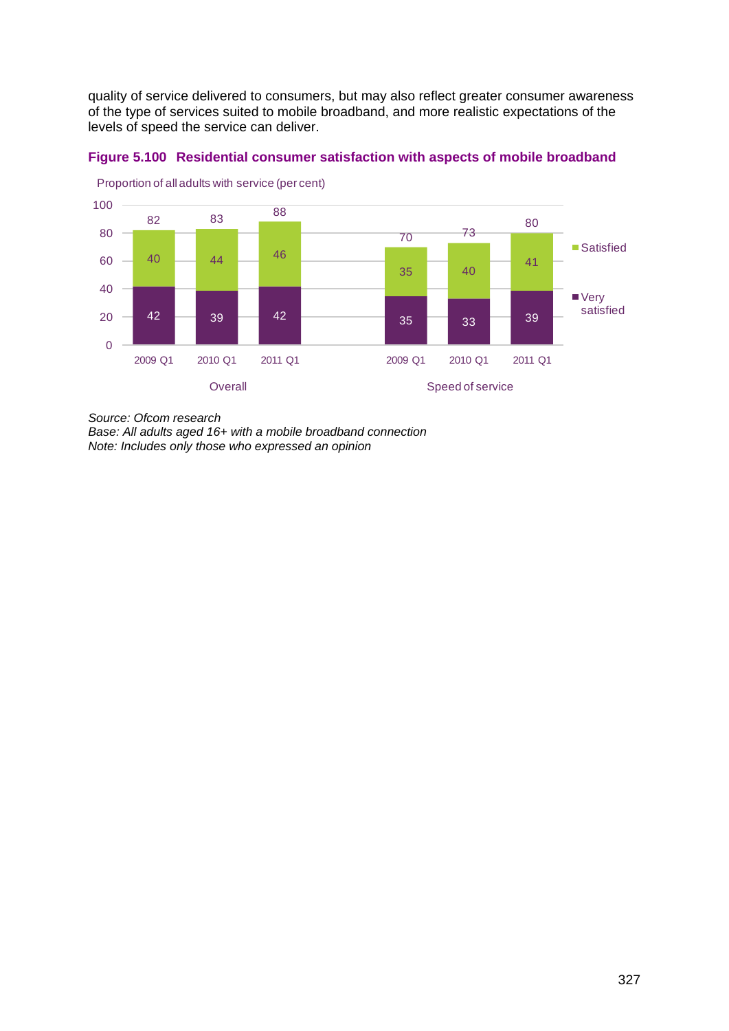quality of service delivered to consumers, but may also reflect greater consumer awareness of the type of services suited to mobile broadband, and more realistic expectations of the levels of speed the service can deliver.

**Figure 5.100 Residential consumer satisfaction with aspects of mobile broadband**

Proportion of all adults with service (per cent)

100
80
60
40
20
0

82
40
42
2009 Q1

83
44
39
2010 Q1

88
46
42
2011 Q1

Overall

70
35
35
2009 Q1

73
40
33
2010 Q1

80
41
39
2011 Q1

Speed of service

Satisfied
Very satisfied

*Source: Ofcom research*
*Base: All adults aged 16+ with a mobile broadband connection*
*Note: Includes only those who expressed an opinion*